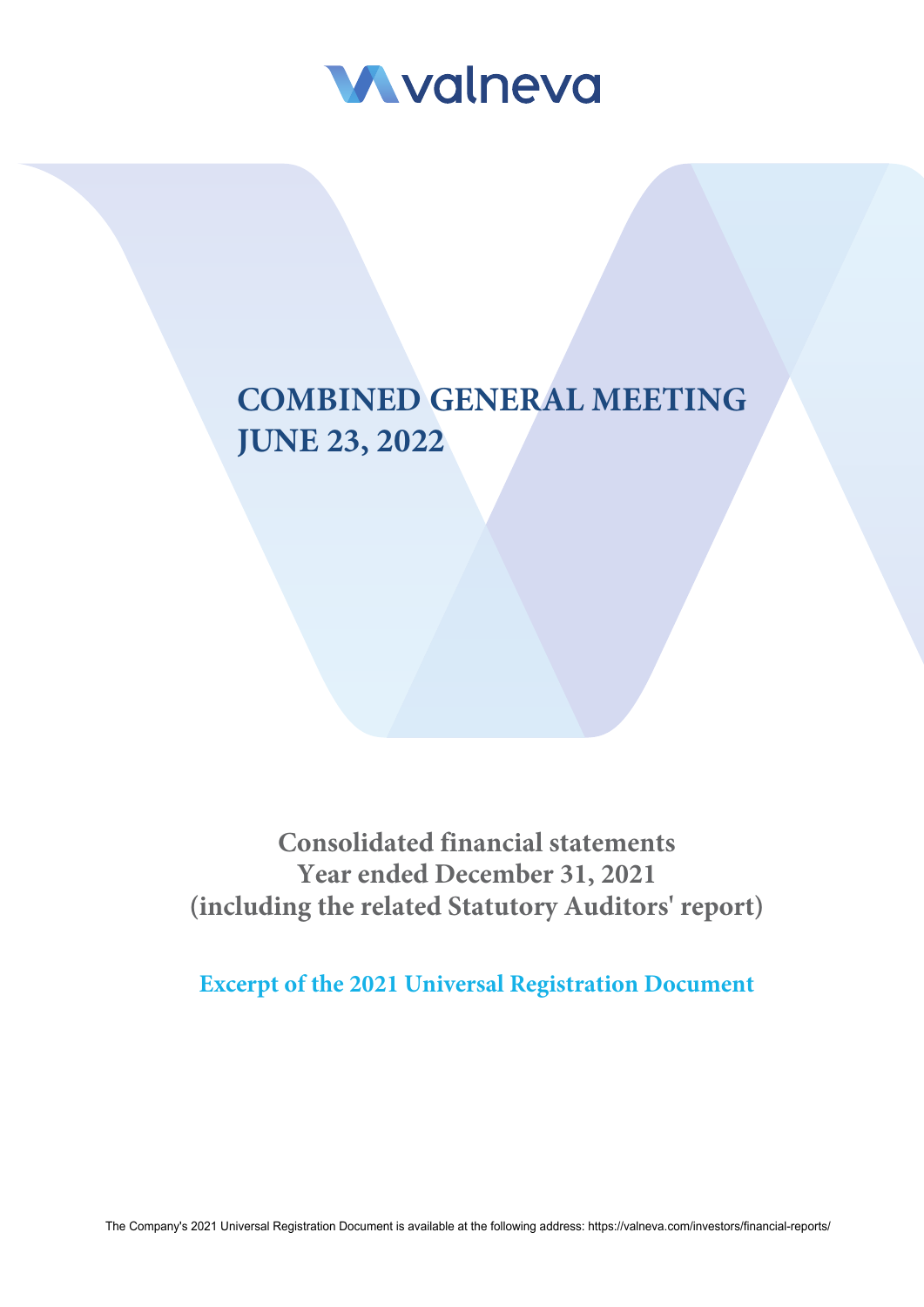valneva

# COMBINED GENERAL MEETING
# JUNE 23, 2022

## Consolidated financial statements
## Year ended December 31, 2021
## (including the related Statutory Auditors' report)

**Excerpt of the 2021 Universal Registration Document**

The Company's 2021 Universal Registration Document is available at the following address: https://valneva.com/investors/financial-reports/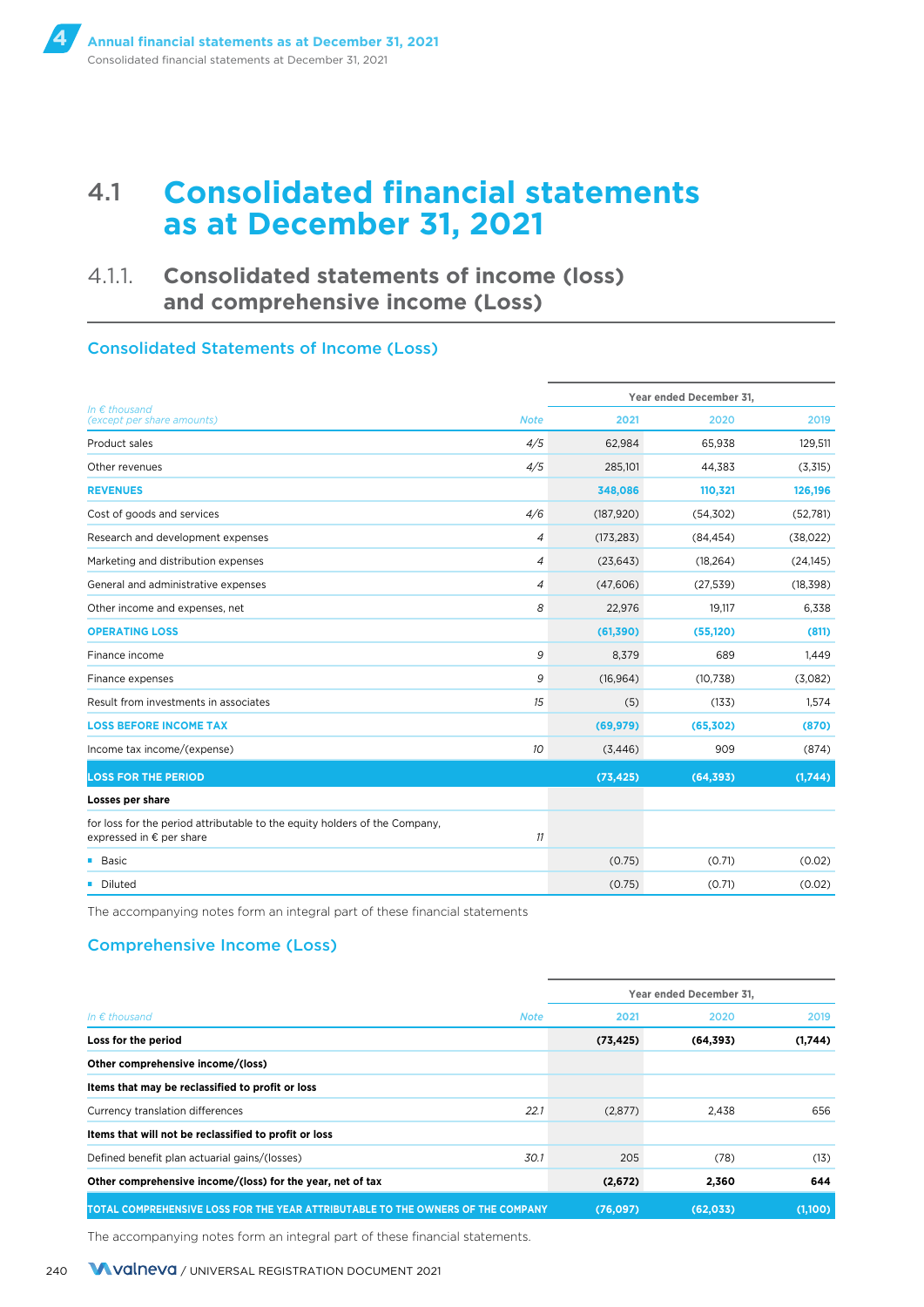# 4.1 Consolidated financial statements as at December 31, 2021

## 4.1.1. Consolidated statements of income (loss) and comprehensive income (Loss)

### Consolidated Statements of Income (Loss)

| *In € thousand (except per share amounts)* | *Note* | Year ended December 31, 2021 | 2020 | 2019 |
|---|---|---|---|---|
| Product sales | *4/5* | 62,984 | 65,938 | 129,511 |
| Other revenues | *4/5* | 285,101 | 44,383 | (3,315) |
| **REVENUES** | | **348,086** | **110,321** | **126,196** |
| Cost of goods and services | *4/6* | (187,920) | (54,302) | (52,781) |
| Research and development expenses | *4* | (173,283) | (84,454) | (38,022) |
| Marketing and distribution expenses | *4* | (23,643) | (18,264) | (24,145) |
| General and administrative expenses | *4* | (47,606) | (27,539) | (18,398) |
| Other income and expenses, net | *8* | 22,976 | 19,117 | 6,338 |
| **OPERATING LOSS** | | **(61,390)** | **(55,120)** | **(811)** |
| Finance income | *9* | 8,379 | 689 | 1,449 |
| Finance expenses | *9* | (16,964) | (10,738) | (3,082) |
| Result from investments in associates | *15* | (5) | (133) | 1,574 |
| **LOSS BEFORE INCOME TAX** | | **(69,979)** | **(65,302)** | **(870)** |
| Income tax income/(expense) | *10* | (3,446) | 909 | (874) |
| **LOSS FOR THE PERIOD** | | **(73,425)** | **(64,393)** | **(1,744)** |
| **Losses per share** | | | | |
| for loss for the period attributable to the equity holders of the Company, expressed in € per share | *11* | | | |
| ▪ Basic | | (0.75) | (0.71) | (0.02) |
| ▪ Diluted | | (0.75) | (0.71) | (0.02) |

The accompanying notes form an integral part of these financial statements

### Comprehensive Income (Loss)

| *In € thousand* | *Note* | Year ended December 31, 2021 | 2020 | 2019 |
|---|---|---|---|---|
| **Loss for the period** | | **(73,425)** | **(64,393)** | **(1,744)** |
| **Other comprehensive income/(loss)** | | | | |
| **Items that may be reclassified to profit or loss** | | | | |
| Currency translation differences | *22.1* | (2,877) | 2,438 | 656 |
| **Items that will not be reclassified to profit or loss** | | | | |
| Defined benefit plan actuarial gains/(losses) | *30.1* | 205 | (78) | (13) |
| **Other comprehensive income/(loss) for the year, net of tax** | | **(2,672)** | **2,360** | **644** |
| **TOTAL COMPREHENSIVE LOSS FOR THE YEAR ATTRIBUTABLE TO THE OWNERS OF THE COMPANY** | | **(76,097)** | **(62,033)** | **(1,100)** |

The accompanying notes form an integral part of these financial statements.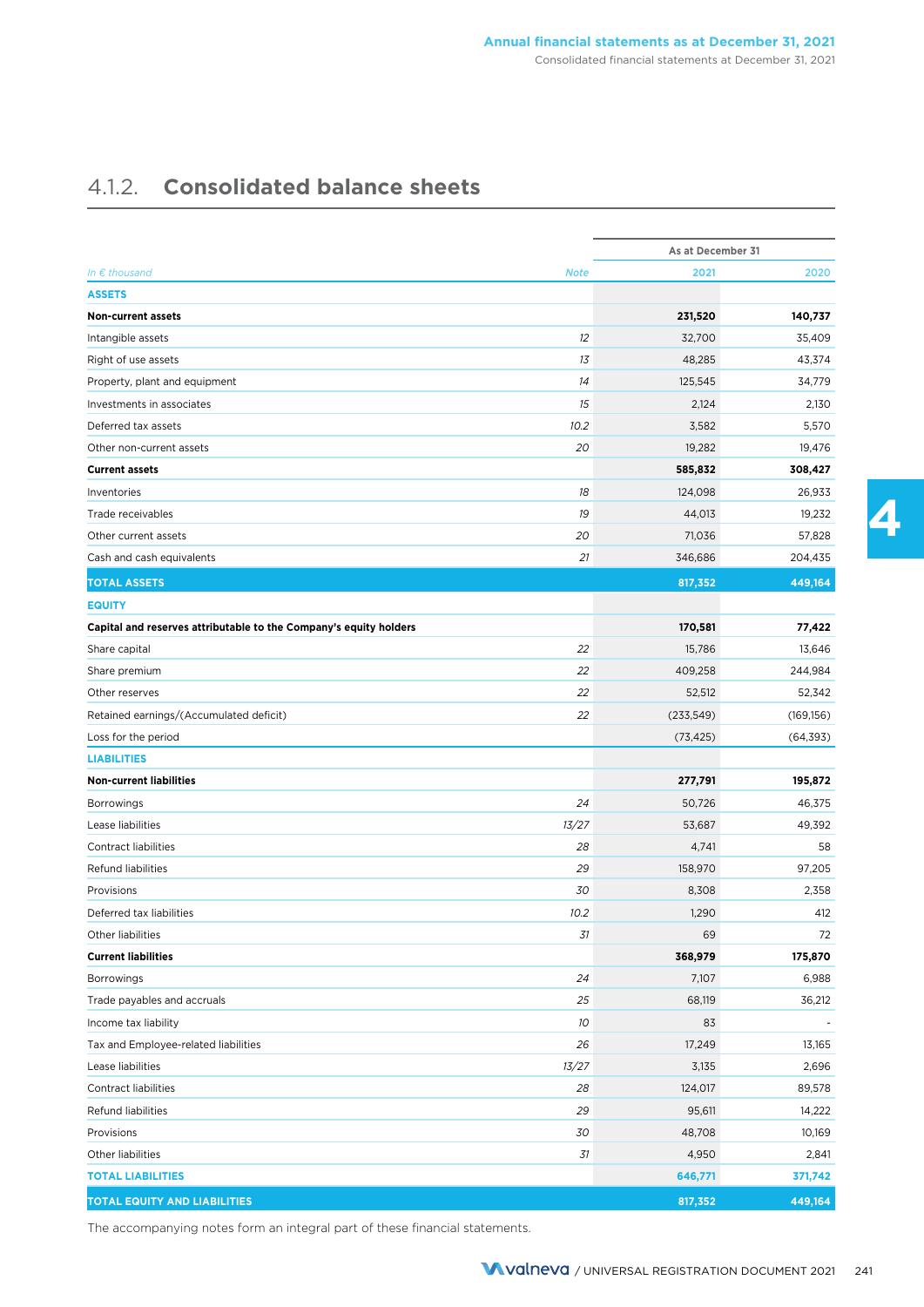## 4.1.2. Consolidated balance sheets

| *In € thousand* | *Note* | As at December 31 2021 | 2020 |
|---|---|---|---|
| **ASSETS** | | | |
| **Non-current assets** | | **231,520** | **140,737** |
| Intangible assets | *12* | 32,700 | 35,409 |
| Right of use assets | *13* | 48,285 | 43,374 |
| Property, plant and equipment | *14* | 125,545 | 34,779 |
| Investments in associates | *15* | 2,124 | 2,130 |
| Deferred tax assets | *10.2* | 3,582 | 5,570 |
| Other non-current assets | *20* | 19,282 | 19,476 |
| **Current assets** | | **585,832** | **308,427** |
| Inventories | *18* | 124,098 | 26,933 |
| Trade receivables | *19* | 44,013 | 19,232 |
| Other current assets | *20* | 71,036 | 57,828 |
| Cash and cash equivalents | *21* | 346,686 | 204,435 |
| **TOTAL ASSETS** | | **817,352** | **449,164** |
| **EQUITY** | | | |
| **Capital and reserves attributable to the Company's equity holders** | | **170,581** | **77,422** |
| Share capital | *22* | 15,786 | 13,646 |
| Share premium | *22* | 409,258 | 244,984 |
| Other reserves | *22* | 52,512 | 52,342 |
| Retained earnings/(Accumulated deficit) | *22* | (233,549) | (169,156) |
| Loss for the period | | (73,425) | (64,393) |
| **LIABILITIES** | | | |
| **Non-current liabilities** | | **277,791** | **195,872** |
| Borrowings | *24* | 50,726 | 46,375 |
| Lease liabilities | *13/27* | 53,687 | 49,392 |
| Contract liabilities | *28* | 4,741 | 58 |
| Refund liabilities | *29* | 158,970 | 97,205 |
| Provisions | *30* | 8,308 | 2,358 |
| Deferred tax liabilities | *10.2* | 1,290 | 412 |
| Other liabilities | *31* | 69 | 72 |
| **Current liabilities** | | **368,979** | **175,870** |
| Borrowings | *24* | 7,107 | 6,988 |
| Trade payables and accruals | *25* | 68,119 | 36,212 |
| Income tax liability | *10* | 83 | - |
| Tax and Employee-related liabilities | *26* | 17,249 | 13,165 |
| Lease liabilities | *13/27* | 3,135 | 2,696 |
| Contract liabilities | *28* | 124,017 | 89,578 |
| Refund liabilities | *29* | 95,611 | 14,222 |
| Provisions | *30* | 48,708 | 10,169 |
| Other liabilities | *31* | 4,950 | 2,841 |
| **TOTAL LIABILITIES** | | **646,771** | **371,742** |
| **TOTAL EQUITY AND LIABILITIES** | | **817,352** | **449,164** |

The accompanying notes form an integral part of these financial statements.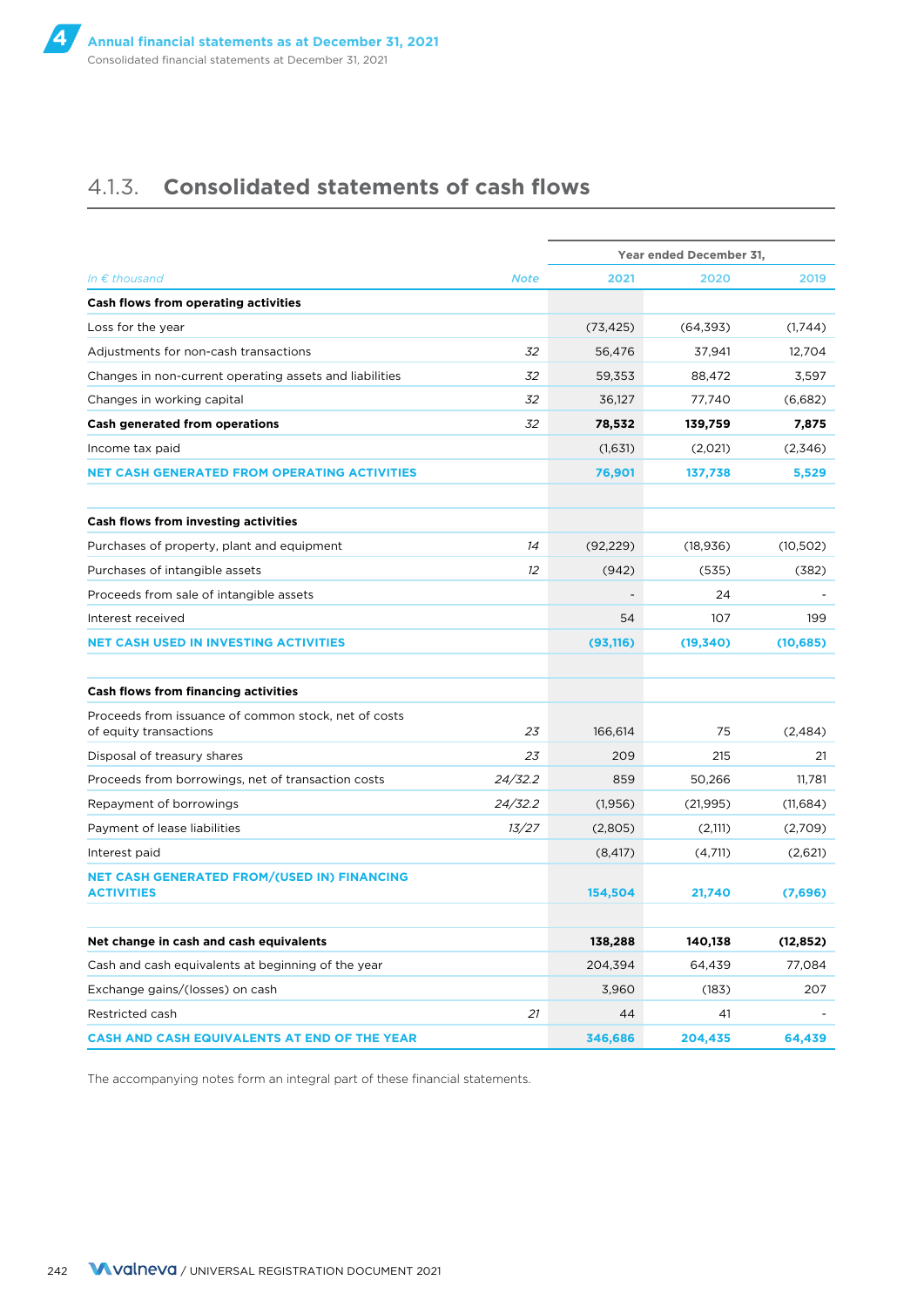## 4.1.3. Consolidated statements of cash flows

| *In € thousand* | *Note* | Year ended December 31, 2021 | 2020 | 2019 |
|---|---|---|---|---|
| **Cash flows from operating activities** | | | | |
| Loss for the year | | (73,425) | (64,393) | (1,744) |
| Adjustments for non-cash transactions | *32* | 56,476 | 37,941 | 12,704 |
| Changes in non-current operating assets and liabilities | *32* | 59,353 | 88,472 | 3,597 |
| Changes in working capital | *32* | 36,127 | 77,740 | (6,682) |
| **Cash generated from operations** | *32* | **78,532** | **139,759** | **7,875** |
| Income tax paid | | (1,631) | (2,021) | (2,346) |
| **NET CASH GENERATED FROM OPERATING ACTIVITIES** | | **76,901** | **137,738** | **5,529** |
| | | | | |
| **Cash flows from investing activities** | | | | |
| Purchases of property, plant and equipment | *14* | (92,229) | (18,936) | (10,502) |
| Purchases of intangible assets | *12* | (942) | (535) | (382) |
| Proceeds from sale of intangible assets | | - | 24 | - |
| Interest received | | 54 | 107 | 199 |
| **NET CASH USED IN INVESTING ACTIVITIES** | | **(93,116)** | **(19,340)** | **(10,685)** |
| | | | | |
| **Cash flows from financing activities** | | | | |
| Proceeds from issuance of common stock, net of costs of equity transactions | *23* | 166,614 | 75 | (2,484) |
| Disposal of treasury shares | *23* | 209 | 215 | 21 |
| Proceeds from borrowings, net of transaction costs | *24/32.2* | 859 | 50,266 | 11,781 |
| Repayment of borrowings | *24/32.2* | (1,956) | (21,995) | (11,684) |
| Payment of lease liabilities | *13/27* | (2,805) | (2,111) | (2,709) |
| Interest paid | | (8,417) | (4,711) | (2,621) |
| **NET CASH GENERATED FROM/(USED IN) FINANCING ACTIVITIES** | | **154,504** | **21,740** | **(7,696)** |
| | | | | |
| **Net change in cash and cash equivalents** | | **138,288** | **140,138** | **(12,852)** |
| Cash and cash equivalents at beginning of the year | | 204,394 | 64,439 | 77,084 |
| Exchange gains/(losses) on cash | | 3,960 | (183) | 207 |
| Restricted cash | *21* | 44 | 41 | - |
| **CASH AND CASH EQUIVALENTS AT END OF THE YEAR** | | **346,686** | **204,435** | **64,439** |

The accompanying notes form an integral part of these financial statements.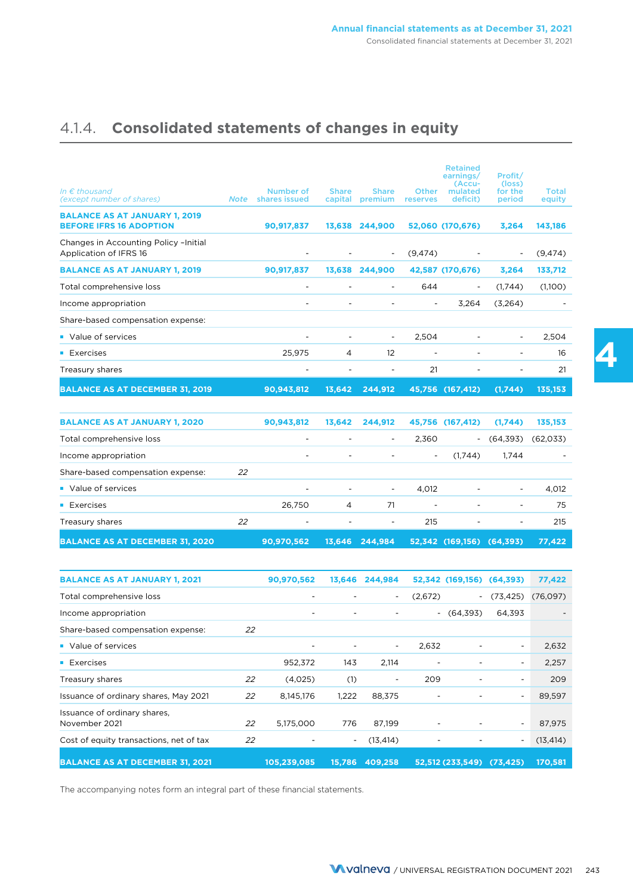## 4.1.4. Consolidated statements of changes in equity

| *In € thousand (except number of shares)* | *Note* | Number of shares issued | Share capital | Share premium | Other reserves | Retained earnings/ (Accumulated deficit) | Profit/ (loss) for the period | Total equity |
|---|---|---|---|---|---|---|---|---|
| **BALANCE AS AT JANUARY 1, 2019 BEFORE IFRS 16 ADOPTION** | | **90,917,837** | **13,638** | **244,900** | **52,060** | **(170,676)** | **3,264** | **143,186** |
| Changes in Accounting Policy –Initial Application of IFRS 16 | | - | - | - | (9,474) | - | - | (9,474) |
| **BALANCE AS AT JANUARY 1, 2019** | | **90,917,837** | **13,638** | **244,900** | **42,587** | **(170,676)** | **3,264** | **133,712** |
| Total comprehensive loss | | - | - | - | 644 | - | (1,744) | (1,100) |
| Income appropriation | | - | - | - | - | 3,264 | (3,264) | - |
| Share-based compensation expense: | | | | | | | | |
| ▪ Value of services | | - | - | - | 2,504 | - | - | 2,504 |
| ▪ Exercises | | 25,975 | 4 | 12 | - | - | - | 16 |
| Treasury shares | | - | - | - | 21 | - | - | 21 |
| **BALANCE AS AT DECEMBER 31, 2019** | | **90,943,812** | **13,642** | **244,912** | **45,756** | **(167,412)** | **(1,744)** | **135,153** |
| | | | | | | | | |
| **BALANCE AS AT JANUARY 1, 2020** | | **90,943,812** | **13,642** | **244,912** | **45,756** | **(167,412)** | **(1,744)** | **135,153** |
| Total comprehensive loss | | - | - | - | 2,360 | - | (64,393) | (62,033) |
| Income appropriation | | - | - | - | - | (1,744) | 1,744 | - |
| Share-based compensation expense: | 22 | | | | | | | |
| ▪ Value of services | | - | - | - | 4,012 | - | - | 4,012 |
| ▪ Exercises | | 26,750 | 4 | 71 | - | - | - | 75 |
| Treasury shares | 22 | - | - | - | 215 | - | - | 215 |
| **BALANCE AS AT DECEMBER 31, 2020** | | **90,970,562** | **13,646** | **244,984** | **52,342** | **(169,156)** | **(64,393)** | **77,422** |
| | | | | | | | | |
| **BALANCE AS AT JANUARY 1, 2021** | | **90,970,562** | **13,646** | **244,984** | **52,342** | **(169,156)** | **(64,393)** | **77,422** |
| Total comprehensive loss | | - | - | - | (2,672) | - | (73,425) | (76,097) |
| Income appropriation | | - | - | - | - | (64,393) | 64,393 | - |
| Share-based compensation expense: | 22 | | | | | | | |
| ▪ Value of services | | - | - | - | 2,632 | - | - | 2,632 |
| ▪ Exercises | | 952,372 | 143 | 2,114 | - | - | - | 2,257 |
| Treasury shares | 22 | (4,025) | (1) | - | 209 | - | - | 209 |
| Issuance of ordinary shares, May 2021 | 22 | 8,145,176 | 1,222 | 88,375 | - | - | - | 89,597 |
| Issuance of ordinary shares, November 2021 | 22 | 5,175,000 | 776 | 87,199 | - | - | - | 87,975 |
| Cost of equity transactions, net of tax | 22 | - | - | (13,414) | - | - | - | (13,414) |
| **BALANCE AS AT DECEMBER 31, 2021** | | **105,239,085** | **15,786** | **409,258** | **52,512** | **(233,549)** | **(73,425)** | **170,581** |

The accompanying notes form an integral part of these financial statements.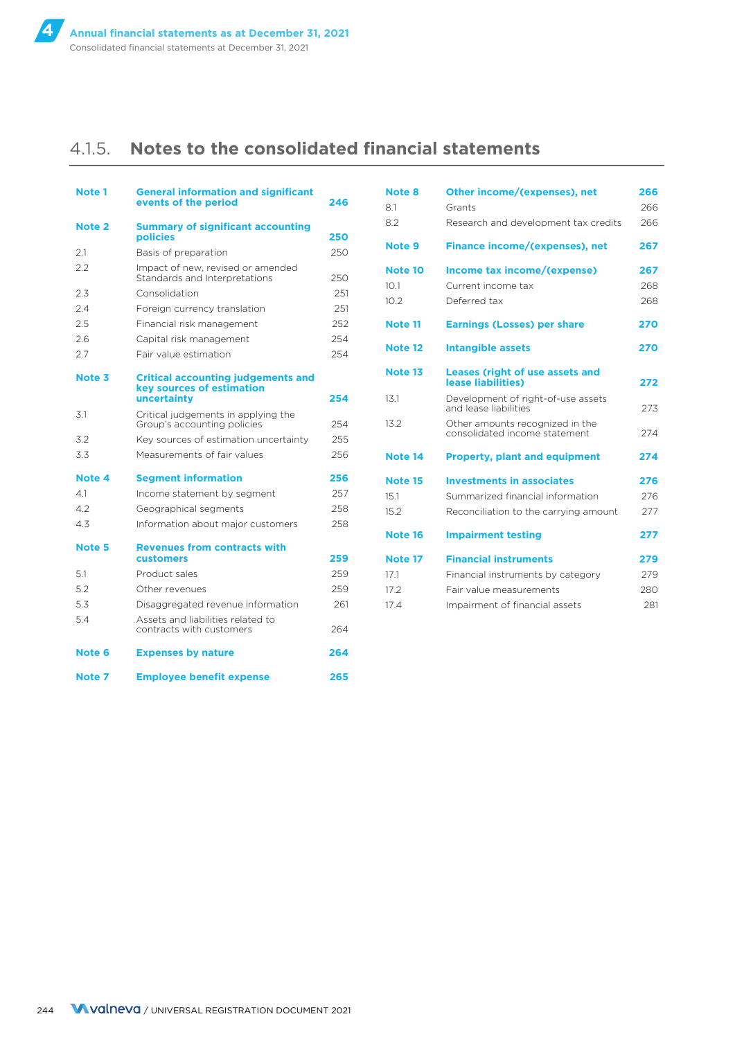## 4.1.5. Notes to the consolidated financial statements

| | | |
|---|---|---|
| **Note 1** | **General information and significant events of the period** | **246** |
| **Note 2** | **Summary of significant accounting policies** | **250** |
| 2.1 | Basis of preparation | 250 |
| 2.2 | Impact of new, revised or amended Standards and Interpretations | 250 |
| 2.3 | Consolidation | 251 |
| 2.4 | Foreign currency translation | 251 |
| 2.5 | Financial risk management | 252 |
| 2.6 | Capital risk management | 254 |
| 2.7 | Fair value estimation | 254 |
| **Note 3** | **Critical accounting judgements and key sources of estimation uncertainty** | **254** |
| 3.1 | Critical judgements in applying the Group's accounting policies | 254 |
| 3.2 | Key sources of estimation uncertainty | 255 |
| 3.3 | Measurements of fair values | 256 |
| **Note 4** | **Segment information** | **256** |
| 4.1 | Income statement by segment | 257 |
| 4.2 | Geographical segments | 258 |
| 4.3 | Information about major customers | 258 |
| **Note 5** | **Revenues from contracts with customers** | **259** |
| 5.1 | Product sales | 259 |
| 5.2 | Other revenues | 259 |
| 5.3 | Disaggregated revenue information | 261 |
| 5.4 | Assets and liabilities related to contracts with customers | 264 |
| **Note 6** | **Expenses by nature** | **264** |
| **Note 7** | **Employee benefit expense** | **265** |
| **Note 8** | **Other income/(expenses), net** | **266** |
| 8.1 | Grants | 266 |
| 8.2 | Research and development tax credits | 266 |
| **Note 9** | **Finance income/(expenses), net** | **267** |
| **Note 10** | **Income tax income/(expense)** | **267** |
| 10.1 | Current income tax | 268 |
| 10.2 | Deferred tax | 268 |
| **Note 11** | **Earnings (Losses) per share** | **270** |
| **Note 12** | **Intangible assets** | **270** |
| **Note 13** | **Leases (right of use assets and lease liabilities)** | **272** |
| 13.1 | Development of right-of-use assets and lease liabilities | 273 |
| 13.2 | Other amounts recognized in the consolidated income statement | 274 |
| **Note 14** | **Property, plant and equipment** | **274** |
| **Note 15** | **Investments in associates** | **276** |
| 15.1 | Summarized financial information | 276 |
| 15.2 | Reconciliation to the carrying amount | 277 |
| **Note 16** | **Impairment testing** | **277** |
| **Note 17** | **Financial instruments** | **279** |
| 17.1 | Financial instruments by category | 279 |
| 17.2 | Fair value measurements | 280 |
| 17.4 | Impairment of financial assets | 281 |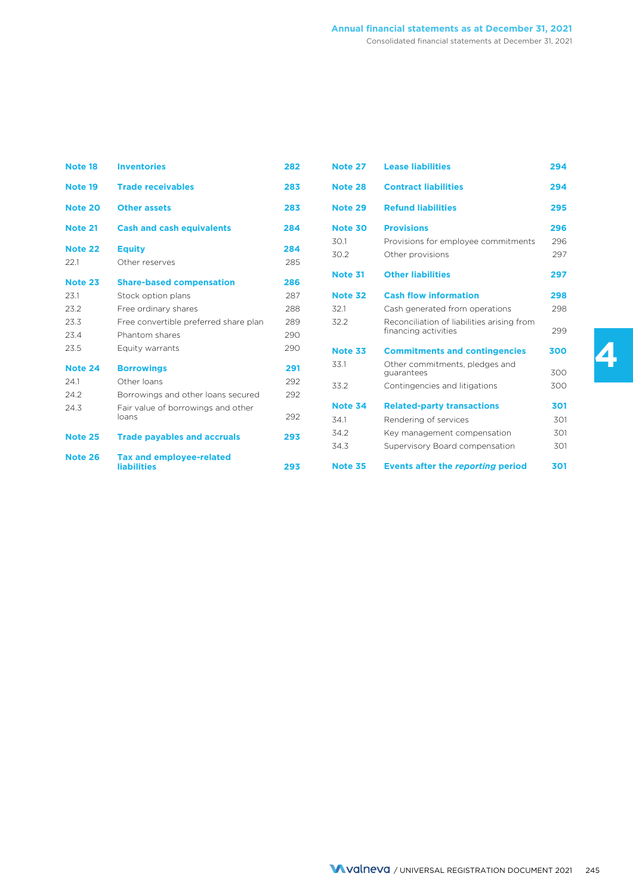| | | |
|---|---|---|
| **Note 18** | **Inventories** | **282** |
| **Note 19** | **Trade receivables** | **283** |
| **Note 20** | **Other assets** | **283** |
| **Note 21** | **Cash and cash equivalents** | **284** |
| **Note 22** | **Equity** | **284** |
| 22.1 | Other reserves | 285 |
| **Note 23** | **Share-based compensation** | **286** |
| 23.1 | Stock option plans | 287 |
| 23.2 | Free ordinary shares | 288 |
| 23.3 | Free convertible preferred share plan | 289 |
| 23.4 | Phantom shares | 290 |
| 23.5 | Equity warrants | 290 |
| **Note 24** | **Borrowings** | **291** |
| 24.1 | Other loans | 292 |
| 24.2 | Borrowings and other loans secured | 292 |
| 24.3 | Fair value of borrowings and other loans | 292 |
| **Note 25** | **Trade payables and accruals** | **293** |
| **Note 26** | **Tax and employee-related liabilities** | **293** |
| **Note 27** | **Lease liabilities** | **294** |
| **Note 28** | **Contract liabilities** | **294** |
| **Note 29** | **Refund liabilities** | **295** |
| **Note 30** | **Provisions** | **296** |
| 30.1 | Provisions for employee commitments | 296 |
| 30.2 | Other provisions | 297 |
| **Note 31** | **Other liabilities** | **297** |
| **Note 32** | **Cash flow information** | **298** |
| 32.1 | Cash generated from operations | 298 |
| 32.2 | Reconciliation of liabilities arising from financing activities | 299 |
| **Note 33** | **Commitments and contingencies** | **300** |
| 33.1 | Other commitments, pledges and guarantees | 300 |
| 33.2 | Contingencies and litigations | 300 |
| **Note 34** | **Related-party transactions** | **301** |
| 34.1 | Rendering of services | 301 |
| 34.2 | Key management compensation | 301 |
| 34.3 | Supervisory Board compensation | 301 |
| **Note 35** | **Events after the *reporting* period** | **301** |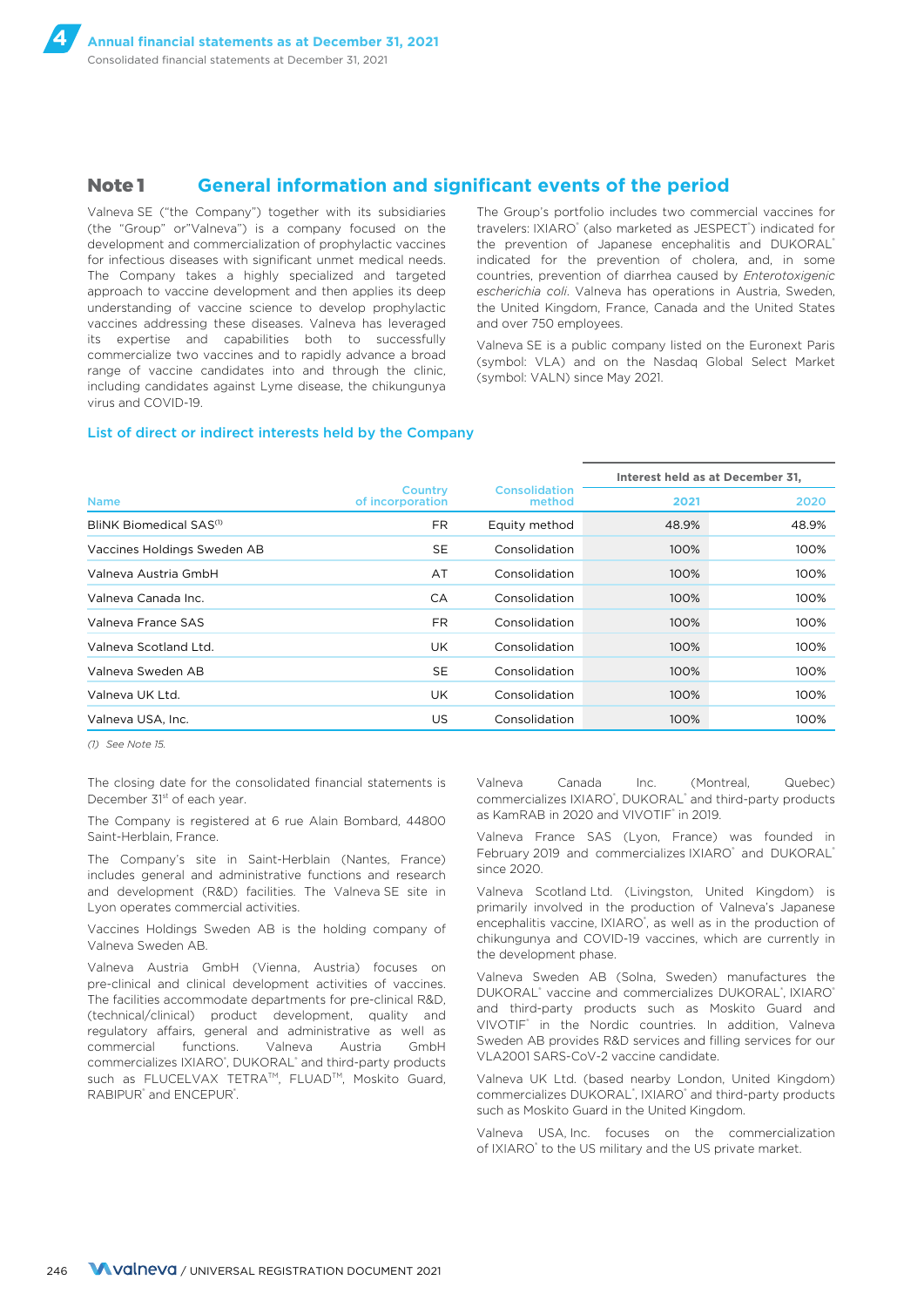# Note 1 General information and significant events of the period

Valneva SE ("the Company") together with its subsidiaries (the "Group" or"Valneva") is a company focused on the development and commercialization of prophylactic vaccines for infectious diseases with significant unmet medical needs. The Company takes a highly specialized and targeted approach to vaccine development and then applies its deep understanding of vaccine science to develop prophylactic vaccines addressing these diseases. Valneva has leveraged its expertise and capabilities both to successfully commercialize two vaccines and to rapidly advance a broad range of vaccine candidates into and through the clinic, including candidates against Lyme disease, the chikungunya virus and COVID-19.

The Group's portfolio includes two commercial vaccines for travelers: IXIARO® (also marketed as JESPECT®) indicated for the prevention of Japanese encephalitis and DUKORAL® indicated for the prevention of cholera, and, in some countries, prevention of diarrhea caused by *Enterotoxigenic escherichia coli*. Valneva has operations in Austria, Sweden, the United Kingdom, France, Canada and the United States and over 750 employees.

Valneva SE is a public company listed on the Euronext Paris (symbol: VLA) and on the Nasdaq Global Select Market (symbol: VALN) since May 2021.

### List of direct or indirect interests held by the Company

| Name | Country of incorporation | Consolidation method | Interest held as at December 31, | |
|---|---|---|---|---|
| | | | 2021 | 2020 |
| BliNK Biomedical SAS[1] | FR | Equity method | 48.9% | 48.9% |
| Vaccines Holdings Sweden AB | SE | Consolidation | 100% | 100% |
| Valneva Austria GmbH | AT | Consolidation | 100% | 100% |
| Valneva Canada Inc. | CA | Consolidation | 100% | 100% |
| Valneva France SAS | FR | Consolidation | 100% | 100% |
| Valneva Scotland Ltd. | UK | Consolidation | 100% | 100% |
| Valneva Sweden AB | SE | Consolidation | 100% | 100% |
| Valneva UK Ltd. | UK | Consolidation | 100% | 100% |
| Valneva USA, Inc. | US | Consolidation | 100% | 100% |

*(1) See Note 15.*

The closing date for the consolidated financial statements is December 31st of each year.

The Company is registered at 6 rue Alain Bombard, 44800 Saint-Herblain, France.

The Company's site in Saint-Herblain (Nantes, France) includes general and administrative functions and research and development (R&D) facilities. The Valneva SE site in Lyon operates commercial activities.

Vaccines Holdings Sweden AB is the holding company of Valneva Sweden AB.

Valneva Austria GmbH (Vienna, Austria) focuses on pre-clinical and clinical development activities of vaccines. The facilities accommodate departments for pre-clinical R&D, (technical/clinical) product development, quality and regulatory affairs, general and administrative as well as commercial functions. Valneva Austria GmbH commercializes IXIARO®, DUKORAL® and third-party products such as FLUCELVAX TETRA™, FLUAD™, Moskito Guard, RABIPUR® and ENCEPUR®.

Valneva Canada Inc. (Montreal, Quebec) commercializes IXIARO®, DUKORAL® and third-party products as KamRAB in 2020 and VIVOTIF® in 2019.

Valneva France SAS (Lyon, France) was founded in February 2019 and commercializes IXIARO® and DUKORAL® since 2020.

Valneva Scotland Ltd. (Livingston, United Kingdom) is primarily involved in the production of Valneva's Japanese encephalitis vaccine, IXIARO®, as well as in the production of chikungunya and COVID-19 vaccines, which are currently in the development phase.

Valneva Sweden AB (Solna, Sweden) manufactures the DUKORAL® vaccine and commercializes DUKORAL®, IXIARO® and third-party products such as Moskito Guard and VIVOTIF® in the Nordic countries. In addition, Valneva Sweden AB provides R&D services and filling services for our VLA2001 SARS-CoV-2 vaccine candidate.

Valneva UK Ltd. (based nearby London, United Kingdom) commercializes DUKORAL®, IXIARO® and third-party products such as Moskito Guard in the United Kingdom.

Valneva USA, Inc. focuses on the commercialization of IXIARO® to the US military and the US private market.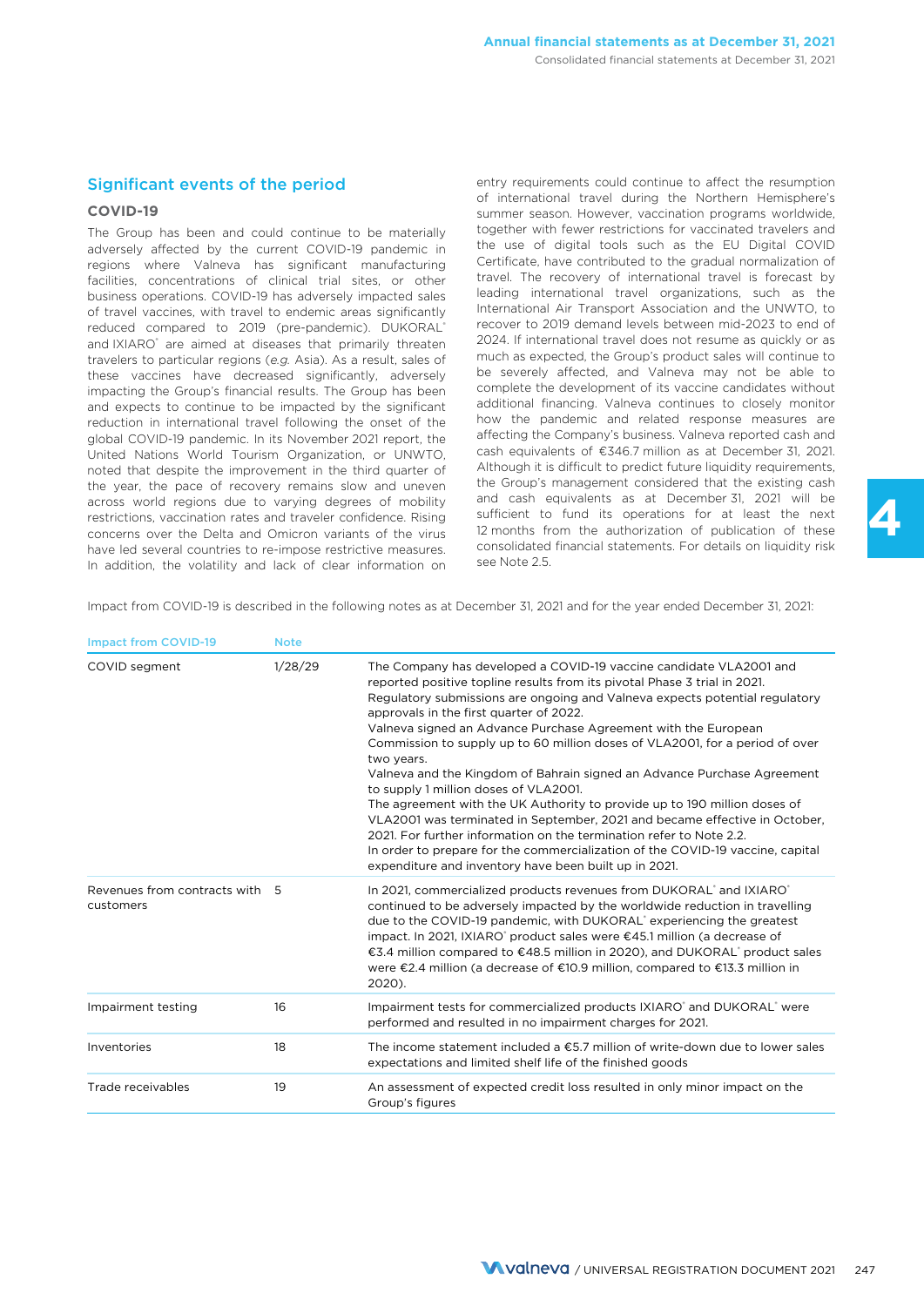## Significant events of the period

### COVID-19

The Group has been and could continue to be materially adversely affected by the current COVID-19 pandemic in regions where Valneva has significant manufacturing facilities, concentrations of clinical trial sites, or other business operations. COVID-19 has adversely impacted sales of travel vaccines, with travel to endemic areas significantly reduced compared to 2019 (pre-pandemic). DUKORAL® and IXIARO® are aimed at diseases that primarily threaten travelers to particular regions (*e.g.* Asia). As a result, sales of these vaccines have decreased significantly, adversely impacting the Group's financial results. The Group has been and expects to continue to be impacted by the significant reduction in international travel following the onset of the global COVID-19 pandemic. In its November 2021 report, the United Nations World Tourism Organization, or UNWTO, noted that despite the improvement in the third quarter of the year, the pace of recovery remains slow and uneven across world regions due to varying degrees of mobility restrictions, vaccination rates and traveler confidence. Rising concerns over the Delta and Omicron variants of the virus have led several countries to re-impose restrictive measures. In addition, the volatility and lack of clear information on entry requirements could continue to affect the resumption of international travel during the Northern Hemisphere's summer season. However, vaccination programs worldwide, together with fewer restrictions for vaccinated travelers and the use of digital tools such as the EU Digital COVID Certificate, have contributed to the gradual normalization of travel. The recovery of international travel is forecast by leading international travel organizations, such as the International Air Transport Association and the UNWTO, to recover to 2019 demand levels between mid-2023 to end of 2024. If international travel does not resume as quickly or as much as expected, the Group's product sales will continue to be severely affected, and Valneva may not be able to complete the development of its vaccine candidates without additional financing. Valneva continues to closely monitor how the pandemic and related response measures are affecting the Company's business. Valneva reported cash and cash equivalents of €346.7 million as at December 31, 2021. Although it is difficult to predict future liquidity requirements, the Group's management considered that the existing cash and cash equivalents as at December 31, 2021 will be sufficient to fund its operations for at least the next 12 months from the authorization of publication of these consolidated financial statements. For details on liquidity risk see Note 2.5.

Impact from COVID-19 is described in the following notes as at December 31, 2021 and for the year ended December 31, 2021:

| Impact from COVID-19 | Note | |
|---|---|---|
| COVID segment | 1/28/29 | The Company has developed a COVID-19 vaccine candidate VLA2001 and reported positive topline results from its pivotal Phase 3 trial in 2021. Regulatory submissions are ongoing and Valneva expects potential regulatory approvals in the first quarter of 2022.<br>Valneva signed an Advance Purchase Agreement with the European Commission to supply up to 60 million doses of VLA2001, for a period of over two years.<br>Valneva and the Kingdom of Bahrain signed an Advance Purchase Agreement to supply 1 million doses of VLA2001.<br>The agreement with the UK Authority to provide up to 190 million doses of VLA2001 was terminated in September, 2021 and became effective in October, 2021. For further information on the termination refer to Note 2.2.<br>In order to prepare for the commercialization of the COVID-19 vaccine, capital expenditure and inventory have been built up in 2021. |
| Revenues from contracts with customers | 5 | In 2021, commercialized products revenues from DUKORAL® and IXIARO® continued to be adversely impacted by the worldwide reduction in travelling due to the COVID-19 pandemic, with DUKORAL® experiencing the greatest impact. In 2021, IXIARO® product sales were €45.1 million (a decrease of €3.4 million compared to €48.5 million in 2020), and DUKORAL® product sales were €2.4 million (a decrease of €10.9 million, compared to €13.3 million in 2020). |
| Impairment testing | 16 | Impairment tests for commercialized products IXIARO® and DUKORAL® were performed and resulted in no impairment charges for 2021. |
| Inventories | 18 | The income statement included a €5.7 million of write-down due to lower sales expectations and limited shelf life of the finished goods |
| Trade receivables | 19 | An assessment of expected credit loss resulted in only minor impact on the Group's figures |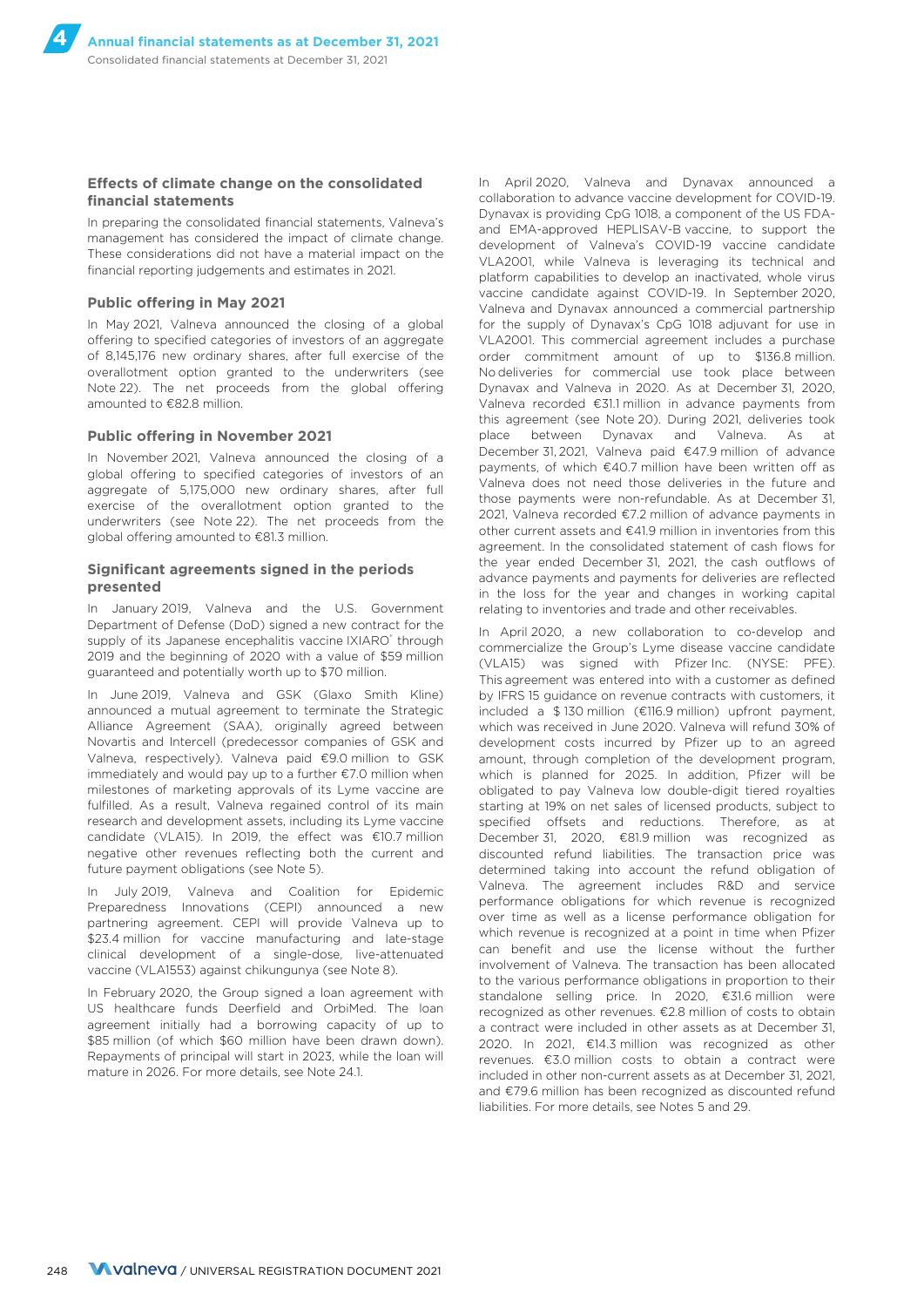### Effects of climate change on the consolidated financial statements

In preparing the consolidated financial statements, Valneva's management has considered the impact of climate change. These considerations did not have a material impact on the financial reporting judgements and estimates in 2021.

### Public offering in May 2021

In May 2021, Valneva announced the closing of a global offering to specified categories of investors of an aggregate of 8,145,176 new ordinary shares, after full exercise of the overallotment option granted to the underwriters (see Note 22). The net proceeds from the global offering amounted to €82.8 million.

### Public offering in November 2021

In November 2021, Valneva announced the closing of a global offering to specified categories of investors of an aggregate of 5,175,000 new ordinary shares, after full exercise of the overallotment option granted to the underwriters (see Note 22). The net proceeds from the global offering amounted to €81.3 million.

### Significant agreements signed in the periods presented

In January 2019, Valneva and the U.S. Government Department of Defense (DoD) signed a new contract for the supply of its Japanese encephalitis vaccine IXIARO® through 2019 and the beginning of 2020 with a value of $59 million guaranteed and potentially worth up to $70 million.

In June 2019, Valneva and GSK (Glaxo Smith Kline) announced a mutual agreement to terminate the Strategic Alliance Agreement (SAA), originally agreed between Novartis and Intercell (predecessor companies of GSK and Valneva, respectively). Valneva paid €9.0 million to GSK immediately and would pay up to a further €7.0 million when milestones of marketing approvals of its Lyme vaccine are fulfilled. As a result, Valneva regained control of its main research and development assets, including its Lyme vaccine candidate (VLA15). In 2019, the effect was €10.7 million negative other revenues reflecting both the current and future payment obligations (see Note 5).

In July 2019, Valneva and Coalition for Epidemic Preparedness Innovations (CEPI) announced a new partnering agreement. CEPI will provide Valneva up to $23.4 million for vaccine manufacturing and late-stage clinical development of a single-dose, live-attenuated vaccine (VLA1553) against chikungunya (see Note 8).

In February 2020, the Group signed a loan agreement with US healthcare funds Deerfield and OrbiMed. The loan agreement initially had a borrowing capacity of up to $85 million (of which $60 million have been drawn down). Repayments of principal will start in 2023, while the loan will mature in 2026. For more details, see Note 24.1.

In April 2020, Valneva and Dynavax announced a collaboration to advance vaccine development for COVID-19. Dynavax is providing CpG 1018, a component of the US FDA- and EMA-approved HEPLISAV-B vaccine, to support the development of Valneva's COVID-19 vaccine candidate VLA2001, while Valneva is leveraging its technical and platform capabilities to develop an inactivated, whole virus vaccine candidate against COVID-19. In September 2020, Valneva and Dynavax announced a commercial partnership for the supply of Dynavax's CpG 1018 adjuvant for use in VLA2001. This commercial agreement includes a purchase order commitment amount of up to $136.8 million. No deliveries for commercial use took place between Dynavax and Valneva in 2020. As at December 31, 2020, Valneva recorded €31.1 million in advance payments from this agreement (see Note 20). During 2021, deliveries took place between Dynavax and Valneva. As at December 31, 2021, Valneva paid €47.9 million of advance payments, of which €40.7 million have been written off as Valneva does not need those deliveries in the future and those payments were non-refundable. As at December 31, 2021, Valneva recorded €7.2 million of advance payments in other current assets and €41.9 million in inventories from this agreement. In the consolidated statement of cash flows for the year ended December 31, 2021, the cash outflows of advance payments and payments for deliveries are reflected in the loss for the year and changes in working capital relating to inventories and trade and other receivables.

In April 2020, a new collaboration to co-develop and commercialize the Group's Lyme disease vaccine candidate (VLA15) was signed with Pfizer Inc. (NYSE: PFE). This agreement was entered into with a customer as defined by IFRS 15 guidance on revenue contracts with customers, it included a $ 130 million (€116.9 million) upfront payment, which was received in June 2020. Valneva will refund 30% of development costs incurred by Pfizer up to an agreed amount, which, through completion of the development program, which is planned for 2025. In addition, Pfizer will be obligated to pay Valneva low double-digit tiered royalties starting at 19% on net sales of licensed products, subject to specified offsets and reductions. Therefore, as at December 31, 2020, €81.9 million was recognized as discounted refund liabilities. The transaction price was determined taking into account the refund obligation of Valneva. The agreement includes R&D and service performance obligations for which revenue is recognized over time as well as a license performance obligation for which revenue is recognized at a point in time when Pfizer can benefit and use the license without the further involvement of Valneva. The transaction has been allocated to the various performance obligations in proportion to their standalone selling price. In 2020, €31.6 million were recognized as other revenues. €2.8 million of costs to obtain a contract were included in other assets as at December 31, 2020. In 2021, €14.3 million was recognized as other revenues. €3.0 million costs to obtain a contract were included in other non-current assets as at December 31, 2021, and €79.6 million has been recognized as discounted refund liabilities. For more details, see Notes 5 and 29.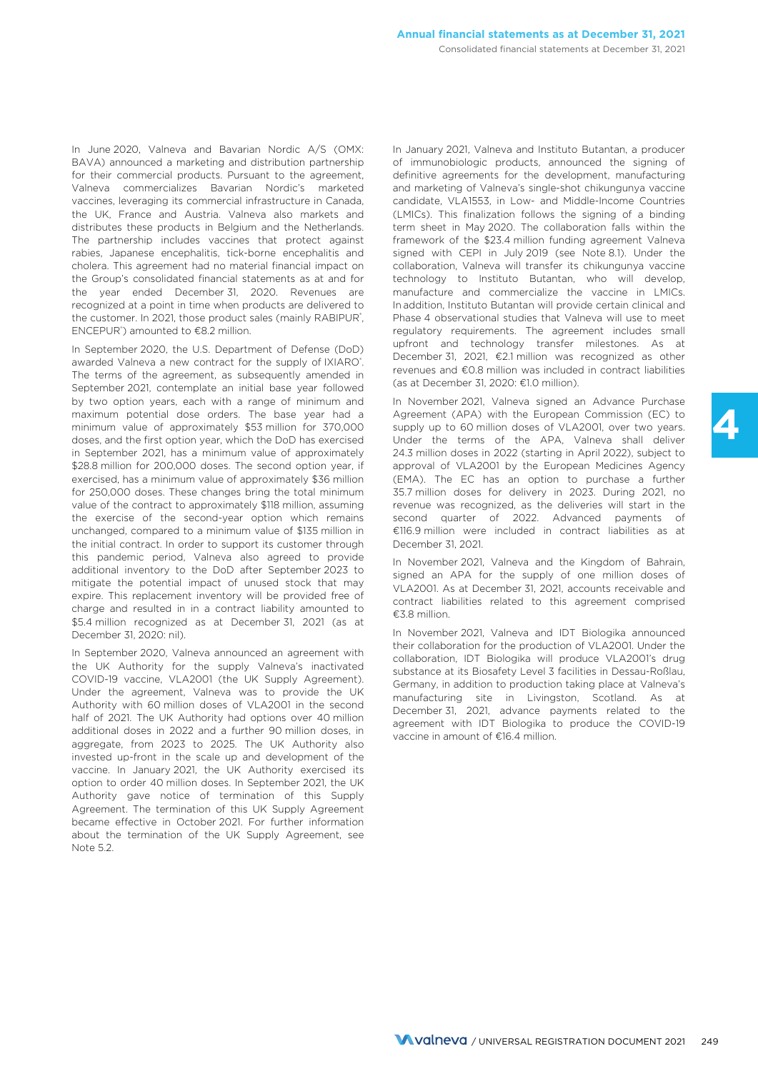In June 2020, Valneva and Bavarian Nordic A/S (OMX: BAVA) announced a marketing and distribution partnership for their commercial products. Pursuant to the agreement, Valneva commercializes Bavarian Nordic's marketed vaccines, leveraging its commercial infrastructure in Canada, the UK, France and Austria. Valneva also markets and distributes these products in Belgium and the Netherlands. The partnership includes vaccines that protect against rabies, Japanese encephalitis, tick-borne encephalitis and cholera. This agreement had no material financial impact on the Group's consolidated financial statements as at and for the year ended December 31, 2020. Revenues are recognized at a point in time when products are delivered to the customer. In 2021, those product sales (mainly RABIPUR®, ENCEPUR®) amounted to €8.2 million.

In September 2020, the U.S. Department of Defense (DoD) awarded Valneva a new contract for the supply of IXIARO®. The terms of the agreement, as subsequently amended in September 2021, contemplate an initial base year followed by two option years, each with a range of minimum and maximum potential dose orders. The base year had a minimum value of approximately $53 million for 370,000 doses, and the first option year, which the DoD has exercised in September 2021, has a minimum value of approximately $28.8 million for 200,000 doses. The second option year, if exercised, has a minimum value of approximately $36 million for 250,000 doses. These changes bring the total minimum value of the contract to approximately $118 million, assuming the exercise of the second-year option which remains unchanged, compared to a minimum value of $135 million in the initial contract. In order to support its customer through this pandemic period, Valneva also agreed to provide additional inventory to the DoD after September 2023 to mitigate the potential impact of unused stock that may expire. This replacement inventory will be provided free of charge and resulted in in a contract liability amounted to $5.4 million recognized as at December 31, 2021 (as at December 31, 2020: nil).

In September 2020, Valneva announced an agreement with the UK Authority for the supply Valneva's inactivated COVID-19 vaccine, VLA2001 (the UK Supply Agreement). Under the agreement, Valneva was to provide the UK Authority with 60 million doses of VLA2001 in the second half of 2021. The UK Authority had options over 40 million additional doses in 2022 and a further 90 million doses, in aggregate, from 2023 to 2025. The UK Authority also invested up-front in the scale up and development of the vaccine. In January 2021, the UK Authority exercised its option to order 40 million doses. In September 2021, the UK Authority gave notice of termination of this Supply Agreement. The termination of this UK Supply Agreement became effective in October 2021. For further information about the termination of the UK Supply Agreement, see Note 5.2.

In January 2021, Valneva and Instituto Butantan, a producer of immunobiologic products, announced the signing of definitive agreements for the development, manufacturing and marketing of Valneva's single-shot chikungunya vaccine candidate, VLA1553, in Low- and Middle-Income Countries (LMICs). This finalization follows the signing of a binding term sheet in May 2020. The collaboration falls within the framework of the $23.4 million funding agreement Valneva signed with CEPI in July 2019 (see Note 8.1). Under the collaboration, Valneva will transfer its chikungunya vaccine technology to Instituto Butantan, who will develop, manufacture and commercialize the vaccine in LMICs. In addition, Instituto Butantan will provide certain clinical and Phase 4 observational studies that Valneva will use to meet regulatory requirements. The agreement includes small upfront and technology transfer milestones. As at December 31, 2021, €2.1 million was recognized as other revenues and €0.8 million was included in contract liabilities (as at December 31, 2020: €1.0 million).

In November 2021, Valneva signed an Advance Purchase Agreement (APA) with the European Commission (EC) to supply up to 60 million doses of VLA2001, over two years. Under the terms of the APA, Valneva shall deliver 24.3 million doses in 2022 (starting in April 2022), subject to approval of VLA2001 by the European Medicines Agency (EMA). The EC has an option to purchase a further 35.7 million doses for delivery in 2023. During 2021, no revenue was recognized, as the deliveries will start in the second quarter of 2022. Advanced payments of €116.9 million were included in contract liabilities as at December 31, 2021.

In November 2021, Valneva and the Kingdom of Bahrain, signed an APA for the supply of one million doses of VLA2001. As at December 31, 2021, accounts receivable and contract liabilities related to this agreement comprised €3.8 million.

In November 2021, Valneva and IDT Biologika announced their collaboration for the production of VLA2001. Under the collaboration, IDT Biologika will produce VLA2001's drug substance at its Biosafety Level 3 facilities in Dessau-Roßlau, Germany, in addition to production taking place at Valneva's manufacturing site in Livingston, Scotland. As at December 31, 2021, advance payments related to the agreement with IDT Biologika to produce the COVID-19 vaccine in amount of €16.4 million.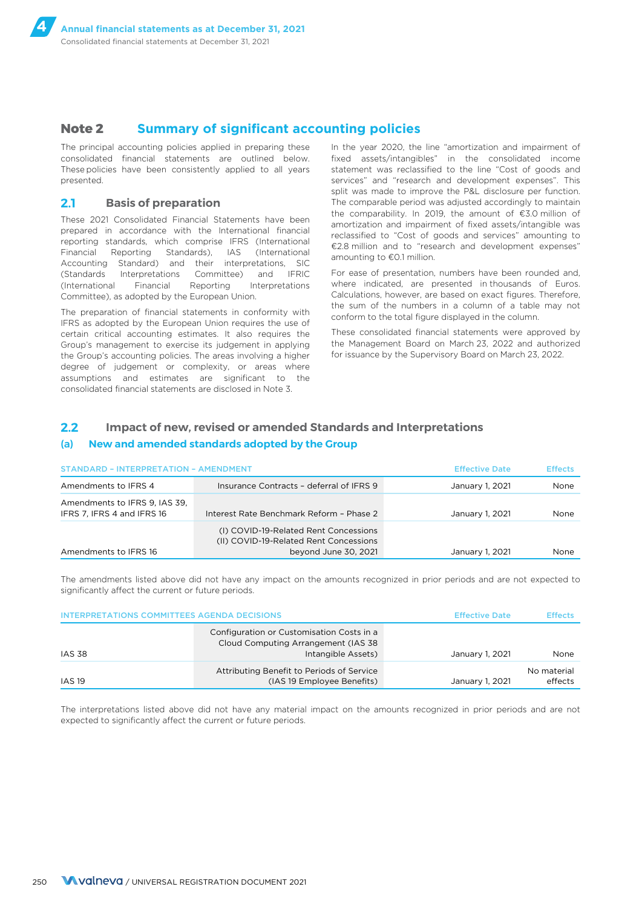## Note 2 Summary of significant accounting policies

The principal accounting policies applied in preparing these consolidated financial statements are outlined below. These policies have been consistently applied to all years presented.

### 2.1 Basis of preparation

These 2021 Consolidated Financial Statements have been prepared in accordance with the International financial reporting standards, which comprise IFRS (International Financial Reporting Standards), IAS (International Accounting Standard) and their interpretations, SIC (Standards Interpretations Committee) and IFRIC (International Financial Reporting Interpretations Committee), as adopted by the European Union.

The preparation of financial statements in conformity with IFRS as adopted by the European Union requires the use of certain critical accounting estimates. It also requires the Group's management to exercise its judgement in applying the Group's accounting policies. The areas involving a higher degree of judgement or complexity, or areas where assumptions and estimates are significant to the consolidated financial statements are disclosed in Note 3.

In the year 2020, the line "amortization and impairment of fixed assets/intangibles" in the consolidated income statement was reclassified to the line "Cost of goods and services" and "research and development expenses". This split was made to improve the P&L disclosure per function. The comparable period was adjusted accordingly to maintain the comparability. In 2019, the amount of €3.0 million of amortization and impairment of fixed assets/intangible was reclassified to "Cost of goods and services" amounting to €2.8 million and to "research and development expenses" amounting to €0.1 million.

For ease of presentation, numbers have been rounded and, where indicated, are presented in thousands of Euros. Calculations, however, are based on exact figures. Therefore, the sum of the numbers in a column of a table may not conform to the total figure displayed in the column.

These consolidated financial statements were approved by the Management Board on March 23, 2022 and authorized for issuance by the Supervisory Board on March 23, 2022.

### 2.2 Impact of new, revised or amended Standards and Interpretations

#### (a) New and amended standards adopted by the Group

| STANDARD – INTERPRETATION – AMENDMENT | | Effective Date | Effects |
|---|---|---|---|
| Amendments to IFRS 4 | Insurance Contracts – deferral of IFRS 9 | January 1, 2021 | None |
| Amendments to IFRS 9, IAS 39, IFRS 7, IFRS 4 and IFRS 16 | Interest Rate Benchmark Reform – Phase 2 | January 1, 2021 | None |
| Amendments to IFRS 16 | (I) COVID-19-Related Rent Concessions (II) COVID-19-Related Rent Concessions beyond June 30, 2021 | January 1, 2021 | None |

The amendments listed above did not have any impact on the amounts recognized in prior periods and are not expected to significantly affect the current or future periods.

| INTERPRETATIONS COMMITTEES AGENDA DECISIONS | | Effective Date | Effects |
|---|---|---|---|
| IAS 38 | Configuration or Customisation Costs in a Cloud Computing Arrangement (IAS 38 Intangible Assets) | January 1, 2021 | None |
| IAS 19 | Attributing Benefit to Periods of Service (IAS 19 Employee Benefits) | January 1, 2021 | No material effects |

The interpretations listed above did not have any material impact on the amounts recognized in prior periods and are not expected to significantly affect the current or future periods.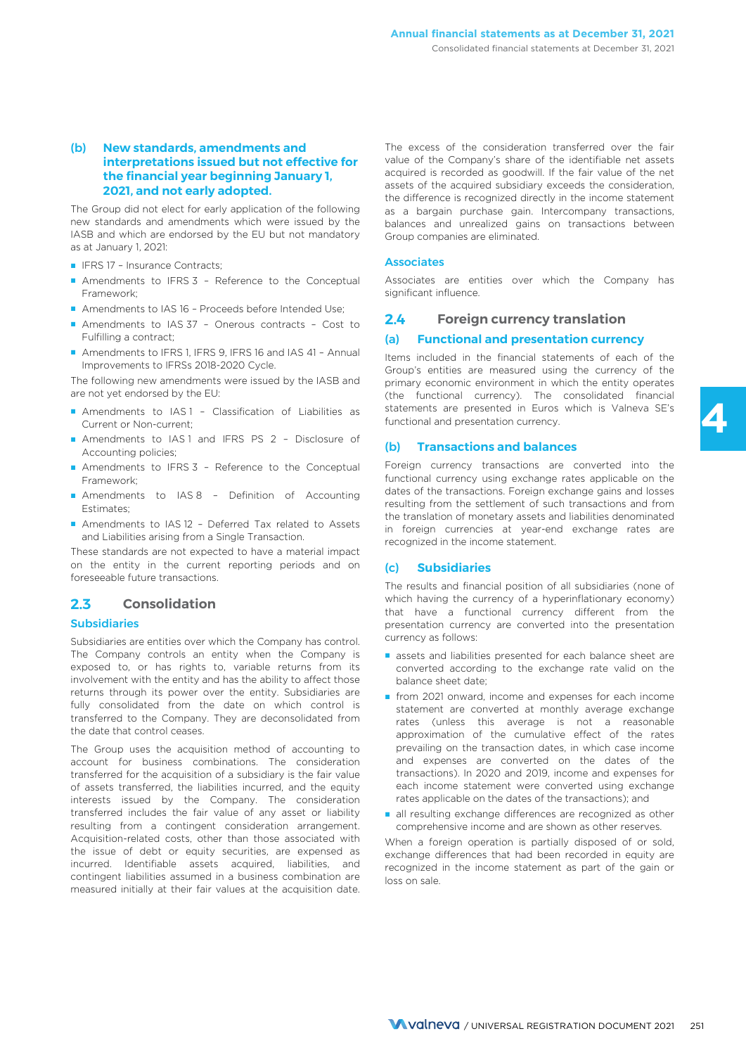### (b) New standards, amendments and interpretations issued but not effective for the financial year beginning January 1, 2021, and not early adopted.

The Group did not elect for early application of the following new standards and amendments which were issued by the IASB and which are endorsed by the EU but not mandatory as at January 1, 2021:

- IFRS 17 – Insurance Contracts;
- Amendments to IFRS 3 – Reference to the Conceptual Framework;
- Amendments to IAS 16 – Proceeds before Intended Use;
- Amendments to IAS 37 – Onerous contracts – Cost to Fulfilling a contract;
- Amendments to IFRS 1, IFRS 9, IFRS 16 and IAS 41 – Annual Improvements to IFRSs 2018-2020 Cycle.

The following new amendments were issued by the IASB and are not yet endorsed by the EU:

- Amendments to IAS 1 – Classification of Liabilities as Current or Non-current;
- Amendments to IAS 1 and IFRS PS 2 – Disclosure of Accounting policies;
- Amendments to IFRS 3 – Reference to the Conceptual Framework;
- Amendments to IAS 8 – Definition of Accounting Estimates;
- Amendments to IAS 12 – Deferred Tax related to Assets and Liabilities arising from a Single Transaction.

These standards are not expected to have a material impact on the entity in the current reporting periods and on foreseeable future transactions.

## 2.3 Consolidation

### Subsidiaries

Subsidiaries are entities over which the Company has control. The Company controls an entity when the Company is exposed to, or has rights to, variable returns from its involvement with the entity and has the ability to affect those returns through its power over the entity. Subsidiaries are fully consolidated from the date on which control is transferred to the Company. They are deconsolidated from the date that control ceases.

The Group uses the acquisition method of accounting to account for business combinations. The consideration transferred for the acquisition of a subsidiary is the fair value of assets transferred, the liabilities incurred, and the equity interests issued by the Company. The consideration transferred includes the fair value of any asset or liability resulting from a contingent consideration arrangement. Acquisition-related costs, other than those associated with the issue of debt or equity securities, are expensed as incurred. Identifiable assets acquired, liabilities, and contingent liabilities assumed in a business combination are measured initially at their fair values at the acquisition date.

The excess of the consideration transferred over the fair value of the Company's share of the identifiable net assets acquired is recorded as goodwill. If the fair value of the net assets of the acquired subsidiary exceeds the consideration, the difference is recognized directly in the income statement as a bargain purchase gain. Intercompany transactions, balances and unrealized gains on transactions between Group companies are eliminated.

### Associates

Associates are entities over which the Company has significant influence.

## 2.4 Foreign currency translation

### (a) Functional and presentation currency

Items included in the financial statements of each of the Group's entities are measured using the currency of the primary economic environment in which the entity operates (the functional currency). The consolidated financial statements are presented in Euros which is Valneva SE's functional and presentation currency.

### (b) Transactions and balances

Foreign currency transactions are converted into the functional currency using exchange rates applicable on the dates of the transactions. Foreign exchange gains and losses resulting from the settlement of such transactions and from the translation of monetary assets and liabilities denominated in foreign currencies at year-end exchange rates are recognized in the income statement.

### (c) Subsidiaries

The results and financial position of all subsidiaries (none of which having the currency of a hyperinflationary economy) that have a functional currency different from the presentation currency are converted into the presentation currency as follows:

- assets and liabilities presented for each balance sheet are converted according to the exchange rate valid on the balance sheet date;
- from 2021 onward, income and expenses for each income statement are converted at monthly average exchange rates (unless this average is not a reasonable approximation of the cumulative effect of the rates prevailing on the transaction dates, in which case income and expenses are converted on the dates of the transactions). In 2020 and 2019, income and expenses for each income statement were converted using exchange rates applicable on the dates of the transactions); and
- all resulting exchange differences are recognized as other comprehensive income and are shown as other reserves.

When a foreign operation is partially disposed of or sold, exchange differences that had been recorded in equity are recognized in the income statement as part of the gain or loss on sale.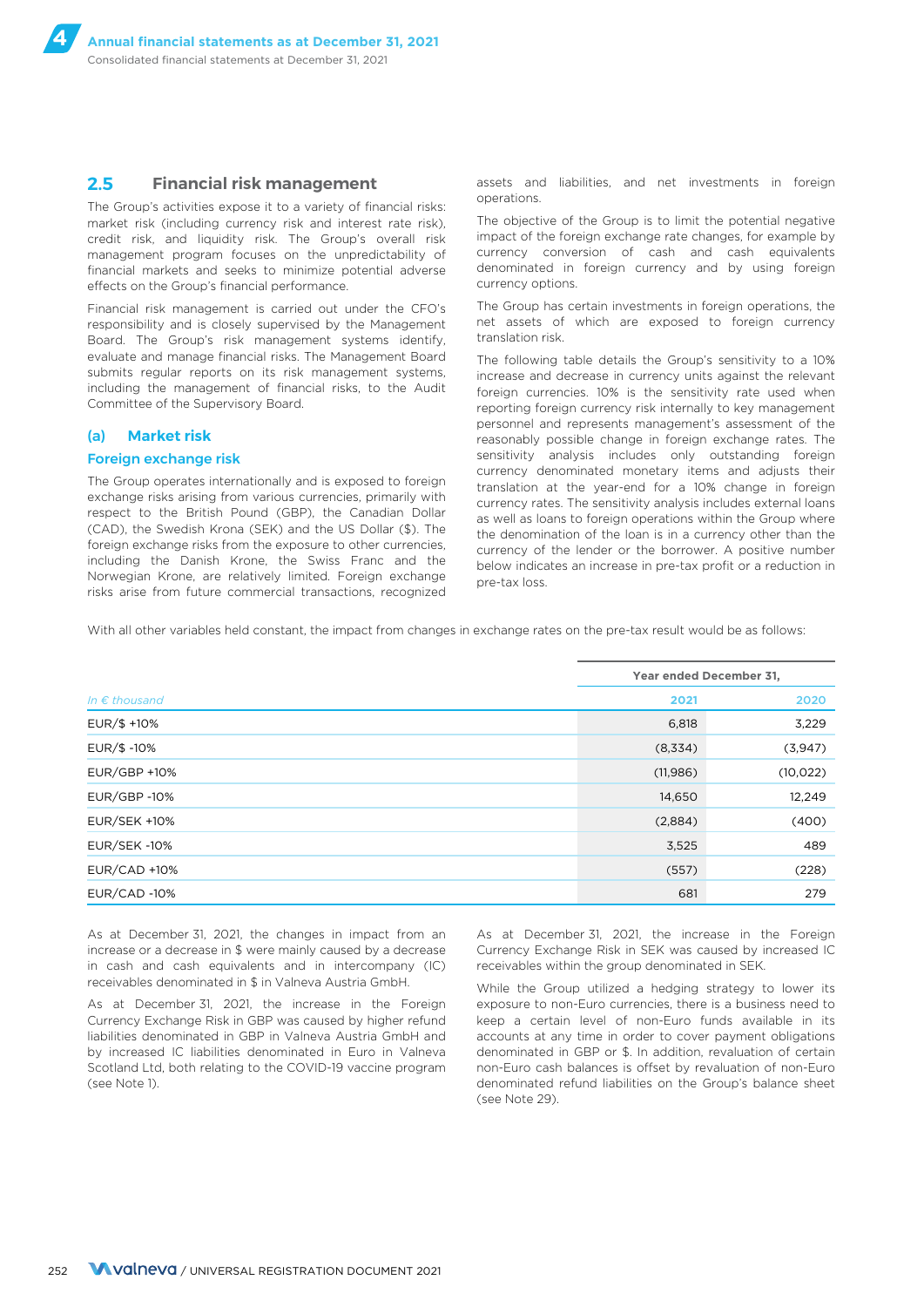## 2.5 Financial risk management

The Group's activities expose it to a variety of financial risks: market risk (including currency risk and interest rate risk), credit risk, and liquidity risk. The Group's overall risk management program focuses on the unpredictability of financial markets and seeks to minimize potential adverse effects on the Group's financial performance.

Financial risk management is carried out under the CFO's responsibility and is closely supervised by the Management Board. The Group's risk management systems identify, evaluate and manage financial risks. The Management Board submits regular reports on its risk management systems, including the management of financial risks, to the Audit Committee of the Supervisory Board.

### (a) Market risk

#### Foreign exchange risk

The Group operates internationally and is exposed to foreign exchange risks arising from various currencies, primarily with respect to the British Pound (GBP), the Canadian Dollar (CAD), the Swedish Krona (SEK) and the US Dollar ($). The foreign exchange risks from the exposure to other currencies, including the Danish Krone, the Swiss Franc and the Norwegian Krone, are relatively limited. Foreign exchange risks arise from future commercial transactions, recognized assets and liabilities, and net investments in foreign operations.

The objective of the Group is to limit the potential negative impact of the foreign exchange rate changes, for example by currency conversion of cash and cash equivalents denominated in foreign currency and by using foreign currency options.

The Group has certain investments in foreign operations, the net assets of which are exposed to foreign currency translation risk.

The following table details the Group's sensitivity to a 10% increase and decrease in currency units against the relevant foreign currencies. 10% is the sensitivity rate used when reporting foreign currency risk internally to key management personnel and represents management's assessment of the reasonably possible change in foreign exchange rates. The sensitivity analysis includes only outstanding foreign currency denominated monetary items and adjusts their translation at the year-end for a 10% change in foreign currency rates. The sensitivity analysis includes external loans as well as loans to foreign operations within the Group where the denomination of the loan is in a currency other than the currency of the lender or the borrower. A positive number below indicates an increase in pre-tax profit or a reduction in pre-tax loss.

With all other variables held constant, the impact from changes in exchange rates on the pre-tax result would be as follows:

| | Year ended December 31, | |
|---|---|---|
| *In € thousand* | 2021 | 2020 |
| EUR/$ +10% | 6,818 | 3,229 |
| EUR/$ -10% | (8,334) | (3,947) |
| EUR/GBP +10% | (11,986) | (10,022) |
| EUR/GBP -10% | 14,650 | 12,249 |
| EUR/SEK +10% | (2,884) | (400) |
| EUR/SEK -10% | 3,525 | 489 |
| EUR/CAD +10% | (557) | (228) |
| EUR/CAD -10% | 681 | 279 |

As at December 31, 2021, the changes in impact from an increase or a decrease in $ were mainly caused by a decrease in cash and cash equivalents and in intercompany (IC) receivables denominated in $ in Valneva Austria GmbH.

As at December 31, 2021, the increase in the Foreign Currency Exchange Risk in GBP was caused by higher refund liabilities denominated in GBP in Valneva Austria GmbH and by increased IC liabilities denominated in Euro in Valneva Scotland Ltd, both relating to the COVID-19 vaccine program (see Note 1).

As at December 31, 2021, the increase in the Foreign Currency Exchange Risk in SEK was caused by increased IC receivables within the group denominated in SEK.

While the Group utilized a hedging strategy to lower its exposure to non-Euro currencies, there is a business need to keep a certain level of non-Euro funds available in its accounts at any time in order to cover payment obligations denominated in GBP or $. In addition, revaluation of certain non-Euro cash balances is offset by revaluation of non-Euro denominated refund liabilities on the Group's balance sheet (see Note 29).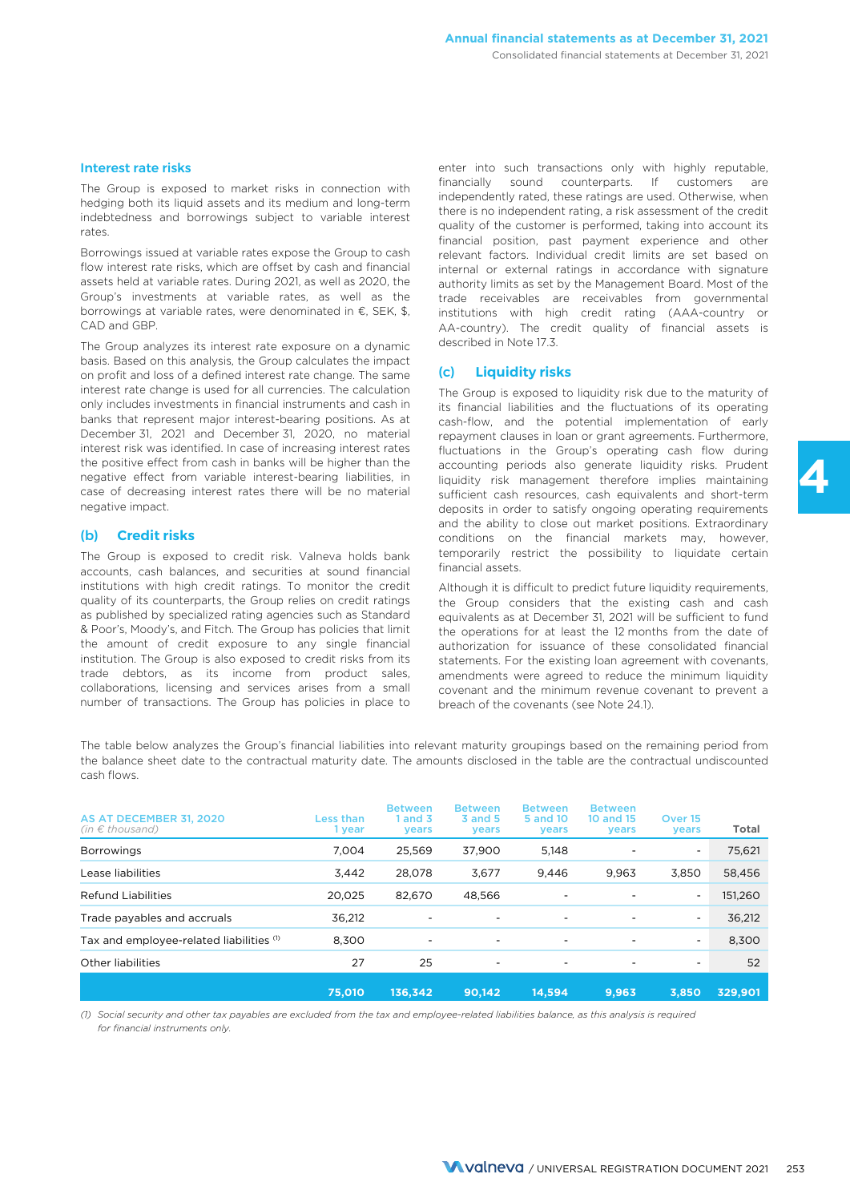### Interest rate risks

The Group is exposed to market risks in connection with hedging both its liquid assets and its medium and long-term indebtedness and borrowings subject to variable interest rates.

Borrowings issued at variable rates expose the Group to cash flow interest rate risks, which are offset by cash and financial assets held at variable rates. During 2021, as well as 2020, the Group's investments at variable rates, as well as the borrowings at variable rates, were denominated in €, SEK, $, CAD and GBP.

The Group analyzes its interest rate exposure on a dynamic basis. Based on this analysis, the Group calculates the impact on profit and loss of a defined interest rate change. The same interest rate change is used for all currencies. The calculation only includes investments in financial instruments and cash in banks that represent major interest-bearing positions. As at December 31, 2021 and December 31, 2020, no material interest risk was identified. In case of increasing interest rates the positive effect from cash in banks will be higher than the negative effect from variable interest-bearing liabilities, in case of decreasing interest rates there will be no material negative impact.

### (b) Credit risks

The Group is exposed to credit risk. Valneva holds bank accounts, cash balances, and securities at sound financial institutions with high credit ratings. To monitor the credit quality of its counterparts, the Group relies on credit ratings as published by specialized rating agencies such as Standard & Poor's, Moody's, and Fitch. The Group has policies that limit the amount of credit exposure to any single financial institution. The Group is also exposed to credit risks from its trade debtors, as its income from product sales, collaborations, licensing and services arises from a small number of transactions. The Group has policies in place to enter into such transactions only with highly reputable, financially sound counterparts. If customers are independently rated, these ratings are used. Otherwise, when there is no independent rating, a risk assessment of the credit quality of the customer is performed, taking into account its financial position, past payment experience and other relevant factors. Individual credit limits are set based on internal or external ratings in accordance with signature authority limits as set by the Management Board. Most of the trade receivables are receivables from governmental institutions with high credit rating (AAA-country or AA-country). The credit quality of financial assets is described in Note 17.3.

### (c) Liquidity risks

The Group is exposed to liquidity risk due to the maturity of its financial liabilities and the fluctuations of its operating cash-flow, and the potential implementation of early repayment clauses in loan or grant agreements. Furthermore, fluctuations in the Group's operating cash flow during accounting periods also generate liquidity risks. Prudent liquidity risk management therefore implies maintaining sufficient cash resources, cash equivalents and short-term deposits in order to satisfy ongoing operating requirements and the ability to close out market positions. Extraordinary conditions on the financial markets may, however, temporarily restrict the possibility to liquidate certain financial assets.

Although it is difficult to predict future liquidity requirements, the Group considers that the existing cash and cash equivalents as at December 31, 2021 will be sufficient to fund the operations for at least the 12 months from the date of authorization for issuance of these consolidated financial statements. For the existing loan agreement with covenants, amendments were agreed to reduce the minimum liquidity covenant and the minimum revenue covenant to prevent a breach of the covenants (see Note 24.1).

The table below analyzes the Group's financial liabilities into relevant maturity groupings based on the remaining period from the balance sheet date to the contractual maturity date. The amounts disclosed in the table are the contractual undiscounted cash flows.

| AS AT DECEMBER 31, 2020 *(in € thousand)* | Less than 1 year | Between 1 and 3 years | Between 3 and 5 years | Between 5 and 10 years | Between 10 and 15 years | Over 15 years | Total |
|---|---|---|---|---|---|---|---|
| Borrowings | 7,004 | 25,569 | 37,900 | 5,148 | - | - | 75,621 |
| Lease liabilities | 3,442 | 28,078 | 3,677 | 9,446 | 9,963 | 3,850 | 58,456 |
| Refund Liabilities | 20,025 | 82,670 | 48,566 | - | - | - | 151,260 |
| Trade payables and accruals | 36,212 | - | - | - | - | - | 36,212 |
| Tax and employee-related liabilities [(1)] | 8,300 | - | - | - | - | - | 8,300 |
| Other liabilities | 27 | 25 | - | - | - | - | 52 |
| | **75,010** | **136,342** | **90,142** | **14,594** | **9,963** | **3,850** | **329,901** |

*(1) Social security and other tax payables are excluded from the tax and employee-related liabilities balance, as this analysis is required for financial instruments only.*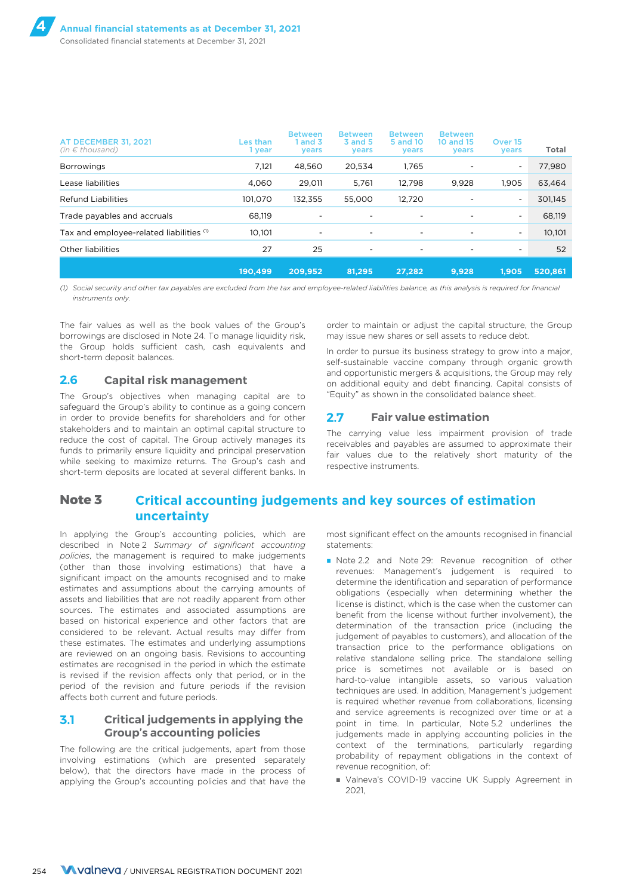| AT DECEMBER 31, 2021 *(in € thousand)* | Les than 1 year | Between 1 and 3 years | Between 3 and 5 years | Between 5 and 10 years | Between 10 and 15 years | Over 15 years | Total |
|---|---|---|---|---|---|---|---|
| Borrowings | 7,121 | 48,560 | 20,534 | 1,765 | - | - | 77,980 |
| Lease liabilities | 4,060 | 29,011 | 5,761 | 12,798 | 9,928 | 1,905 | 63,464 |
| Refund Liabilities | 101,070 | 132,355 | 55,000 | 12,720 | - | - | 301,145 |
| Trade payables and accruals | 68,119 | - | - | - | - | - | 68,119 |
| Tax and employee-related liabilities [(1)] | 10,101 | - | - | - | - | - | 10,101 |
| Other liabilities | 27 | 25 | - | - | - | - | 52 |
| | **190,499** | **209,952** | **81,295** | **27,282** | **9,928** | **1,905** | **520,861** |

*(1) Social security and other tax payables are excluded from the tax and employee-related liabilities balance, as this analysis is required for financial instruments only.*

The fair values as well as the book values of the Group's borrowings are disclosed in Note 24. To manage liquidity risk, the Group holds sufficient cash, cash equivalents and short-term deposit balances.

## 2.6 Capital risk management

The Group's objectives when managing capital are to safeguard the Group's ability to continue as a going concern in order to provide benefits for shareholders and for other stakeholders and to maintain an optimal capital structure to reduce the cost of capital. The Group actively manages its funds to primarily ensure liquidity and principal preservation while seeking to maximize returns. The Group's cash and short-term deposits are located at several different banks. In order to maintain or adjust the capital structure, the Group may issue new shares or sell assets to reduce debt.

In order to pursue its business strategy to grow into a major, self-sustainable vaccine company through organic growth and opportunistic mergers & acquisitions, the Group may rely on additional equity and debt financing. Capital consists of "Equity" as shown in the consolidated balance sheet.

## 2.7 Fair value estimation

The carrying value less impairment provision of trade receivables and payables are assumed to approximate their fair values due to the relatively short maturity of the respective instruments.

# Note 3 Critical accounting judgements and key sources of estimation uncertainty

In applying the Group's accounting policies, which are described in Note 2 *Summary of significant accounting policies*, the management is required to make judgements (other than those involving estimations) that have a significant impact on the amounts recognised and to make estimates and assumptions about the carrying amounts of assets and liabilities that are not readily apparent from other sources. The estimates and associated assumptions are based on historical experience and other factors that are considered to be relevant. Actual results may differ from these estimates. The estimates and underlying assumptions are reviewed on an ongoing basis. Revisions to accounting estimates are recognised in the period in which the estimate is revised if the revision affects only that period, or in the period of the revision and future periods if the revision affects both current and future periods.

## 3.1 Critical judgements in applying the Group's accounting policies

The following are the critical judgements, apart from those involving estimations (which are presented separately below), that the directors have made in the process of applying the Group's accounting policies and that have the most significant effect on the amounts recognised in financial statements:

- Note 2.2 and Note 29: Revenue recognition of other revenues: Management's judgement is required to determine the identification and separation of performance obligations (especially when determining whether the license is distinct, which is the case when the customer can benefit from the license without further involvement), the determination of the transaction price (including judgement of payables to customers), and allocation of the transaction price to the performance obligations on relative standalone selling price. The standalone selling price is sometimes not available or is based on hard-to-value intangible assets, so various valuation techniques are used. In addition, Management's judgement is required whether revenue from collaborations, licensing and service agreements is recognized over time or at a point in time. In particular, Note 5.2 underlines the judgements made in applying accounting policies in the context of the terminations, particularly regarding probability of repayment obligations in the context of revenue recognition, of:
  - Valneva's COVID-19 vaccine UK Supply Agreement in 2021,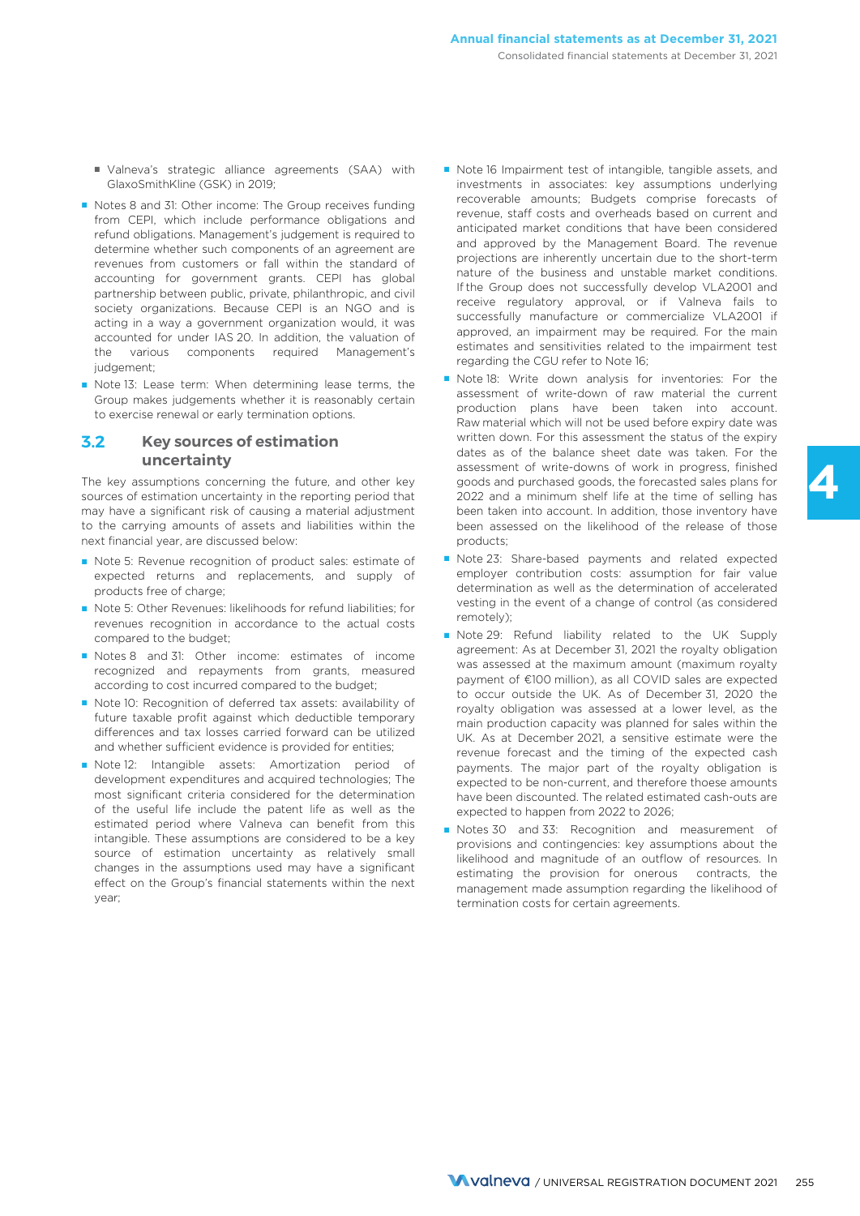- Valneva's strategic alliance agreements (SAA) with GlaxoSmithKline (GSK) in 2019;

- Notes 8 and 31: Other income: The Group receives funding from CEPI, which include performance obligations and refund obligations. Management's judgement is required to determine whether such components of an agreement are revenues from customers or fall within the standard of accounting for government grants. CEPI has global partnership between public, private, philanthropic, and civil society organizations. Because CEPI is an NGO and is acting in a way a government organization would, it was accounted for under IAS 20. In addition, the valuation of the various components required Management's judgement;
- Note 13: Lease term: When determining lease terms, the Group makes judgements whether it is reasonably certain to exercise renewal or early termination options.

## 3.2 Key sources of estimation uncertainty

The key assumptions concerning the future, and other key sources of estimation uncertainty in the reporting period that may have a significant risk of causing a material adjustment to the carrying amounts of assets and liabilities within the next financial year, are discussed below:

- Note 5: Revenue recognition of product sales: estimate of expected returns and replacements, and supply of products free of charge;
- Note 5: Other Revenues: likelihoods for refund liabilities; for revenues recognition in accordance to the actual costs compared to the budget;
- Notes 8 and 31: Other income: estimates of income recognized and repayments from grants, measured according to cost incurred compared to the budget;
- Note 10: Recognition of deferred tax assets: availability of future taxable profit against which deductible temporary differences and tax losses carried forward can be utilized and whether sufficient evidence is provided for entities;
- Note 12: Intangible assets: Amortization period of development expenditures and acquired technologies; The most significant criteria considered for the determination of the useful life include the patent life as well as the estimated period where Valneva can benefit from this intangible. These assumptions are considered to be a key source of estimation uncertainty as relatively small changes in the assumptions used may have a significant effect on the Group's financial statements within the next year;
- Note 16 Impairment test of intangible, tangible assets, and investments in associates: key assumptions underlying recoverable amounts; Budgets comprise forecasts of revenue, staff costs and overheads based on current and anticipated market conditions that have been considered and approved by the Management Board. The revenue projections are inherently uncertain due to the short-term nature of the business and unstable market conditions. If the Group does not successfully develop VLA2001 and receive regulatory approval, or if Valneva fails to successfully manufacture or commercialize VLA2001 if approved, an impairment may be required. For the main estimates and sensitivities related to the impairment test regarding the CGU refer to Note 16;
- Note 18: Write down analysis for inventories: For the assessment of write-down of raw material the current production plans have been taken into account. Raw material which will not be used before expiry date was written down. For this assessment the status of the expiry dates as of the balance sheet date was taken. For the assessment of write-downs of work in progress, finished goods and purchased goods, the forecasted sales plans for 2022 and a minimum shelf life at the time of selling has been taken into account. In addition, those inventory have been assessed on the likelihood of the release of those products;
- Note 23: Share-based payments and related expected employer contribution costs: assumption for fair value determination as well as the determination of accelerated vesting in the event of a change of control (as considered remotely);
- Note 29: Refund liability related to the UK Supply agreement: As at December 31, 2021 the royalty obligation was assessed at the maximum amount (maximum royalty payment of €100 million), as all COVID sales are expected to occur outside the UK. As of December 31, 2020 the royalty obligation was assessed at a lower level, as the main production capacity was planned for sales within the UK. As at December 2021, a sensitive estimate were the revenue forecast and the timing of the expected cash payments. The major part of the royalty obligation is expected to be non-current, and therefore thoese amounts have been discounted. The related estimated cash-outs are expected to happen from 2022 to 2026;
- Notes 30 and 33: Recognition and measurement of provisions and contingencies: key assumptions about the likelihood and magnitude of an outflow of resources. In estimating the provision for onerous contracts, the management made assumption regarding the likelihood of termination costs for certain agreements.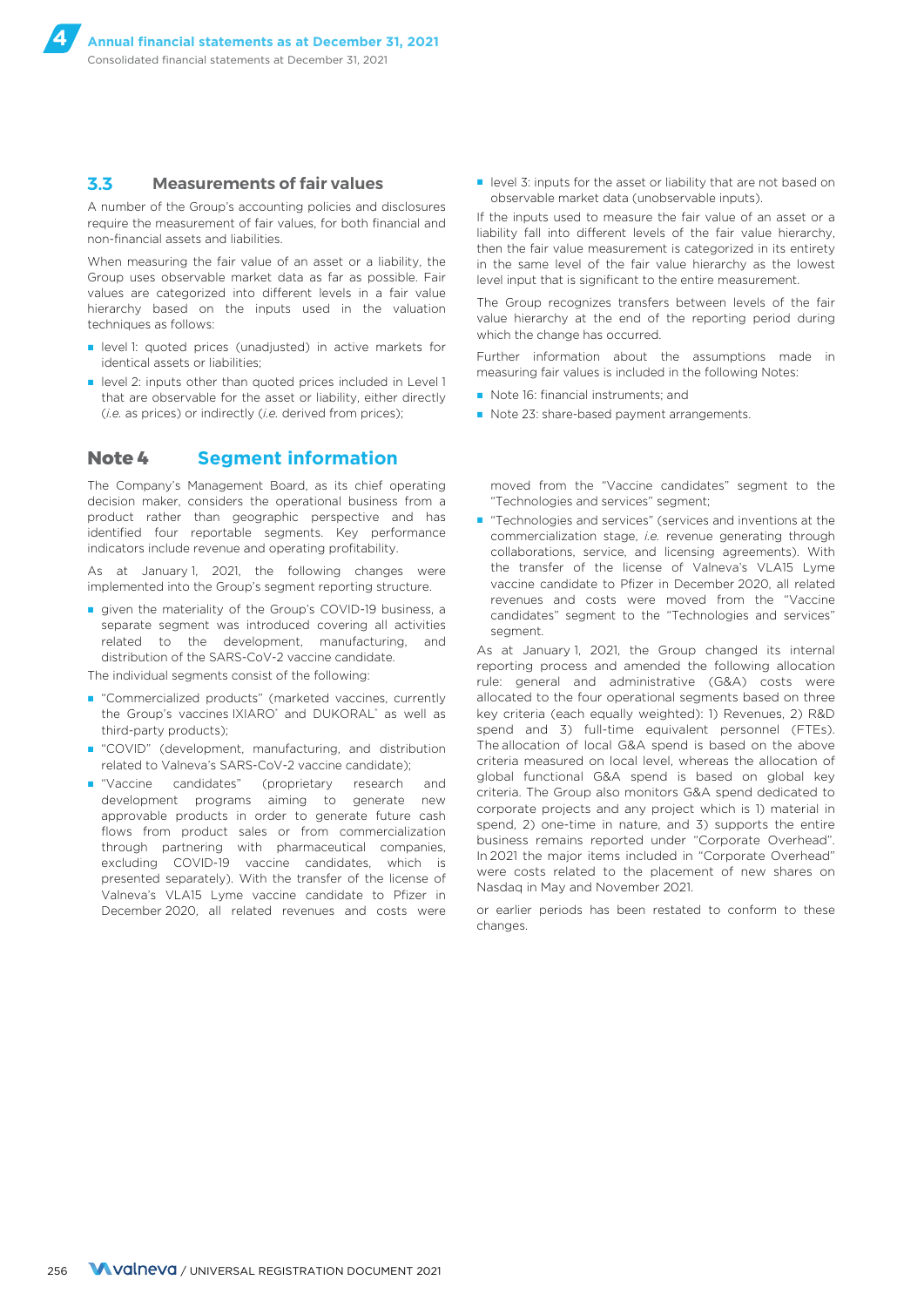### 3.3 Measurements of fair values

A number of the Group's accounting policies and disclosures require the measurement of fair values, for both financial and non-financial assets and liabilities.

When measuring the fair value of an asset or a liability, the Group uses observable market data as far as possible. Fair values are categorized into different levels in a fair value hierarchy based on the inputs used in the valuation techniques as follows:

- level 1: quoted prices (unadjusted) in active markets for identical assets or liabilities;
- level 2: inputs other than quoted prices included in Level 1 that are observable for the asset or liability, either directly (*i.e.* as prices) or indirectly (*i.e.* derived from prices);
- level 3: inputs for the asset or liability that are not based on observable market data (unobservable inputs).

If the inputs used to measure the fair value of an asset or a liability fall into different levels of the fair value hierarchy, then the fair value measurement is categorized in its entirety in the same level of the fair value hierarchy as the lowest level input that is significant to the entire measurement.

The Group recognizes transfers between levels of the fair value hierarchy at the end of the reporting period during which the change has occurred.

Further information about the assumptions made in measuring fair values is included in the following Notes:

- Note 16: financial instruments; and
- Note 23: share-based payment arrangements.

## Note 4 Segment information

The Company's Management Board, as its chief operating decision maker, considers the operational business from a product rather than geographic perspective and has identified four reportable segments. Key performance indicators include revenue and operating profitability.

As at January 1, 2021, the following changes were implemented into the Group's segment reporting structure.

- given the materiality of the Group's COVID-19 business, a separate segment was introduced covering all activities related to the development, manufacturing, and distribution of the SARS-CoV-2 vaccine candidate.

The individual segments consist of the following:

- "Commercialized products" (marketed vaccines, currently the Group's vaccines IXIARO® and DUKORAL® as well as third-party products);
- "COVID" (development, manufacturing, and distribution related to Valneva's SARS-CoV-2 vaccine candidate);
- "Vaccine candidates" (proprietary research and development programs aiming to generate new approvable products in order to generate future cash flows from product sales or from commercialization through partnering with pharmaceutical companies, excluding COVID-19 vaccine candidates, which is presented separately). With the transfer of the license of Valneva's VLA15 Lyme vaccine candidate to Pfizer in December 2020, all related revenues and costs were moved from the "Vaccine candidates" segment to the "Technologies and services" segment;
- "Technologies and services" (services and inventions at the commercialization stage, *i.e.* revenue generating through collaborations, service, and licensing agreements). With the transfer of the license of Valneva's VLA15 Lyme vaccine candidate to Pfizer in December 2020, all related revenues and costs were moved from the "Vaccine candidates" segment to the "Technologies and services" segment.

As at January 1, 2021, the Group changed its internal reporting process and amended the following allocation rule: general and administrative (G&A) costs were allocated to the four operational segments based on three key criteria (each equally weighted): 1) Revenues, 2) R&D spend and 3) full-time equivalent personnel (FTEs). The allocation of local G&A spend is based on the above criteria measured on local level, whereas the allocation of global functional G&A spend is based on global key criteria. The Group also monitors G&A spend dedicated to corporate projects and any project which is 1) material in spend, 2) one-time in nature, and 3) supports the entire business remains reported under "Corporate Overhead". In 2021 the major items included in "Corporate Overhead" were costs related to the placement of new shares on Nasdaq in May and November 2021.

or earlier periods has been restated to conform to these changes.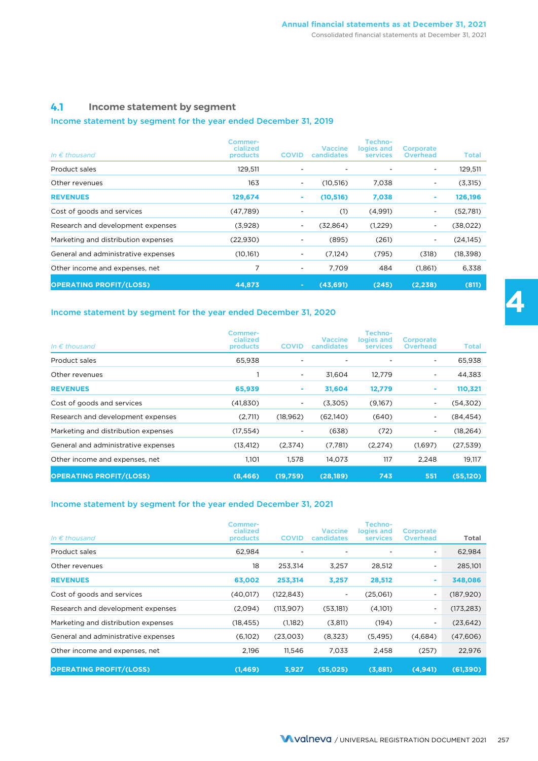## 4.1 Income statement by segment

### Income statement by segment for the year ended December 31, 2019

| In € thousand | Commercialized products | COVID | Vaccine candidates | Technologies and services | Corporate Overhead | Total |
|---|---|---|---|---|---|---|
| Product sales | 129,511 | - | - | - | - | 129,511 |
| Other revenues | 163 | - | (10,516) | 7,038 | - | (3,315) |
| **REVENUES** | **129,674** | **-** | **(10,516)** | **7,038** | **-** | **126,196** |
| Cost of goods and services | (47,789) | - | (1) | (4,991) | - | (52,781) |
| Research and development expenses | (3,928) | - | (32,864) | (1,229) | - | (38,022) |
| Marketing and distribution expenses | (22,930) | - | (895) | (261) | - | (24,145) |
| General and administrative expenses | (10,161) | - | (7,124) | (795) | (318) | (18,398) |
| Other income and expenses, net | 7 | - | 7,709 | 484 | (1,861) | 6,338 |
| **OPERATING PROFIT/(LOSS)** | **44,873** | **-** | **(43,691)** | **(245)** | **(2,238)** | **(811)** |

### Income statement by segment for the year ended December 31, 2020

| In € thousand | Commercialized products | COVID | Vaccine candidates | Technologies and services | Corporate Overhead | Total |
|---|---|---|---|---|---|---|
| Product sales | 65,938 | - | - | - | - | 65,938 |
| Other revenues | 1 | - | 31,604 | 12,779 | - | 44,383 |
| **REVENUES** | **65,939** | **-** | **31,604** | **12,779** | **-** | **110,321** |
| Cost of goods and services | (41,830) | - | (3,305) | (9,167) | - | (54,302) |
| Research and development expenses | (2,711) | (18,962) | (62,140) | (640) | - | (84,454) |
| Marketing and distribution expenses | (17,554) | - | (638) | (72) | - | (18,264) |
| General and administrative expenses | (13,412) | (2,374) | (7,781) | (2,274) | (1,697) | (27,539) |
| Other income and expenses, net | 1,101 | 1,578 | 14,073 | 117 | 2,248 | 19,117 |
| **OPERATING PROFIT/(LOSS)** | **(8,466)** | **(19,759)** | **(28,189)** | **743** | **551** | **(55,120)** |

### Income statement by segment for the year ended December 31, 2021

| In € thousand | Commercialized products | COVID | Vaccine candidates | Technologies and services | Corporate Overhead | Total |
|---|---|---|---|---|---|---|
| Product sales | 62,984 | - | - | - | - | 62,984 |
| Other revenues | 18 | 253,314 | 3,257 | 28,512 | - | 285,101 |
| **REVENUES** | **63,002** | **253,314** | **3,257** | **28,512** | **-** | **348,086** |
| Cost of goods and services | (40,017) | (122,843) | - | (25,061) | - | (187,920) |
| Research and development expenses | (2,094) | (113,907) | (53,181) | (4,101) | - | (173,283) |
| Marketing and distribution expenses | (18,455) | (1,182) | (3,811) | (194) | - | (23,642) |
| General and administrative expenses | (6,102) | (23,003) | (8,323) | (5,495) | (4,684) | (47,606) |
| Other income and expenses, net | 2,196 | 11,546 | 7,033 | 2,458 | (257) | 22,976 |
| **OPERATING PROFIT/(LOSS)** | **(1,469)** | **3,927** | **(55,025)** | **(3,881)** | **(4,941)** | **(61,390)** |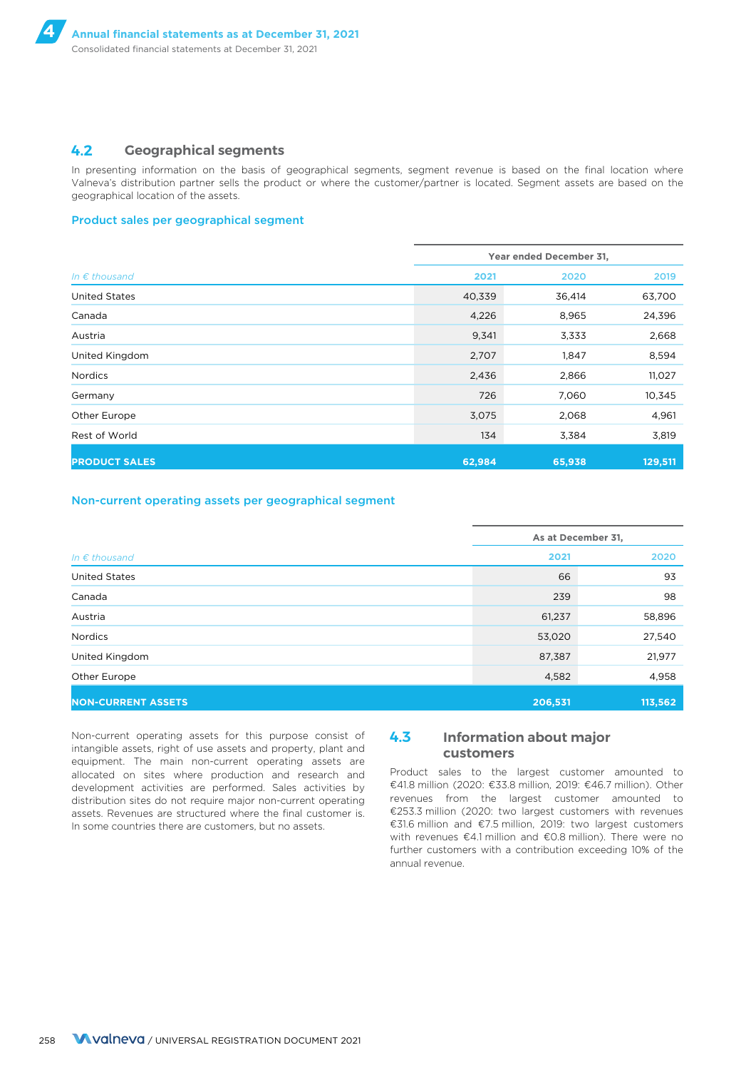## 4.2 Geographical segments

In presenting information on the basis of geographical segments, segment revenue is based on the final location where Valneva's distribution partner sells the product or where the customer/partner is located. Segment assets are based on the geographical location of the assets.

### Product sales per geographical segment

| | Year ended December 31, | | |
|---|---|---|---|
| *In € thousand* | 2021 | 2020 | 2019 |
| United States | 40,339 | 36,414 | 63,700 |
| Canada | 4,226 | 8,965 | 24,396 |
| Austria | 9,341 | 3,333 | 2,668 |
| United Kingdom | 2,707 | 1,847 | 8,594 |
| Nordics | 2,436 | 2,866 | 11,027 |
| Germany | 726 | 7,060 | 10,345 |
| Other Europe | 3,075 | 2,068 | 4,961 |
| Rest of World | 134 | 3,384 | 3,819 |
| **PRODUCT SALES** | **62,984** | **65,938** | **129,511** |

### Non-current operating assets per geographical segment

| | As at December 31, | |
|---|---|---|
| *In € thousand* | 2021 | 2020 |
| United States | 66 | 93 |
| Canada | 239 | 98 |
| Austria | 61,237 | 58,896 |
| Nordics | 53,020 | 27,540 |
| United Kingdom | 87,387 | 21,977 |
| Other Europe | 4,582 | 4,958 |
| **NON-CURRENT ASSETS** | **206,531** | **113,562** |

Non-current operating assets for this purpose consist of intangible assets, right of use assets and property, plant and equipment. The main non-current operating assets are allocated on sites where production and research and development activities are performed. Sales activities by distribution sites do not require major non-current operating assets. Revenues are structured where the final customer is. In some countries there are customers, but no assets.

## 4.3 Information about major customers

Product sales to the largest customer amounted to €41.8 million (2020: €33.8 million, 2019: €46.7 million). Other revenues from the largest customer amounted to €253.3 million (2020: two largest customers with revenues €31.6 million and €7.5 million, 2019: two largest customers with revenues €4.1 million and €0.8 million). There were no further customers with a contribution exceeding 10% of the annual revenue.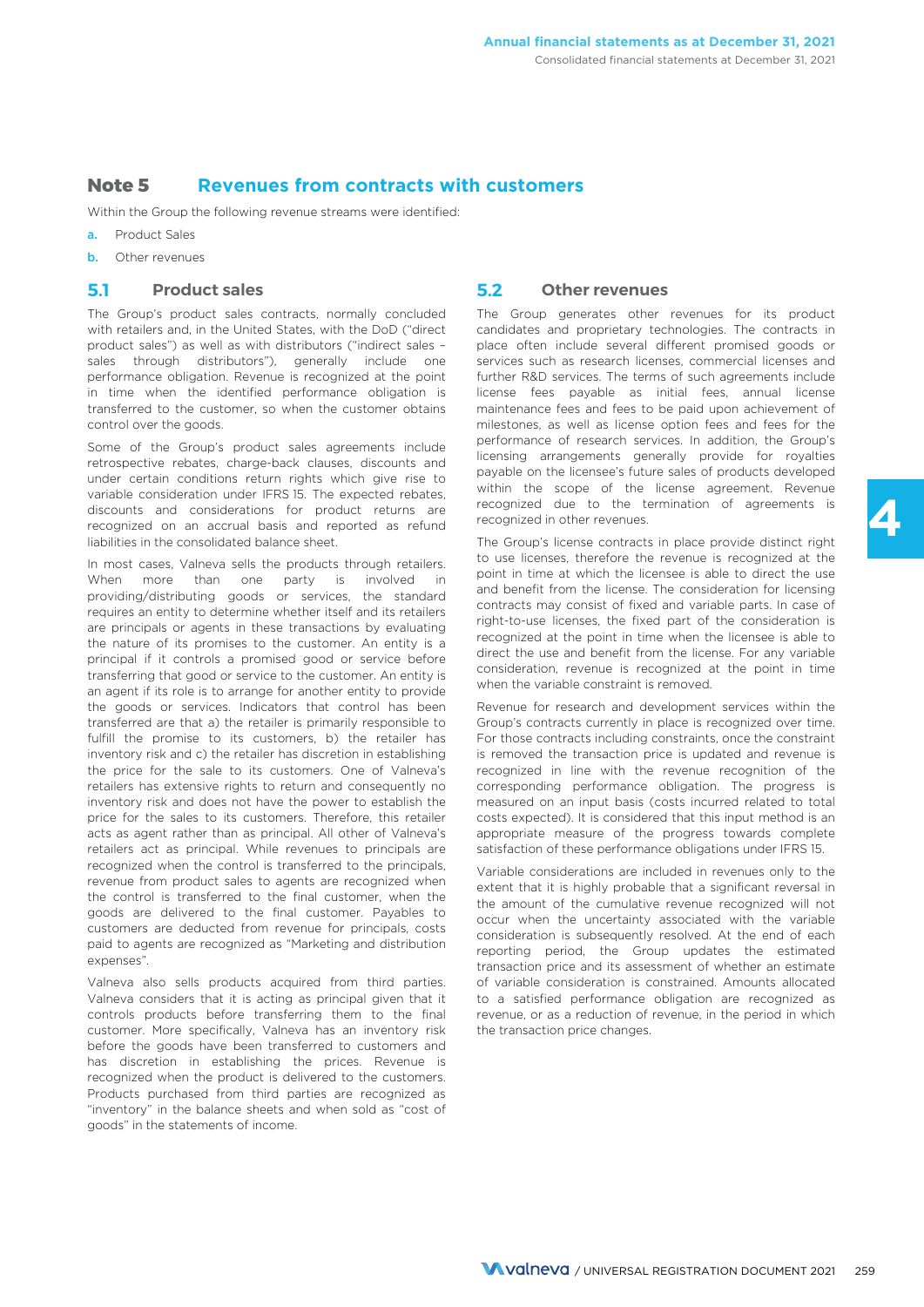## Note 5 Revenues from contracts with customers

Within the Group the following revenue streams were identified:

a. Product Sales
b. Other revenues

### 5.1 Product sales

The Group's product sales contracts, normally concluded with retailers and, in the United States, with the DoD ("direct product sales") as well as with distributors ("indirect sales – sales through distributors"), generally include one performance obligation. Revenue is recognized at the point in time when the identified performance obligation is transferred to the customer, so when the customer obtains control over the goods.

Some of the Group's product sales agreements include retrospective rebates, charge-back clauses, discounts and under certain conditions return rights which give rise to variable consideration under IFRS 15. The expected rebates, discounts and considerations for product returns are recognized on an accrual basis and reported as refund liabilities in the consolidated balance sheet.

In most cases, Valneva sells the products through retailers. When more than one party is involved in providing/distributing goods or services, the standard requires an entity to determine whether itself and its retailers are principals or agents in these transactions by evaluating the nature of its promises to the customer. An entity is a principal if it controls a promised good or service before transferring that good or service to the customer. An entity is an agent if its role is to arrange for another entity to provide the goods or services. Indicators that control has been transferred are that a) the retailer is primarily responsible to fulfill the promise to its customers, b) the retailer has inventory risk and c) the retailer has discretion in establishing the price for the sale to its customers. One of Valneva's retailers has extensive rights to return and consequently no inventory risk and does not have the power to establish the price for the sales to its customers. Therefore, this retailer acts as agent rather than as principal. All other of Valneva's retailers act as principal. While revenues to principals are recognized when the control is transferred to the principals, revenue from product sales to agents are recognized when the control is transferred to the final customer, when the goods are delivered to the final customer. Payables to customers are deducted from revenue for principals, costs paid to agents are recognized as "Marketing and distribution expenses".

Valneva also sells products acquired from third parties. Valneva considers that it is acting as principal given that it controls products before transferring them to the final customer. More specifically, Valneva has an inventory risk before the goods have been transferred to customers and has discretion in establishing the prices. Revenue is recognized when the product is delivered to the customers. Products purchased from third parties are recognized as "inventory" in the balance sheets and when sold as "cost of goods" in the statements of income.

### 5.2 Other revenues

The Group generates other revenues for its product candidates and proprietary technologies. The contracts in place often include several different promised goods or services such as research licenses, commercial licenses and further R&D services. The terms of such agreements include license fees payable as initial fees, annual license maintenance fees and fees to be paid upon achievement of milestones, as well as license option fees and fees for the performance of research services. In addition, the Group's licensing arrangements generally provide for royalties payable on the licensee's future sales of products developed within the scope of the license agreement. Revenue recognized due to the termination of agreements is recognized in other revenues.

The Group's license contracts in place provide distinct right to use licenses, therefore the revenue is recognized at the point in time at which the licensee is able to direct the use and benefit from the license. The consideration for licensing contracts may consist of fixed and variable parts. In case of right-to-use licenses, the fixed part of the consideration is recognized at the point in time when the licensee is able to direct the use and benefit from the license. For any variable consideration, revenue is recognized at the point in time when the variable constraint is removed.

Revenue for research and development services within the Group's contracts currently in place is recognized over time. For those contracts including constraints, once the constraint is removed the transaction price is updated and revenue is recognized in line with the revenue recognition of the corresponding performance obligation. The progress is measured on an input basis (costs incurred related to total costs expected). It is considered that this input method is an appropriate measure of the progress towards complete satisfaction of these performance obligations under IFRS 15.

Variable considerations are included in revenues only to the extent that it is highly probable that a significant reversal in the amount of the cumulative revenue recognized will not occur when the uncertainty associated with the variable consideration is subsequently resolved. At the end of each reporting period, the Group updates the estimated transaction price and its assessment of whether an estimate of variable consideration is constrained. Amounts allocated to a satisfied performance obligation are recognized as revenue, or as a reduction of revenue, in the period in which the transaction price changes.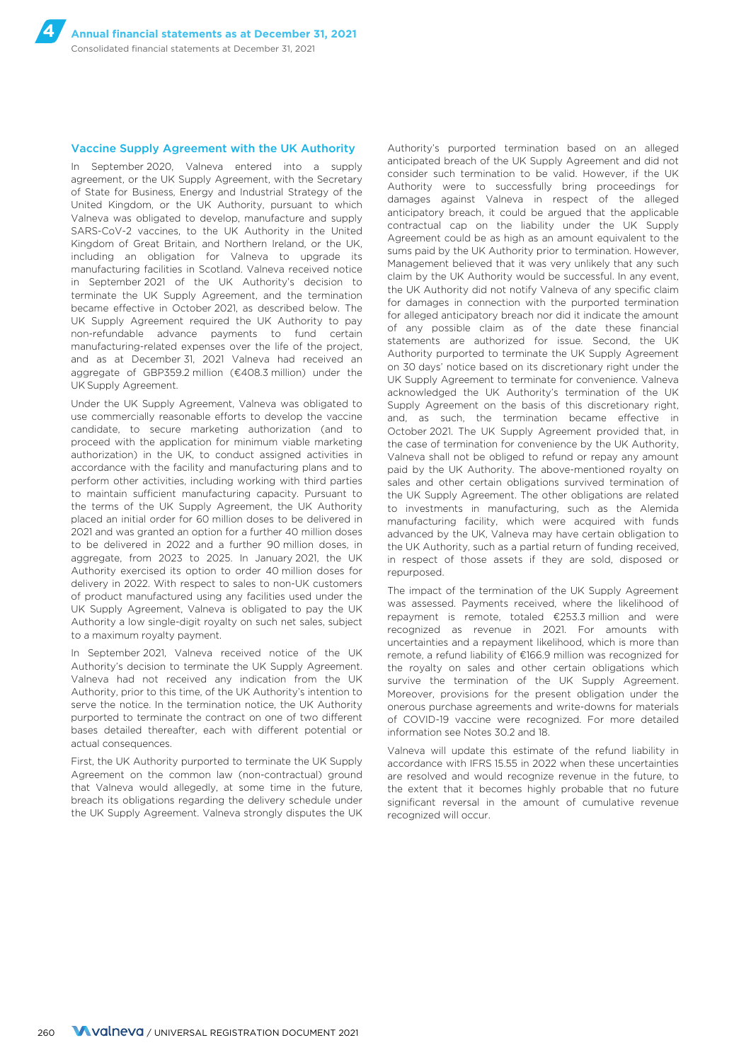### Vaccine Supply Agreement with the UK Authority

In September 2020, Valneva entered into a supply agreement, or the UK Supply Agreement, with the Secretary of State for Business, Energy and Industrial Strategy of the United Kingdom, or the UK Authority, pursuant to which Valneva was obligated to develop, manufacture and supply SARS-CoV-2 vaccines, to the UK Authority in the United Kingdom of Great Britain, and Northern Ireland, or the UK, including an obligation for Valneva to upgrade its manufacturing facilities in Scotland. Valneva received notice in September 2021 of the UK Authority's decision to terminate the UK Supply Agreement, and the termination became effective in October 2021, as described below. The UK Supply Agreement required the UK Authority to pay non-refundable advance payments to fund certain manufacturing-related expenses over the life of the project, and as at December 31, 2021 Valneva had received an aggregate of GBP359.2 million (€408.3 million) under the UK Supply Agreement.

Under the UK Supply Agreement, Valneva was obligated to use commercially reasonable efforts to develop the vaccine candidate, to secure marketing authorization (and to proceed with the application for minimum viable marketing authorization) in the UK, to conduct assigned activities in accordance with the facility and manufacturing plans and to perform other activities, including working with third parties to maintain sufficient manufacturing capacity. Pursuant to the terms of the UK Supply Agreement, the UK Authority placed an initial order for 60 million doses to be delivered in 2021 and was granted an option for a further 40 million doses to be delivered in 2022 and a further 90 million doses, in aggregate, from 2023 to 2025. In January 2021, the UK Authority exercised its option to order 40 million doses for delivery in 2022. With respect to sales to non-UK customers of product manufactured using any facilities used under the UK Supply Agreement, Valneva is obligated to pay the UK Authority a low single-digit royalty on such net sales, subject to a maximum royalty payment.

In September 2021, Valneva received notice of the UK Authority's decision to terminate the UK Supply Agreement. Valneva had not received any indication from the UK Authority, prior to this time, of the UK Authority's intention to serve the notice. In the termination notice, the UK Authority purported to terminate the contract on one of two different bases detailed thereafter, each with different potential or actual consequences.

First, the UK Authority purported to terminate the UK Supply Agreement on the common law (non-contractual) ground that Valneva would allegedly, at some time in the future, breach its obligations regarding the delivery schedule under the UK Supply Agreement. Valneva strongly disputes the UK Authority's purported termination based on an alleged anticipated breach of the UK Supply Agreement and did not consider such termination to be valid. However, if the UK Authority were to successfully bring proceedings for damages against Valneva in respect of the alleged anticipatory breach, it could be argued that the applicable contractual cap on the liability under the UK Supply Agreement could be as high as an amount equivalent to the sums paid by the UK Authority prior to termination. However, Management believed that it was very unlikely that any such claim by the UK Authority would be successful. In any event, the UK Authority did not notify Valneva of any specific claim for damages in connection with the purported termination for alleged anticipatory breach nor did it indicate the amount of any possible claim as of the date these financial statements are authorized for issue. Second, the UK Authority purported to terminate the UK Supply Agreement on 30 days' notice based on its discretionary right under the UK Supply Agreement to terminate for convenience. Valneva acknowledged the UK Authority's termination of the UK Supply Agreement on the basis of this discretionary right, and, as such, the termination became effective in October 2021. The UK Supply Agreement provided that, in the case of termination for convenience by the UK Authority, Valneva shall not be obliged to refund or repay any amount paid by the UK Authority. The above-mentioned royalty on sales and other certain obligations survived termination of the UK Supply Agreement. The other obligations are related to investments in manufacturing, such as the Alemida manufacturing facility, which were acquired with funds advanced by the UK, Valneva may have certain obligation to the UK Authority, such as a partial return of funding received, in respect of those assets if they are sold, disposed or repurposed.

The impact of the termination of the UK Supply Agreement was assessed. Payments received, where the likelihood of repayment is remote, totaled €253.3 million and were recognized as revenue in 2021. For amounts with uncertainties and a repayment likelihood, which is more than remote, a refund liability of €166.9 million was recognized for the royalty on sales and other certain obligations which survive the termination of the UK Supply Agreement. Moreover, provisions for the present obligation under the onerous purchase agreements and write-downs for materials of COVID-19 vaccine were recognized. For more detailed information see Notes 30.2 and 18.

Valneva will update this estimate of the refund liability in accordance with IFRS 15.55 in 2022 when these uncertainties are resolved and would recognize revenue in the future, to the extent that it becomes highly probable that no future significant reversal in the amount of cumulative revenue recognized will occur.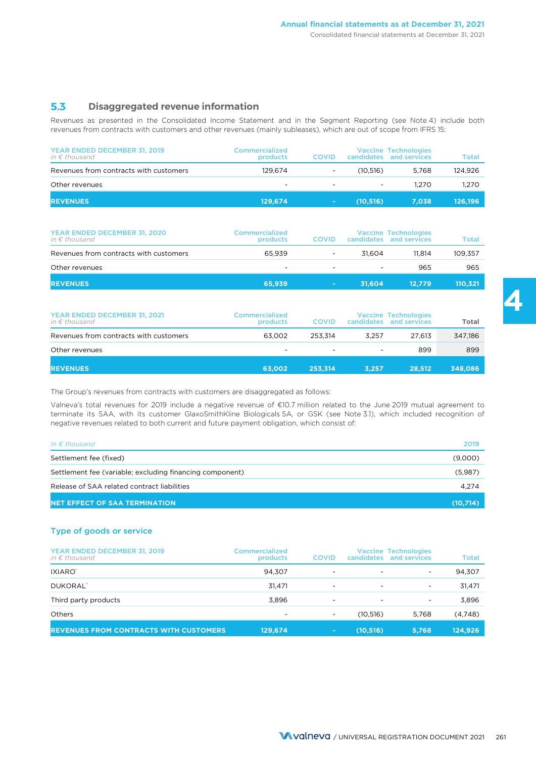### 5.3 Disaggregated revenue information

Revenues as presented in the Consolidated Income Statement and in the Segment Reporting (see Note 4) include both revenues from contracts with customers and other revenues (mainly subleases), which are out of scope from IFRS 15:

| YEAR ENDED DECEMBER 31, 2019<br>*in € thousand* | Commercialized products | COVID | Vaccine candidates | Technologies and services | Total |
|---|---|---|---|---|---|
| Revenues from contracts with customers | 129,674 | - | (10,516) | 5,768 | 124,926 |
| Other revenues | - | - | - | 1,270 | 1,270 |
| **REVENUES** | **129,674** | **-** | **(10,516)** | **7,038** | **126,196** |

| YEAR ENDED DECEMBER 31, 2020<br>*in € thousand* | Commercialized products | COVID | Vaccine candidates | Technologies and services | Total |
|---|---|---|---|---|---|
| Revenues from contracts with customers | 65,939 | - | 31,604 | 11,814 | 109,357 |
| Other revenues | - | - | - | 965 | 965 |
| **REVENUES** | **65,939** | **-** | **31,604** | **12,779** | **110,321** |

| YEAR ENDED DECEMBER 31, 2021<br>*in € thousand* | Commercialized products | COVID | Vaccine candidates | Technologies and services | Total |
|---|---|---|---|---|---|
| Revenues from contracts with customers | 63,002 | 253,314 | 3,257 | 27,613 | 347,186 |
| Other revenues | - | - | - | 899 | 899 |
| **REVENUES** | **63,002** | **253,314** | **3,257** | **28,512** | **348,086** |

The Group's revenues from contracts with customers are disaggregated as follows:

Valneva's total revenues for 2019 include a negative revenue of €10.7 million related to the June 2019 mutual agreement to terminate its SAA, with its customer GlaxoSmithKline Biologicals SA, or GSK (see Note 3.1), which included recognition of negative revenues related to both current and future payment obligation, which consist of:

| *In € thousand* | 2019 |
|---|---|
| Settlement fee (fixed) | (9,000) |
| Settlement fee (variable; excluding financing component) | (5,987) |
| Release of SAA related contract liabilities | 4,274 |
| **NET EFFECT OF SAA TERMINATION** | **(10,714)** |

#### Type of goods or service

| YEAR ENDED DECEMBER 31, 2019<br>*in € thousand* | Commercialized products | COVID | Vaccine candidates | Technologies and services | Total |
|---|---|---|---|---|---|
| IXIARO® | 94,307 | - | - | - | 94,307 |
| DUKORAL® | 31,471 | - | - | - | 31,471 |
| Third party products | 3,896 | - | - | - | 3,896 |
| Others | - | - | (10,516) | 5,768 | (4,748) |
| **REVENUES FROM CONTRACTS WITH CUSTOMERS** | **129,674** | **-** | **(10,516)** | **5,768** | **124,926** |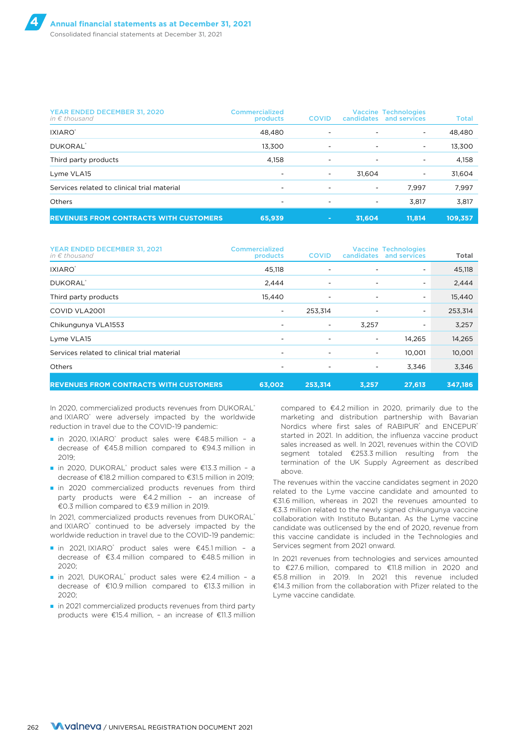| YEAR ENDED DECEMBER 31, 2020 *in € thousand* | Commercialized products | COVID | Vaccine candidates | Technologies and services | Total |
|---|---|---|---|---|---|
| IXIARO® | 48,480 | - | - | - | 48,480 |
| DUKORAL® | 13,300 | - | - | - | 13,300 |
| Third party products | 4,158 | - | - | - | 4,158 |
| Lyme VLA15 | - | - | 31,604 | - | 31,604 |
| Services related to clinical trial material | - | - | - | 7,997 | 7,997 |
| Others | - | - | - | 3,817 | 3,817 |
| **REVENUES FROM CONTRACTS WITH CUSTOMERS** | **65,939** | **-** | **31,604** | **11,814** | **109,357** |

| YEAR ENDED DECEMBER 31, 2021 *in € thousand* | Commercialized products | COVID | Vaccine candidates | Technologies and services | Total |
|---|---|---|---|---|---|
| IXIARO® | 45,118 | - | - | - | 45,118 |
| DUKORAL® | 2,444 | - | - | - | 2,444 |
| Third party products | 15,440 | - | - | - | 15,440 |
| COVID VLA2001 | - | 253,314 | - | - | 253,314 |
| Chikungunya VLA1553 | - | - | 3,257 | - | 3,257 |
| Lyme VLA15 | - | - | - | 14,265 | 14,265 |
| Services related to clinical trial material | - | - | - | 10,001 | 10,001 |
| Others | - | - | - | 3,346 | 3,346 |
| **REVENUES FROM CONTRACTS WITH CUSTOMERS** | **63,002** | **253,314** | **3,257** | **27,613** | **347,186** |

In 2020, commercialized products revenues from DUKORAL® and IXIARO® were adversely impacted by the worldwide reduction in travel due to the COVID-19 pandemic:

- in 2020, IXIARO® product sales were €48.5 million – a decrease of €45.8 million compared to €94.3 million in 2019;
- in 2020, DUKORAL® product sales were €13.3 million – a decrease of €18.2 million compared to €31.5 million in 2019;
- in 2020 commercialized products revenues from third party products were €4.2 million – an increase of €0.3 million compared to €3.9 million in 2019.

In 2021, commercialized products revenues from DUKORAL® and IXIARO® continued to be adversely impacted by the worldwide reduction in travel due to the COVID-19 pandemic:

- in 2021, IXIARO® product sales were €45.1 million – a decrease of €3.4 million compared to €48.5 million in 2020;
- in 2021, DUKORAL® product sales were €2.4 million – a decrease of €10.9 million compared to €13.3 million in 2020;
- in 2021 commercialized products revenues from third party products were €15.4 million, – an increase of €11.3 million compared to €4.2 million in 2020, primarily due to the marketing and distribution partnership with Bavarian Nordics where first sales of RABIPUR® and ENCEPUR® started in 2021. In addition, the influenza vaccine product sales increased as well. In 2021, revenues within the COVID segment totaled €253.3 million resulting from the termination of the UK Supply Agreement as described above.

The revenues within the vaccine candidates segment in 2020 related to the Lyme vaccine candidate and amounted to €31.6 million, whereas in 2021 the revenues amounted to €3.3 million related to the newly signed chikungunya vaccine collaboration with Instituto Butantan. As the Lyme vaccine candidate was outlicensed by the end of 2020, revenue from this vaccine candidate is included in the Technologies and Services segment from 2021 onward.

In 2021 revenues from technologies and services amounted to €27.6 million, compared to €11.8 million in 2020 and €5.8 million in 2019. In 2021 this revenue included €14.3 million from the collaboration with Pfizer related to the Lyme vaccine candidate.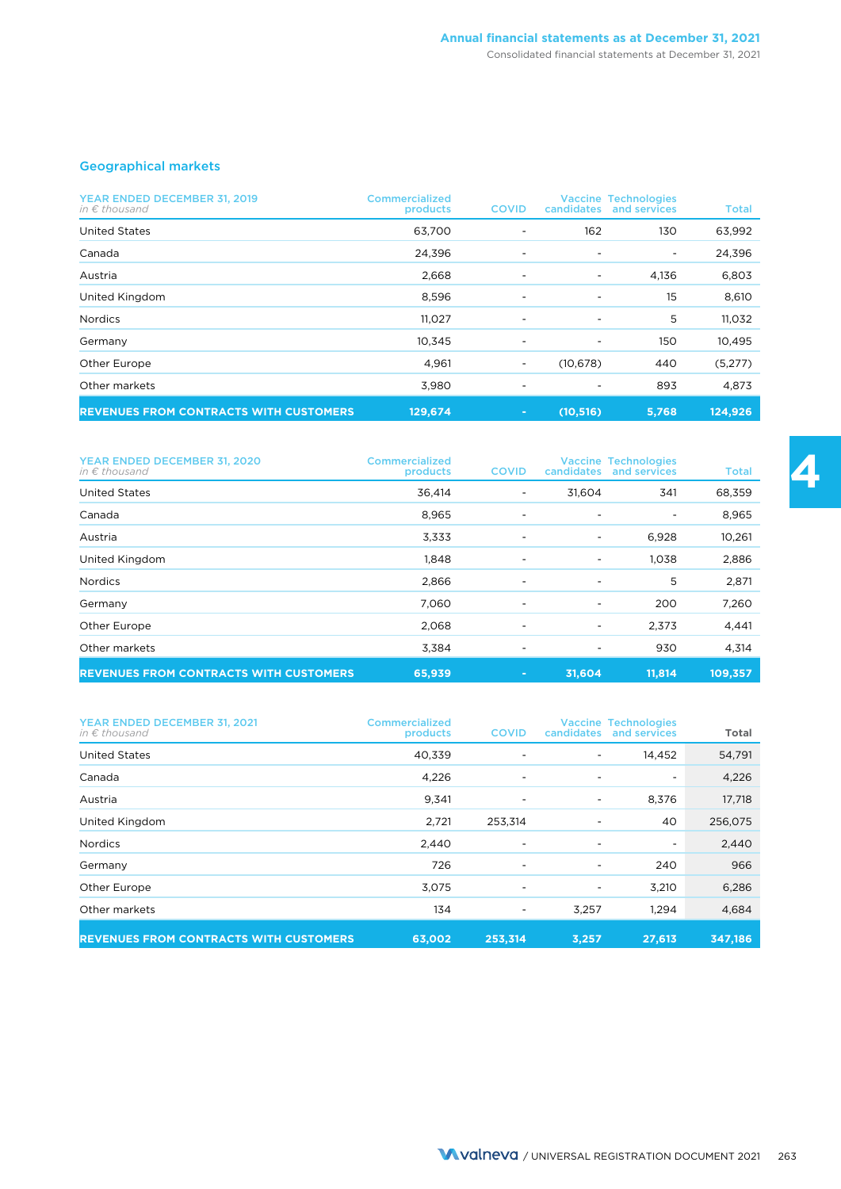## Geographical markets

| YEAR ENDED DECEMBER 31, 2019 *in € thousand* | Commercialized products | COVID | Vaccine candidates | Technologies and services | Total |
|---|---|---|---|---|---|
| United States | 63,700 | - | 162 | 130 | 63,992 |
| Canada | 24,396 | - | - | - | 24,396 |
| Austria | 2,668 | - | - | 4,136 | 6,803 |
| United Kingdom | 8,596 | - | - | 15 | 8,610 |
| Nordics | 11,027 | - | - | 5 | 11,032 |
| Germany | 10,345 | - | - | 150 | 10,495 |
| Other Europe | 4,961 | - | (10,678) | 440 | (5,277) |
| Other markets | 3,980 | - | - | 893 | 4,873 |
| **REVENUES FROM CONTRACTS WITH CUSTOMERS** | **129,674** | **-** | **(10,516)** | **5,768** | **124,926** |

| YEAR ENDED DECEMBER 31, 2020 *in € thousand* | Commercialized products | COVID | Vaccine candidates | Technologies and services | Total |
|---|---|---|---|---|---|
| United States | 36,414 | - | 31,604 | 341 | 68,359 |
| Canada | 8,965 | - | - | - | 8,965 |
| Austria | 3,333 | - | - | 6,928 | 10,261 |
| United Kingdom | 1,848 | - | - | 1,038 | 2,886 |
| Nordics | 2,866 | - | - | 5 | 2,871 |
| Germany | 7,060 | - | - | 200 | 7,260 |
| Other Europe | 2,068 | - | - | 2,373 | 4,441 |
| Other markets | 3,384 | - | - | 930 | 4,314 |
| **REVENUES FROM CONTRACTS WITH CUSTOMERS** | **65,939** | **-** | **31,604** | **11,814** | **109,357** |

| YEAR ENDED DECEMBER 31, 2021 *in € thousand* | Commercialized products | COVID | Vaccine candidates | Technologies and services | Total |
|---|---|---|---|---|---|
| United States | 40,339 | - | - | 14,452 | 54,791 |
| Canada | 4,226 | - | - | - | 4,226 |
| Austria | 9,341 | - | - | 8,376 | 17,718 |
| United Kingdom | 2,721 | 253,314 | - | 40 | 256,075 |
| Nordics | 2,440 | - | - | - | 2,440 |
| Germany | 726 | - | - | 240 | 966 |
| Other Europe | 3,075 | - | - | 3,210 | 6,286 |
| Other markets | 134 | - | 3,257 | 1,294 | 4,684 |
| **REVENUES FROM CONTRACTS WITH CUSTOMERS** | **63,002** | **253,314** | **3,257** | **27,613** | **347,186** |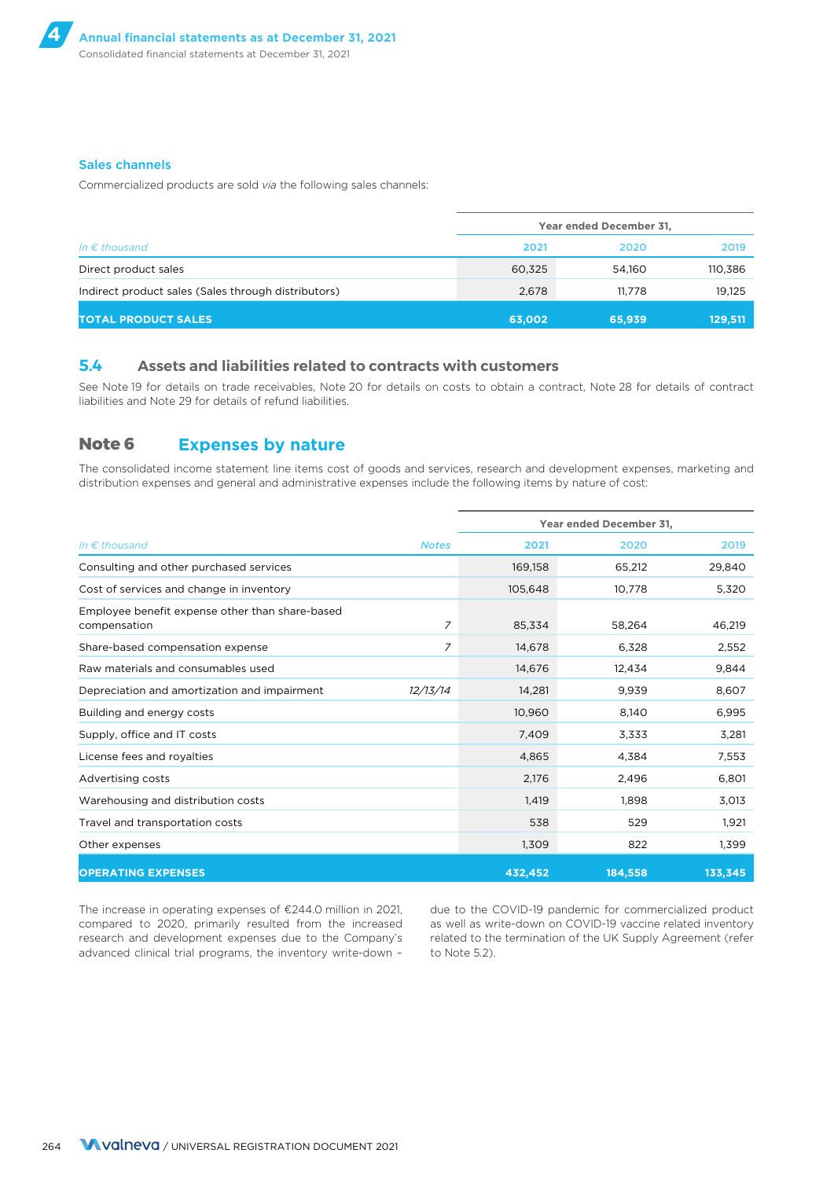### Sales channels

Commercialized products are sold *via* the following sales channels:

| | Year ended December 31, | | |
|---|---|---|---|
| *In € thousand* | 2021 | 2020 | 2019 |
| Direct product sales | 60,325 | 54,160 | 110,386 |
| Indirect product sales (Sales through distributors) | 2,678 | 11,778 | 19,125 |
| **TOTAL PRODUCT SALES** | **63,002** | **65,939** | **129,511** |

## 5.4 Assets and liabilities related to contracts with customers

See Note 19 for details on trade receivables, Note 20 for details on costs to obtain a contract, Note 28 for details of contract liabilities and Note 29 for details of refund liabilities.

# Note 6 Expenses by nature

The consolidated income statement line items cost of goods and services, research and development expenses, marketing and distribution expenses and general and administrative expenses include the following items by nature of cost:

| | | Year ended December 31, | | |
|---|---|---|---|---|
| *In € thousand* | *Notes* | 2021 | 2020 | 2019 |
| Consulting and other purchased services | | 169,158 | 65,212 | 29,840 |
| Cost of services and change in inventory | | 105,648 | 10,778 | 5,320 |
| Employee benefit expense other than share-based compensation | *7* | 85,334 | 58,264 | 46,219 |
| Share-based compensation expense | *7* | 14,678 | 6,328 | 2,552 |
| Raw materials and consumables used | | 14,676 | 12,434 | 9,844 |
| Depreciation and amortization and impairment | *12/13/14* | 14,281 | 9,939 | 8,607 |
| Building and energy costs | | 10,960 | 8,140 | 6,995 |
| Supply, office and IT costs | | 7,409 | 3,333 | 3,281 |
| License fees and royalties | | 4,865 | 4,384 | 7,553 |
| Advertising costs | | 2,176 | 2,496 | 6,801 |
| Warehousing and distribution costs | | 1,419 | 1,898 | 3,013 |
| Travel and transportation costs | | 538 | 529 | 1,921 |
| Other expenses | | 1,309 | 822 | 1,399 |
| **OPERATING EXPENSES** | | **432,452** | **184,558** | **133,345** |

The increase in operating expenses of €244.0 million in 2021, compared to 2020, primarily resulted from the increased research and development expenses due to the Company's advanced clinical trial programs, the inventory write-down – due to the COVID-19 pandemic for commercialized product as well as write-down on COVID-19 vaccine related inventory related to the termination of the UK Supply Agreement (refer to Note 5.2).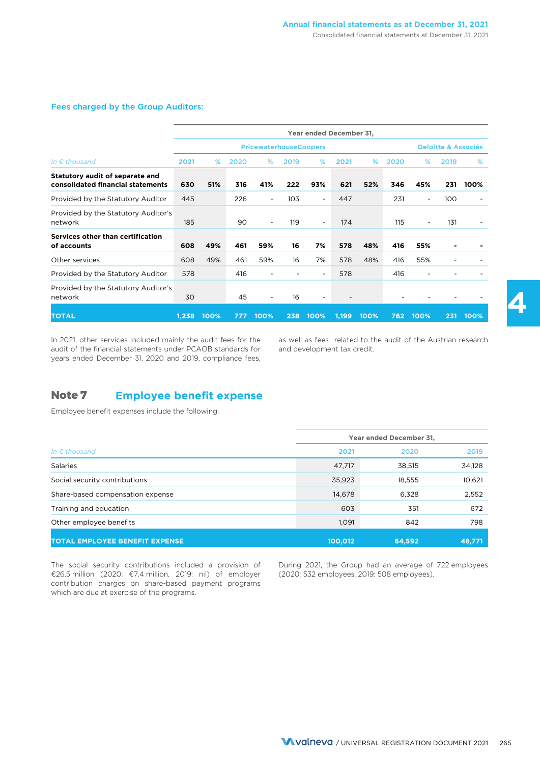### Fees charged by the Group Auditors:

| In € thousand | Year ended December 31, | | | | | | | | | | | |
|---|---|---|---|---|---|---|---|---|---|---|---|---|
| | PricewaterhouseCoopers | | | | | | Deloitte & Associés | | | | | |
| | 2021 | % | 2020 | % | 2019 | % | 2021 | % | 2020 | % | 2019 | % |
| **Statutory audit of separate and consolidated financial statements** | **630** | **51%** | **316** | **41%** | **222** | **93%** | **621** | **52%** | **346** | **45%** | **231** | **100%** |
| Provided by the Statutory Auditor | 445 | | 226 | - | 103 | - | 447 | | 231 | - | 100 | - |
| Provided by the Statutory Auditor's network | 185 | | 90 | - | 119 | - | 174 | | 115 | - | 131 | - |
| **Services other than certification of accounts** | **608** | **49%** | **461** | **59%** | **16** | **7%** | **578** | **48%** | **416** | **55%** | **-** | **-** |
| Other services | 608 | 49% | 461 | 59% | 16 | 7% | 578 | 48% | 416 | 55% | - | - |
| Provided by the Statutory Auditor | 578 | | 416 | - | - | - | 578 | | 416 | - | - | - |
| Provided by the Statutory Auditor's network | 30 | | 45 | - | 16 | - | - | | - | - | - | - |
| **TOTAL** | **1,238** | **100%** | **777** | **100%** | **238** | **100%** | **1,199** | **100%** | **762** | **100%** | **231** | **100%** |

In 2021, other services included mainly the audit fees for the audit of the financial statements under PCAOB standards for years ended December 31, 2020 and 2019, compliance fees, as well as fees related to the audit of the Austrian research and development tax credit.

## Note 7 Employee benefit expense

Employee benefit expenses include the following:

| In € thousand | Year ended December 31, | | |
|---|---|---|---|
| | 2021 | 2020 | 2019 |
| Salaries | 47,717 | 38,515 | 34,128 |
| Social security contributions | 35,923 | 18,555 | 10,621 |
| Share-based compensation expense | 14,678 | 6,328 | 2,552 |
| Training and education | 603 | 351 | 672 |
| Other employee benefits | 1,091 | 842 | 798 |
| **TOTAL EMPLOYEE BENEFIT EXPENSE** | **100,012** | **64,592** | **48,771** |

The social security contributions included a provision of €26.5 million (2020: €7.4 million, 2019: nil) of employer contribution charges on share-based payment programs which are due at exercise of the programs.

During 2021, the Group had an average of 722 employees (2020: 532 employees, 2019: 508 employees).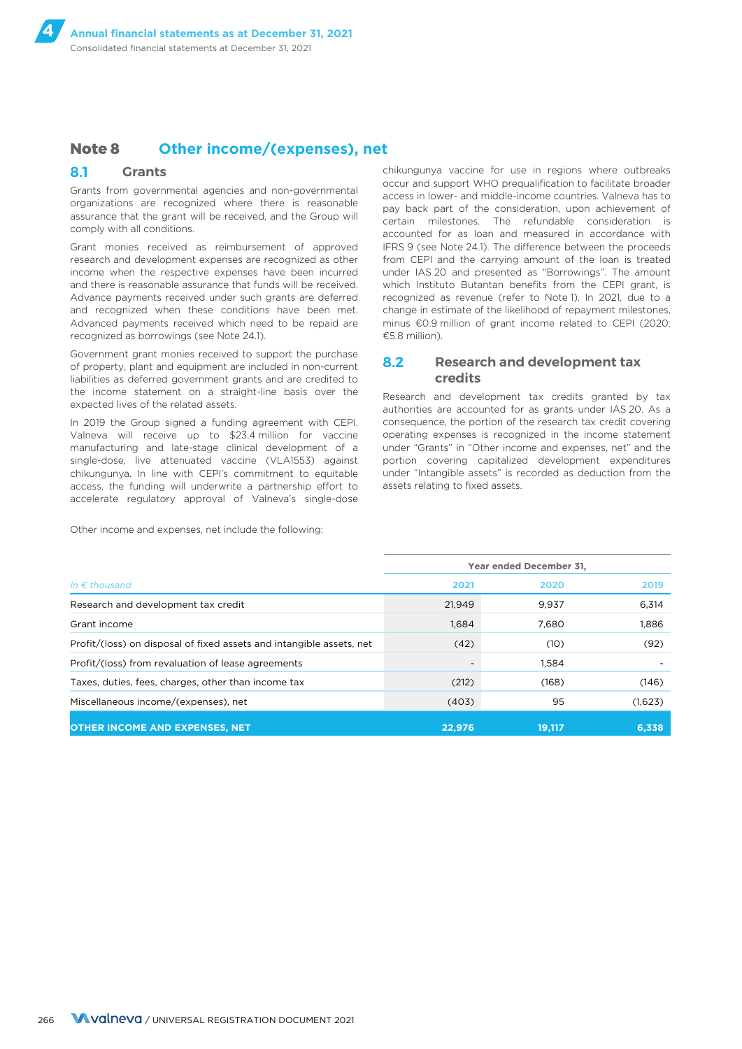## Note 8 Other income/(expenses), net

### 8.1 Grants

Grants from governmental agencies and non-governmental organizations are recognized where there is reasonable assurance that the grant will be received, and the Group will comply with all conditions.

Grant monies received as reimbursement of approved research and development expenses are recognized as other income when the respective expenses have been incurred and there is reasonable assurance that funds will be received. Advance payments received under such grants are deferred and recognized when these conditions have been met. Advanced payments received which need to be repaid are recognized as borrowings (see Note 24.1).

Government grant monies received to support the purchase of property, plant and equipment are included in non-current liabilities as deferred government grants and are credited to the income statement on a straight-line basis over the expected lives of the related assets.

In 2019 the Group signed a funding agreement with CEPI. Valneva will receive up to $23.4 million for vaccine manufacturing and late-stage clinical development of a single-dose, live attenuated vaccine (VLA1553) against chikungunya. In line with CEPI's commitment to equitable access, the funding will underwrite a partnership effort to accelerate regulatory approval of Valneva's single-dose chikungunya vaccine for use in regions where outbreaks occur and support WHO prequalification to facilitate broader access in lower- and middle-income countries. Valneva has to pay back part of the consideration, upon achievement of certain milestones. The refundable consideration is accounted for as loan and measured in accordance with IFRS 9 (see Note 24.1). The difference between the proceeds from CEPI and the carrying amount of the loan is treated under IAS 20 and presented as "Borrowings". The amount which Instituto Butantan benefits from the CEPI grant, is recognized as revenue (refer to Note 1). In 2021, due to a change in estimate of the likelihood of repayment milestones, minus €0.9 million of grant income related to CEPI (2020: €5.8 million).

### 8.2 Research and development tax credits

Research and development tax credits granted by tax authorities are accounted for as grants under IAS 20. As a consequence, the portion of the research tax credit covering operating expenses is recognized in the income statement under "Grants" in "Other income and expenses, net" and the portion covering capitalized development expenditures under "Intangible assets" is recorded as deduction from the assets relating to fixed assets.

Other income and expenses, net include the following:

| | Year ended December 31, | | |
|---|---|---|---|
| *In € thousand* | 2021 | 2020 | 2019 |
| Research and development tax credit | 21,949 | 9,937 | 6,314 |
| Grant income | 1,684 | 7,680 | 1,886 |
| Profit/(loss) on disposal of fixed assets and intangible assets, net | (42) | (10) | (92) |
| Profit/(loss) from revaluation of lease agreements | - | 1,584 | - |
| Taxes, duties, fees, charges, other than income tax | (212) | (168) | (146) |
| Miscellaneous income/(expenses), net | (403) | 95 | (1,623) |
| **OTHER INCOME AND EXPENSES, NET** | **22,976** | **19,117** | **6,338** |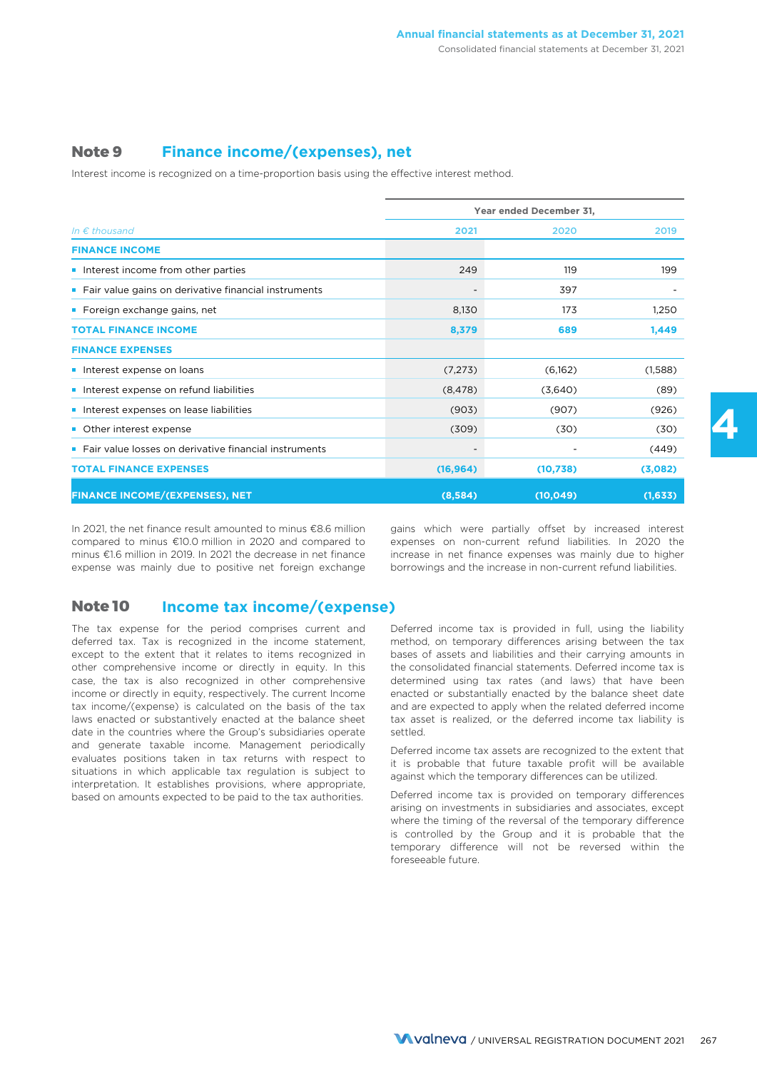## Note 9 Finance income/(expenses), net

Interest income is recognized on a time-proportion basis using the effective interest method.

| *In € thousand* | Year ended December 31, | | |
|---|---|---|---|
| | 2021 | 2020 | 2019 |
| **FINANCE INCOME** | | | |
| ▪ Interest income from other parties | 249 | 119 | 199 |
| ▪ Fair value gains on derivative financial instruments | - | 397 | - |
| ▪ Foreign exchange gains, net | 8,130 | 173 | 1,250 |
| **TOTAL FINANCE INCOME** | **8,379** | **689** | **1,449** |
| **FINANCE EXPENSES** | | | |
| ▪ Interest expense on loans | (7,273) | (6,162) | (1,588) |
| ▪ Interest expense on refund liabilities | (8,478) | (3,640) | (89) |
| ▪ Interest expenses on lease liabilities | (903) | (907) | (926) |
| ▪ Other interest expense | (309) | (30) | (30) |
| ▪ Fair value losses on derivative financial instruments | - | - | (449) |
| **TOTAL FINANCE EXPENSES** | **(16,964)** | **(10,738)** | **(3,082)** |
| **FINANCE INCOME/(EXPENSES), NET** | **(8,584)** | **(10,049)** | **(1,633)** |

In 2021, the net finance result amounted to minus €8.6 million compared to minus €10.0 million in 2020 and compared to minus €1.6 million in 2019. In 2021 the decrease in net finance expense was mainly due to positive net foreign exchange gains which were partially offset by increased interest expenses on non-current refund liabilities. In 2020 the increase in net finance expenses was mainly due to higher borrowings and the increase in non-current refund liabilities.

## Note 10 Income tax income/(expense)

The tax expense for the period comprises current and deferred tax. Tax is recognized in the income statement, except to the extent that it relates to items recognized in other comprehensive income or directly in equity. In this case, the tax is also recognized in other comprehensive income or directly in equity, respectively. The current Income tax income/(expense) is calculated on the basis of the tax laws enacted or substantively enacted at the balance sheet date in the countries where the Group's subsidiaries operate and generate taxable income. Management periodically evaluates positions taken in tax returns with respect to situations in which applicable tax regulation is subject to interpretation. It establishes provisions, where appropriate, based on amounts expected to be paid to the tax authorities.

Deferred income tax is provided in full, using the liability method, on temporary differences arising between the tax bases of assets and liabilities and their carrying amounts in the consolidated financial statements. Deferred income tax is determined using tax rates (and laws) that have been enacted or substantially enacted by the balance sheet date and are expected to apply when the related deferred income tax asset is realized, or the deferred income tax liability is settled.

Deferred income tax assets are recognized to the extent that it is probable that future taxable profit will be available against which the temporary differences can be utilized.

Deferred income tax is provided on temporary differences arising on investments in subsidiaries and associates, except where the timing of the reversal of the temporary difference is controlled by the Group and it is probable that the temporary difference will not be reversed within the foreseeable future.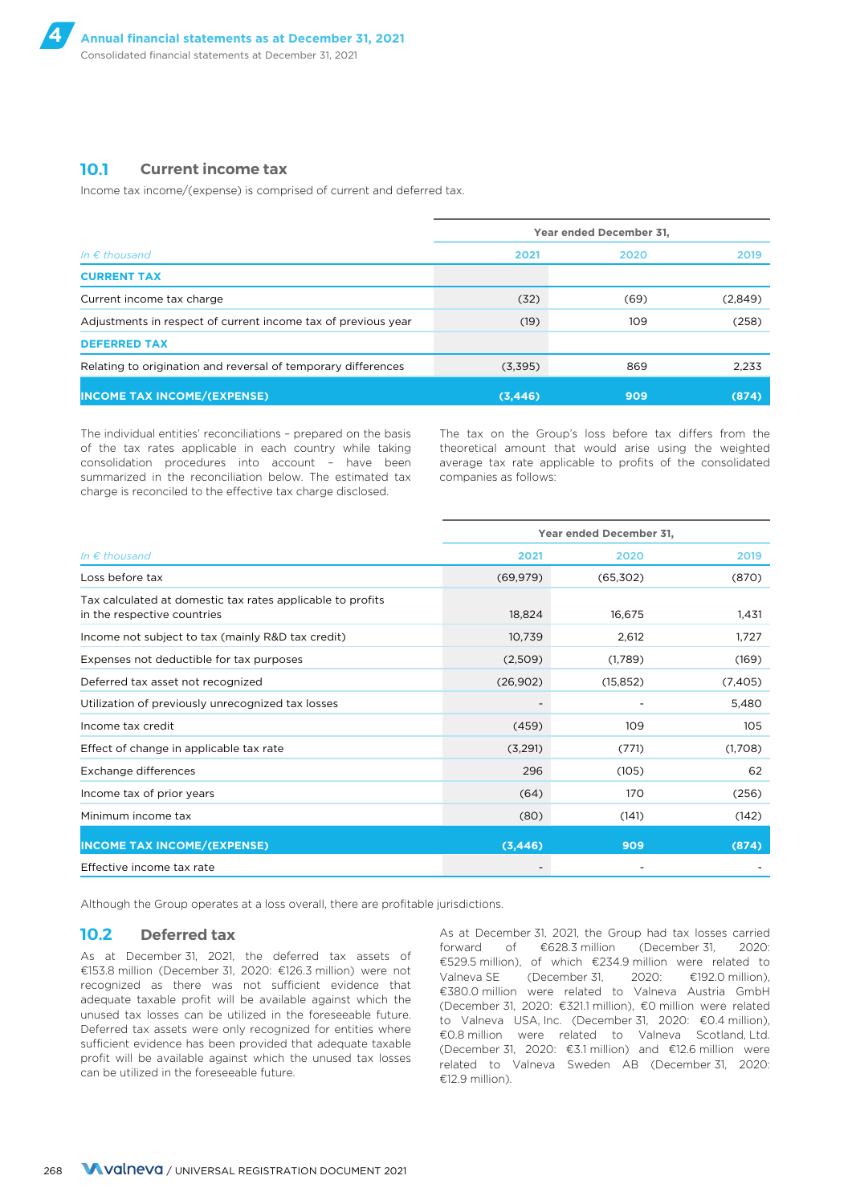## 10.1 Current income tax

Income tax income/(expense) is comprised of current and deferred tax.

| *In € thousand* | Year ended December 31, | | |
|---|---|---|---|
| | 2021 | 2020 | 2019 |
| **CURRENT TAX** | | | |
| Current income tax charge | (32) | (69) | (2,849) |
| Adjustments in respect of current income tax of previous year | (19) | 109 | (258) |
| **DEFERRED TAX** | | | |
| Relating to origination and reversal of temporary differences | (3,395) | 869 | 2,233 |
| **INCOME TAX INCOME/(EXPENSE)** | **(3,446)** | **909** | **(874)** |

The individual entities' reconciliations – prepared on the basis of the tax rates applicable in each country while taking consolidation procedures into account – have been summarized in the reconciliation below. The estimated tax charge is reconciled to the effective tax charge disclosed.

The tax on the Group's loss before tax differs from the theoretical amount that would arise using the weighted average tax rate applicable to profits of the consolidated companies as follows:

| *In € thousand* | Year ended December 31, | | |
|---|---|---|---|
| | 2021 | 2020 | 2019 |
| Loss before tax | (69,979) | (65,302) | (870) |
| Tax calculated at domestic tax rates applicable to profits in the respective countries | 18,824 | 16,675 | 1,431 |
| Income not subject to tax (mainly R&D tax credit) | 10,739 | 2,612 | 1,727 |
| Expenses not deductible for tax purposes | (2,509) | (1,789) | (169) |
| Deferred tax asset not recognized | (26,902) | (15,852) | (7,405) |
| Utilization of previously unrecognized tax losses | - | - | 5,480 |
| Income tax credit | (459) | 109 | 105 |
| Effect of change in applicable tax rate | (3,291) | (771) | (1,708) |
| Exchange differences | 296 | (105) | 62 |
| Income tax of prior years | (64) | 170 | (256) |
| Minimum income tax | (80) | (141) | (142) |
| **INCOME TAX INCOME/(EXPENSE)** | **(3,446)** | **909** | **(874)** |
| Effective income tax rate | - | - | - |

Although the Group operates at a loss overall, there are profitable jurisdictions.

## 10.2 Deferred tax

As at December 31, 2021, the deferred tax assets of €153.8 million (December 31, 2020: €126.3 million) were not recognized as there was not sufficient evidence that adequate taxable profit will be available against which the unused tax losses can be utilized in the foreseeable future. Deferred tax assets were only recognized for entities where sufficient evidence has been provided that adequate taxable profit will be available against which the unused tax losses can be utilized in the foreseeable future.

As at December 31, 2021, the Group had tax losses carried forward of €628.3 million (December 31, 2020: €529.5 million), of which €234.9 million were related to Valneva SE (December 31, 2020: €192.0 million), €380.0 million were related to Valneva Austria GmbH (December 31, 2020: €321.1 million), €0 million were related to Valneva USA, Inc. (December 31, 2020: €0.4 million), €0.8 million were related to Valneva Scotland, Ltd. (December 31, 2020: €3.1 million) and €12.6 million were related to Valneva Sweden AB (December 31, 2020: €12.9 million).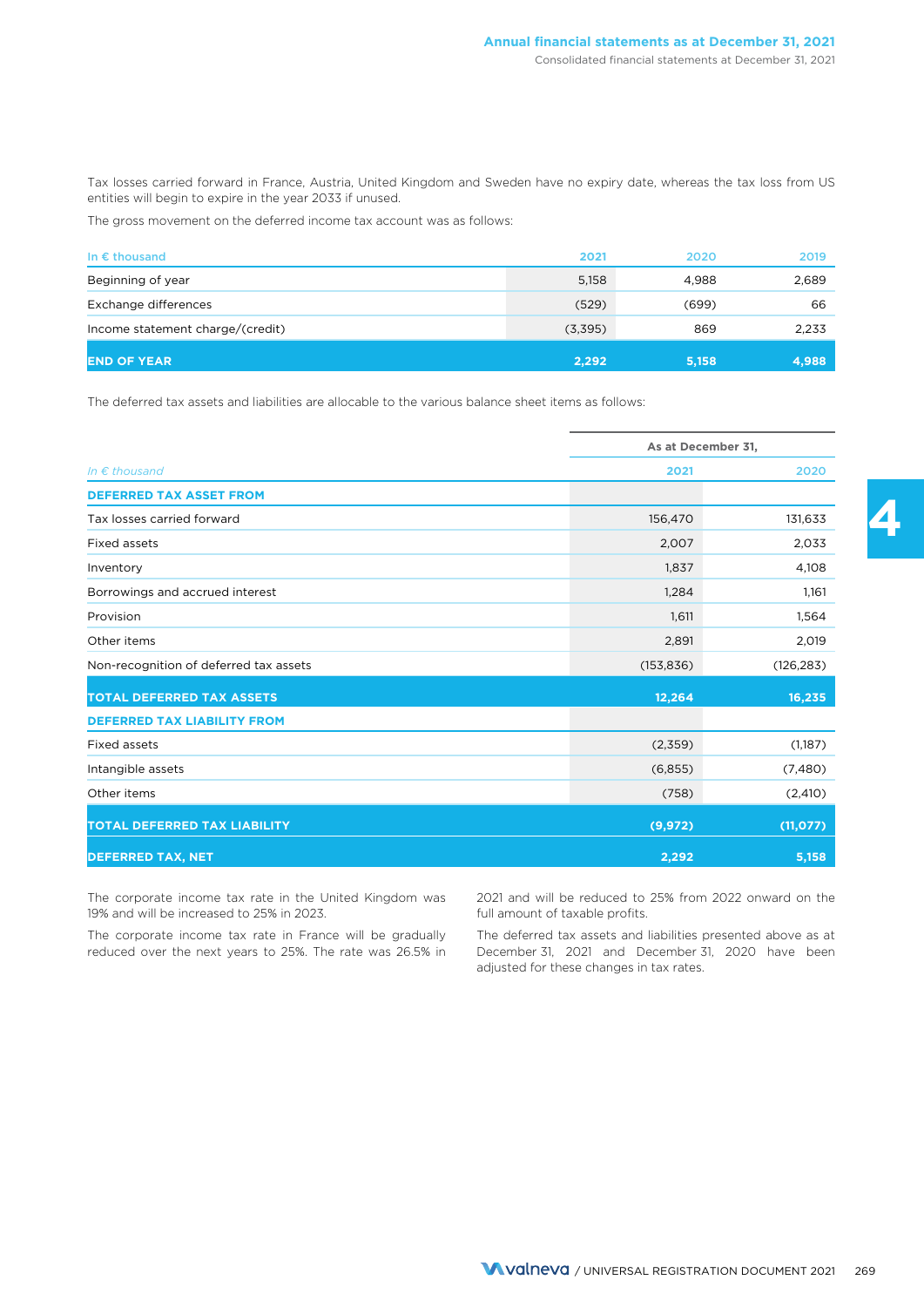Tax losses carried forward in France, Austria, United Kingdom and Sweden have no expiry date, whereas the tax loss from US entities will begin to expire in the year 2033 if unused.

The gross movement on the deferred income tax account was as follows:

| In € thousand | 2021 | 2020 | 2019 |
|---|---|---|---|
| Beginning of year | 5,158 | 4,988 | 2,689 |
| Exchange differences | (529) | (699) | 66 |
| Income statement charge/(credit) | (3,395) | 869 | 2,233 |
| **END OF YEAR** | **2,292** | **5,158** | **4,988** |

The deferred tax assets and liabilities are allocable to the various balance sheet items as follows:

| | As at December 31, | |
|---|---|---|
| *In € thousand* | 2021 | 2020 |
| **DEFERRED TAX ASSET FROM** | | |
| Tax losses carried forward | 156,470 | 131,633 |
| Fixed assets | 2,007 | 2,033 |
| Inventory | 1,837 | 4,108 |
| Borrowings and accrued interest | 1,284 | 1,161 |
| Provision | 1,611 | 1,564 |
| Other items | 2,891 | 2,019 |
| Non-recognition of deferred tax assets | (153,836) | (126,283) |
| **TOTAL DEFERRED TAX ASSETS** | **12,264** | **16,235** |
| **DEFERRED TAX LIABILITY FROM** | | |
| Fixed assets | (2,359) | (1,187) |
| Intangible assets | (6,855) | (7,480) |
| Other items | (758) | (2,410) |
| **TOTAL DEFERRED TAX LIABILITY** | **(9,972)** | **(11,077)** |
| **DEFERRED TAX, NET** | **2,292** | **5,158** |

The corporate income tax rate in the United Kingdom was 19% and will be increased to 25% in 2023.

The corporate income tax rate in France will be gradually reduced over the next years to 25%. The rate was 26.5% in 2021 and will be reduced to 25% from 2022 onward on the full amount of taxable profits.

The deferred tax assets and liabilities presented above as at December 31, 2021 and December 31, 2020 have been adjusted for these changes in tax rates.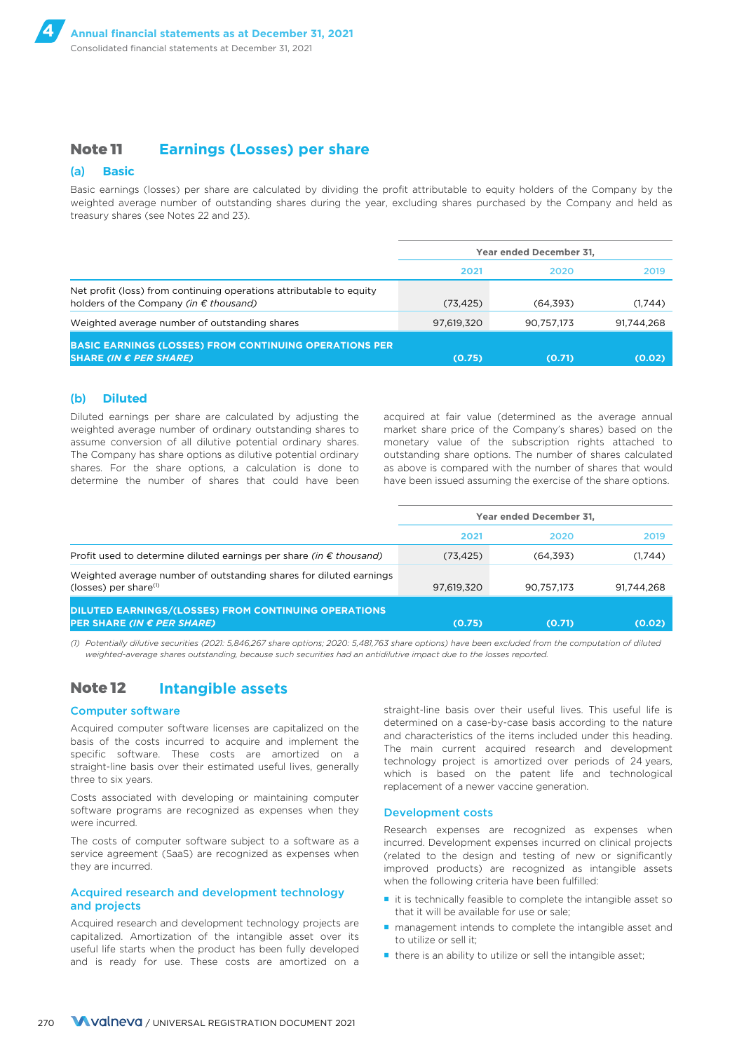## Note 11 Earnings (Losses) per share

### (a) Basic

Basic earnings (losses) per share are calculated by dividing the profit attributable to equity holders of the Company by the weighted average number of outstanding shares during the year, excluding shares purchased by the Company and held as treasury shares (see Notes 22 and 23).

| | Year ended December 31, | | |
|---|---|---|---|
| | 2021 | 2020 | 2019 |
| Net profit (loss) from continuing operations attributable to equity holders of the Company *(in € thousand)* | (73,425) | (64,393) | (1,744) |
| Weighted average number of outstanding shares | 97,619,320 | 90,757,173 | 91,744,268 |
| **BASIC EARNINGS (LOSSES) FROM CONTINUING OPERATIONS PER SHARE *(IN € PER SHARE)*** | **(0.75)** | **(0.71)** | **(0.02)** |

### (b) Diluted

Diluted earnings per share are calculated by adjusting the weighted average number of ordinary outstanding shares to assume conversion of all dilutive potential ordinary shares. The Company has share options as dilutive potential ordinary shares. For the share options, a calculation is done to determine the number of shares that could have been acquired at fair value (determined as the average annual market share price of the Company's shares) based on the monetary value of the subscription rights attached to outstanding share options. The number of shares calculated as above is compared with the number of shares that would have been issued assuming the exercise of the share options.

| | Year ended December 31, | | |
|---|---|---|---|
| | 2021 | 2020 | 2019 |
| Profit used to determine diluted earnings per share *(in € thousand)* | (73,425) | (64,393) | (1,744) |
| Weighted average number of outstanding shares for diluted earnings (losses) per share[(1)] | 97,619,320 | 90,757,173 | 91,744,268 |
| **DILUTED EARNINGS/(LOSSES) FROM CONTINUING OPERATIONS PER SHARE *(IN € PER SHARE)*** | **(0.75)** | **(0.71)** | **(0.02)** |

*(1) Potentially dilutive securities (2021: 5,846,267 share options; 2020: 5,481,763 share options) have been excluded from the computation of diluted weighted-average shares outstanding, because such securities had an antidilutive impact due to the losses reported.*

## Note 12 Intangible assets

### Computer software

Acquired computer software licenses are capitalized on the basis of the costs incurred to acquire and implement the specific software. These costs are amortized on a straight-line basis over their estimated useful lives, generally three to six years.

Costs associated with developing or maintaining computer software programs are recognized as expenses when they were incurred.

The costs of computer software subject to a software as a service agreement (SaaS) are recognized as expenses when they are incurred.

### Acquired research and development technology and projects

Acquired research and development technology projects are capitalized. Amortization of the intangible asset over its useful life starts when the product has been fully developed and is ready for use. These costs are amortized on a straight-line basis over their useful lives. This useful life is determined on a case-by-case basis according to the nature and characteristics of the items included under this heading. The main current acquired research and development technology project is amortized over periods of 24 years, which is based on the patent life and technological replacement of a newer vaccine generation.

### Development costs

Research expenses are recognized as expenses when incurred. Development expenses incurred on clinical projects (related to the design and testing of new or significantly improved products) are recognized as intangible assets when the following criteria have been fulfilled:

- it is technically feasible to complete the intangible asset so that it will be available for use or sale;
- management intends to complete the intangible asset and to utilize or sell it;
- there is an ability to utilize or sell the intangible asset;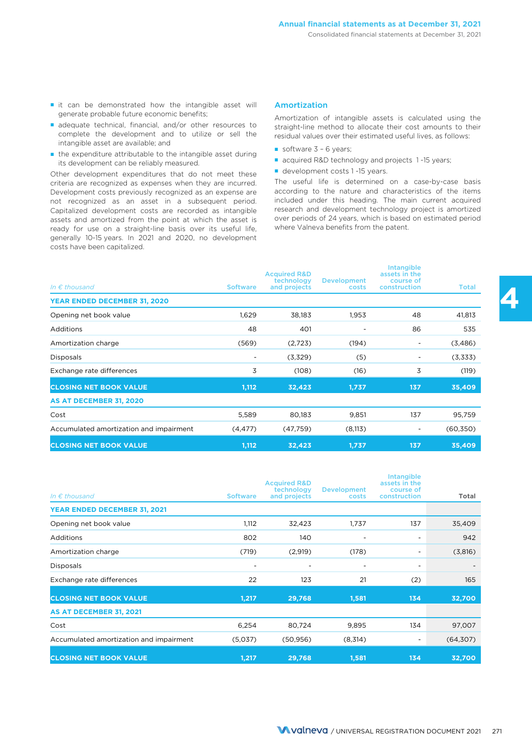- it can be demonstrated how the intangible asset will generate probable future economic benefits;
- adequate technical, financial, and/or other resources to complete the development and to utilize or sell the intangible asset are available; and
- the expenditure attributable to the intangible asset during its development can be reliably measured.

Other development expenditures that do not meet these criteria are recognized as expenses when they are incurred. Development costs previously recognized as an expense are not recognized as an asset in a subsequent period. Capitalized development costs are recorded as intangible assets and amortized from the point at which the asset is ready for use on a straight-line basis over its useful life, generally 10-15 years. In 2021 and 2020, no development costs have been capitalized.

## Amortization

Amortization of intangible assets is calculated using the straight-line method to allocate their cost amounts to their residual values over their estimated useful lives, as follows:

- software 3 – 6 years;
- acquired R&D technology and projects 1 -15 years;
- development costs 1 -15 years.

The useful life is determined on a case-by-case basis according to the nature and characteristics of the items included under this heading. The main current acquired research and development technology project is amortized over periods of 24 years, which is based on estimated period where Valneva benefits from the patent.

| *In € thousand* | Software | Acquired R&D technology and projects | Development costs | Intangible assets in the course of construction | Total |
|---|---|---|---|---|---|
| **YEAR ENDED DECEMBER 31, 2020** | | | | | |
| Opening net book value | 1,629 | 38,183 | 1,953 | 48 | 41,813 |
| Additions | 48 | 401 | - | 86 | 535 |
| Amortization charge | (569) | (2,723) | (194) | - | (3,486) |
| Disposals | - | (3,329) | (5) | - | (3,333) |
| Exchange rate differences | 3 | (108) | (16) | 3 | (119) |
| **CLOSING NET BOOK VALUE** | **1,112** | **32,423** | **1,737** | **137** | **35,409** |
| **AS AT DECEMBER 31, 2020** | | | | | |
| Cost | 5,589 | 80,183 | 9,851 | 137 | 95,759 |
| Accumulated amortization and impairment | (4,477) | (47,759) | (8,113) | - | (60,350) |
| **CLOSING NET BOOK VALUE** | **1,112** | **32,423** | **1,737** | **137** | **35,409** |

| *In € thousand* | Software | Acquired R&D technology and projects | Development costs | Intangible assets in the course of construction | Total |
|---|---|---|---|---|---|
| **YEAR ENDED DECEMBER 31, 2021** | | | | | |
| Opening net book value | 1,112 | 32,423 | 1,737 | 137 | 35,409 |
| Additions | 802 | 140 | - | - | 942 |
| Amortization charge | (719) | (2,919) | (178) | - | (3,816) |
| Disposals | - | - | - | - | - |
| Exchange rate differences | 22 | 123 | 21 | (2) | 165 |
| **CLOSING NET BOOK VALUE** | **1,217** | **29,768** | **1,581** | **134** | **32,700** |
| **AS AT DECEMBER 31, 2021** | | | | | |
| Cost | 6,254 | 80,724 | 9,895 | 134 | 97,007 |
| Accumulated amortization and impairment | (5,037) | (50,956) | (8,314) | - | (64,307) |
| **CLOSING NET BOOK VALUE** | **1,217** | **29,768** | **1,581** | **134** | **32,700** |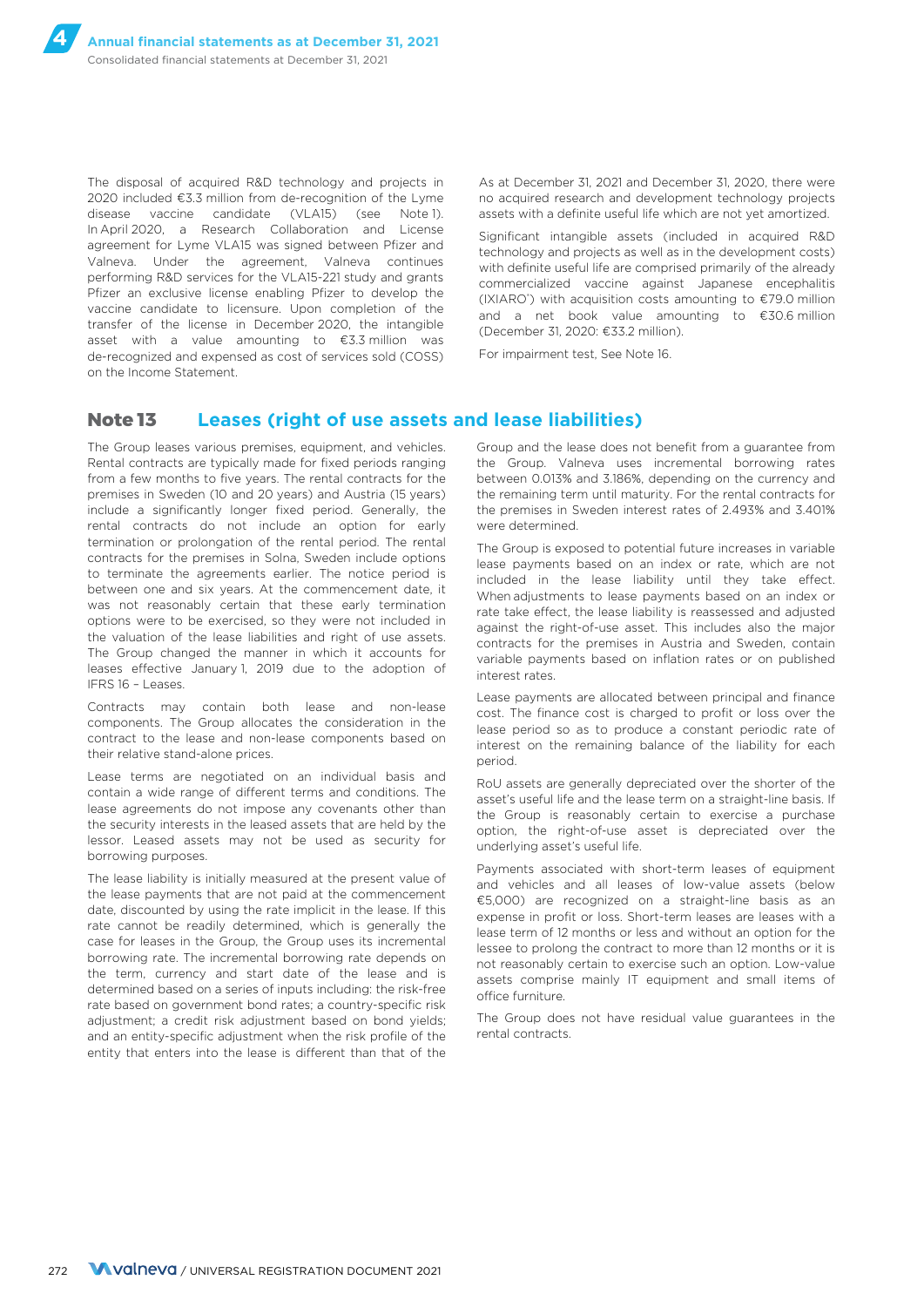The disposal of acquired R&D technology and projects in 2020 included €3.3 million from de-recognition of the Lyme disease vaccine candidate (VLA15) (see Note 1). In April 2020, a Research Collaboration and License agreement for Lyme VLA15 was signed between Pfizer and Valneva. Under the agreement, Valneva continues performing R&D services for the VLA15-221 study and grants Pfizer an exclusive license enabling Pfizer to develop the vaccine candidate to licensure. Upon completion of the transfer of the license in December 2020, the intangible asset with a value amounting to €3.3 million was de-recognized and expensed as cost of services sold (COSS) on the Income Statement.

As at December 31, 2021 and December 31, 2020, there were no acquired research and development technology projects assets with a definite useful life which are not yet amortized.

Significant intangible assets (included in acquired R&D technology and projects as well as in the development costs) with definite useful life are comprised primarily of the already commercialized vaccine against Japanese encephalitis (IXIARO®) with acquisition costs amounting to €79.0 million and a net book value amounting to €30.6 million (December 31, 2020: €33.2 million).

For impairment test, See Note 16.

## Note 13 Leases (right of use assets and lease liabilities)

The Group leases various premises, equipment, and vehicles. Rental contracts are typically made for fixed periods ranging from a few months to five years. The rental contracts for the premises in Sweden (10 and 20 years) and Austria (15 years) include a significantly longer fixed period. Generally, the rental contracts do not include an option for early termination or prolongation of the rental period. The rental contracts for the premises in Solna, Sweden include options to terminate the agreements earlier. The notice period is between one and six years. At the commencement date, it was not reasonably certain that these early termination options were to be exercised, so they were not included in the valuation of the lease liabilities and right of use assets. The Group changed the manner in which it accounts for leases effective January 1, 2019 due to the adoption of IFRS 16 – Leases.

Contracts may contain both lease and non-lease components. The Group allocates the consideration in the contract to the lease and non-lease components based on their relative stand-alone prices.

Lease terms are negotiated on an individual basis and contain a wide range of different terms and conditions. The lease agreements do not impose any covenants other than the security interests in the leased assets that are held by the lessor. Leased assets may not be used as security for borrowing purposes.

The lease liability is initially measured at the present value of the lease payments that are not paid at the commencement date, discounted by using the rate implicit in the lease. If this rate cannot be readily determined, which is generally the case for leases in the Group, the Group uses its incremental borrowing rate. The incremental borrowing rate depends on the term, currency and start date of the lease and is determined based on a series of inputs including: the risk-free rate based on government bond rates; a country-specific risk adjustment; a credit risk adjustment based on bond yields; and an entity-specific adjustment when the risk profile of the entity that enters into the lease is different than that of the Group and the lease does not benefit from a guarantee from the Group. Valneva uses incremental borrowing rates between 0.013% and 3.186%, depending on the currency and the remaining term until maturity. For the rental contracts for the premises in Sweden interest rates of 2.493% and 3.401% were determined.

The Group is exposed to potential future increases in variable lease payments based on an index or rate, which are not included in the lease liability until they take effect. When adjustments to lease payments based on an index or rate take effect, the lease liability is reassessed and adjusted against the right-of-use asset. This includes also the major contracts for the premises in Austria and Sweden, contain variable payments based on inflation rates or on published interest rates.

Lease payments are allocated between principal and finance cost. The finance cost is charged to profit or loss over the lease period so as to produce a constant periodic rate of interest on the remaining balance of the liability for each period.

RoU assets are generally depreciated over the shorter of the asset's useful life and the lease term on a straight-line basis. If the Group is reasonably certain to exercise a purchase option, the right-of-use asset is depreciated over the underlying asset's useful life.

Payments associated with short-term leases of equipment and vehicles and all leases of low-value assets (below €5,000) are recognized on a straight-line basis as an expense in profit or loss. Short-term leases are leases with a lease term of 12 months or less and without an option for the lessee to prolong the contract to more than 12 months or it is not reasonably certain to exercise such an option. Low-value assets comprise mainly IT equipment and small items of office furniture.

The Group does not have residual value guarantees in the rental contracts.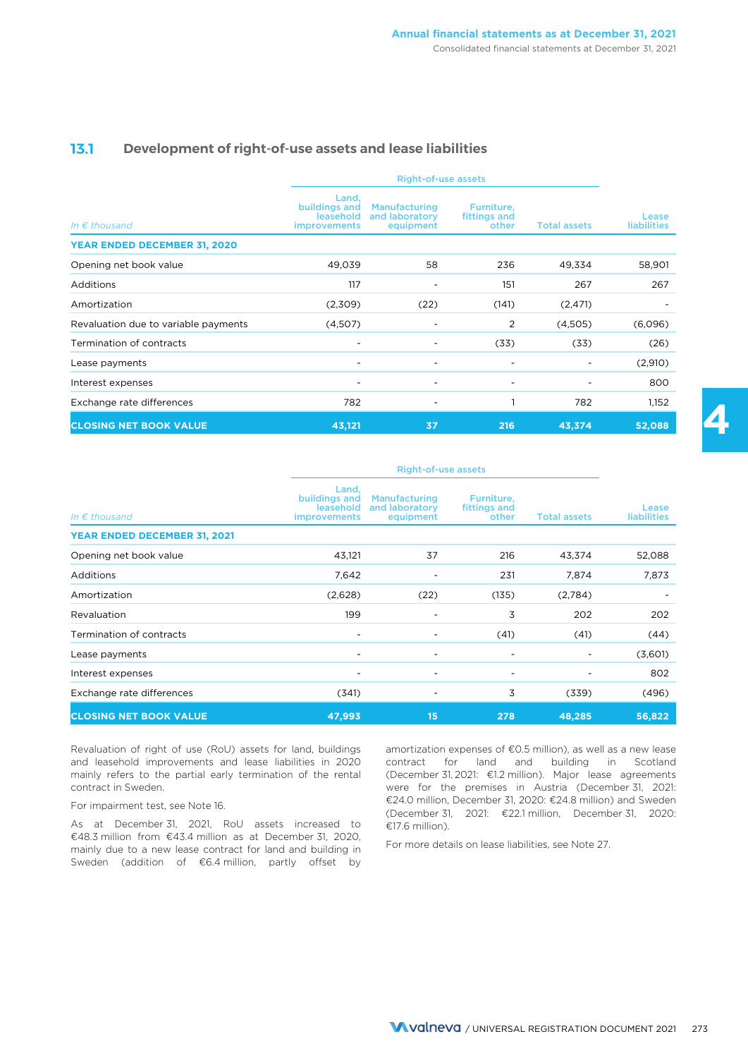## 13.1 Development of right-of-use assets and lease liabilities

| *In € thousand* | Right-of-use assets: Land, buildings and leasehold improvements | Right-of-use assets: Manufacturing and laboratory equipment | Right-of-use assets: Furniture, fittings and other | Right-of-use assets: Total assets | Lease liabilities |
|---|---|---|---|---|---|
| **YEAR ENDED DECEMBER 31, 2020** | | | | | |
| Opening net book value | 49,039 | 58 | 236 | 49,334 | 58,901 |
| Additions | 117 | - | 151 | 267 | 267 |
| Amortization | (2,309) | (22) | (141) | (2,471) | - |
| Revaluation due to variable payments | (4,507) | - | 2 | (4,505) | (6,096) |
| Termination of contracts | - | - | (33) | (33) | (26) |
| Lease payments | - | - | - | - | (2,910) |
| Interest expenses | - | - | - | - | 800 |
| Exchange rate differences | 782 | - | 1 | 782 | 1,152 |
| **CLOSING NET BOOK VALUE** | **43,121** | **37** | **216** | **43,374** | **52,088** |

| *In € thousand* | Right-of-use assets: Land, buildings and leasehold improvements | Right-of-use assets: Manufacturing and laboratory equipment | Right-of-use assets: Furniture, fittings and other | Right-of-use assets: Total assets | Lease liabilities |
|---|---|---|---|---|---|
| **YEAR ENDED DECEMBER 31, 2021** | | | | | |
| Opening net book value | 43,121 | 37 | 216 | 43,374 | 52,088 |
| Additions | 7,642 | - | 231 | 7,874 | 7,873 |
| Amortization | (2,628) | (22) | (135) | (2,784) | - |
| Revaluation | 199 | - | 3 | 202 | 202 |
| Termination of contracts | - | - | (41) | (41) | (44) |
| Lease payments | - | - | - | - | (3,601) |
| Interest expenses | - | - | - | - | 802 |
| Exchange rate differences | (341) | - | 3 | (339) | (496) |
| **CLOSING NET BOOK VALUE** | **47,993** | **15** | **278** | **48,285** | **56,822** |

Revaluation of right of use (RoU) assets for land, buildings and leasehold improvements and lease liabilities in 2020 mainly refers to the partial early termination of the rental contract in Sweden.

For impairment test, see Note 16.

As at December 31, 2021, RoU assets increased to €48.3 million from €43.4 million as at December 31, 2020, mainly due to a new lease contract for land and building in Sweden (addition of €6.4 million, partly offset by amortization expenses of €0.5 million), as well as a new lease contract for land and building in Scotland (December 31, 2021: €1.2 million). Major lease agreements were for the premises in Austria (December 31, 2021: €24.0 million, December 31, 2020: €24.8 million) and Sweden (December 31, 2021: €22.1 million, December 31, 2020: €17.6 million).

For more details on lease liabilities, see Note 27.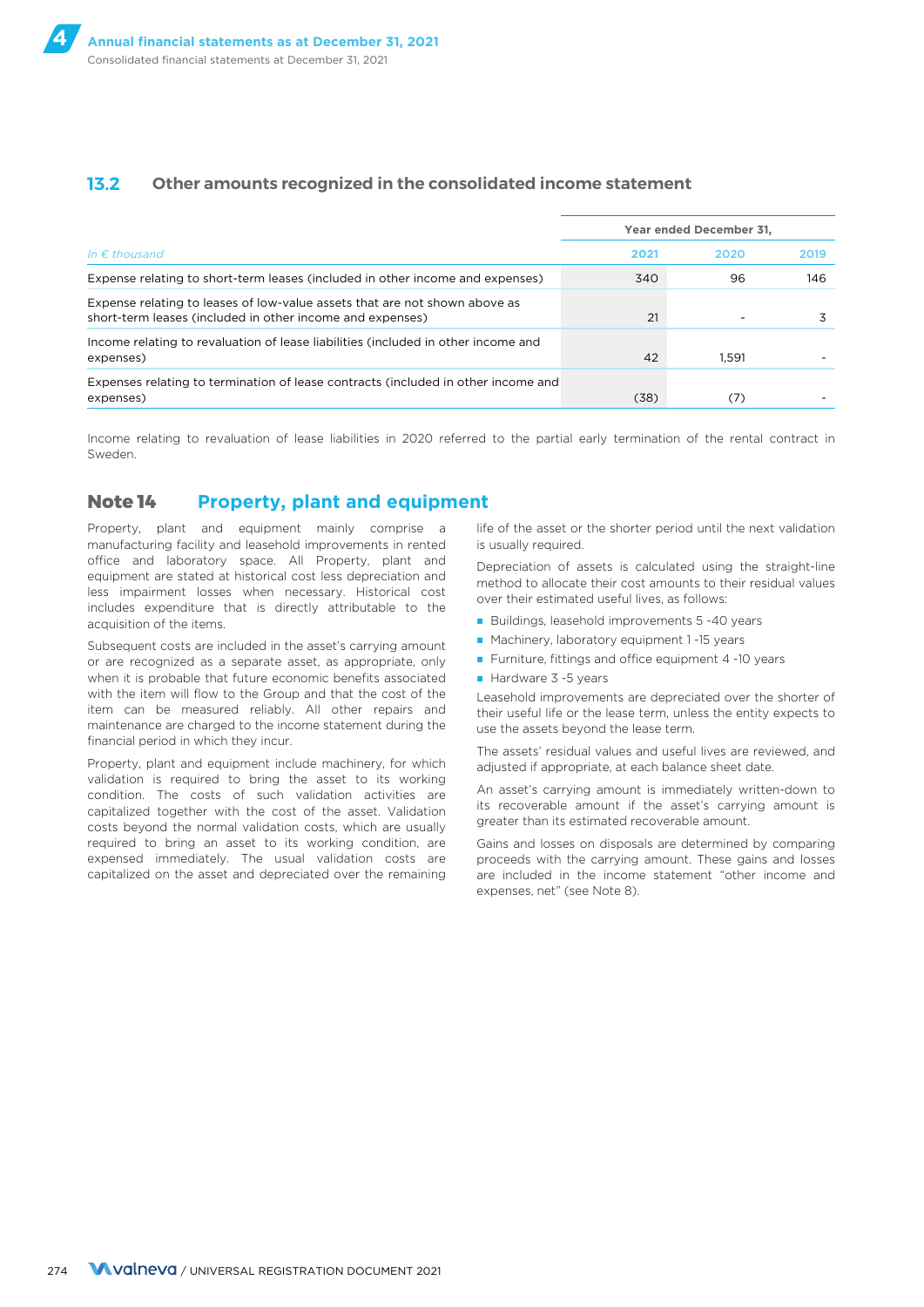### 13.2 Other amounts recognized in the consolidated income statement

| *In € thousand* | Year ended December 31, | | |
|---|---|---|---|
| | 2021 | 2020 | 2019 |
| Expense relating to short-term leases (included in other income and expenses) | 340 | 96 | 146 |
| Expense relating to leases of low-value assets that are not shown above as short-term leases (included in other income and expenses) | 21 | - | 3 |
| Income relating to revaluation of lease liabilities (included in other income and expenses) | 42 | 1,591 | - |
| Expenses relating to termination of lease contracts (included in other income and expenses) | (38) | (7) | - |

Income relating to revaluation of lease liabilities in 2020 referred to the partial early termination of the rental contract in Sweden.

## Note 14 Property, plant and equipment

Property, plant and equipment mainly comprise a manufacturing facility and leasehold improvements in rented office and laboratory space. All Property, plant and equipment are stated at historical cost less depreciation and less impairment losses when necessary. Historical cost includes expenditure that is directly attributable to the acquisition of the items.

Subsequent costs are included in the asset's carrying amount or are recognized as a separate asset, as appropriate, only when it is probable that future economic benefits associated with the item will flow to the Group and that the cost of the item can be measured reliably. All other repairs and maintenance are charged to the income statement during the financial period in which they incur.

Property, plant and equipment include machinery, for which validation is required to bring the asset to its working condition. The costs of such validation activities are capitalized together with the cost of the asset. Validation costs beyond the normal validation costs, which are usually required to bring an asset to its working condition, are expensed immediately. The usual validation costs are capitalized on the asset and depreciated over the remaining life of the asset or the shorter period until the next validation is usually required.

Depreciation of assets is calculated using the straight-line method to allocate their cost amounts to their residual values over their estimated useful lives, as follows:

- Buildings, leasehold improvements 5 -40 years
- Machinery, laboratory equipment 1 -15 years
- Furniture, fittings and office equipment 4 -10 years
- Hardware 3 -5 years

Leasehold improvements are depreciated over the shorter of their useful life or the lease term, unless the entity expects to use the assets beyond the lease term.

The assets' residual values and useful lives are reviewed, and adjusted if appropriate, at each balance sheet date.

An asset's carrying amount is immediately written-down to its recoverable amount if the asset's carrying amount is greater than its estimated recoverable amount.

Gains and losses on disposals are determined by comparing proceeds with the carrying amount. These gains and losses are included in the income statement "other income and expenses, net" (see Note 8).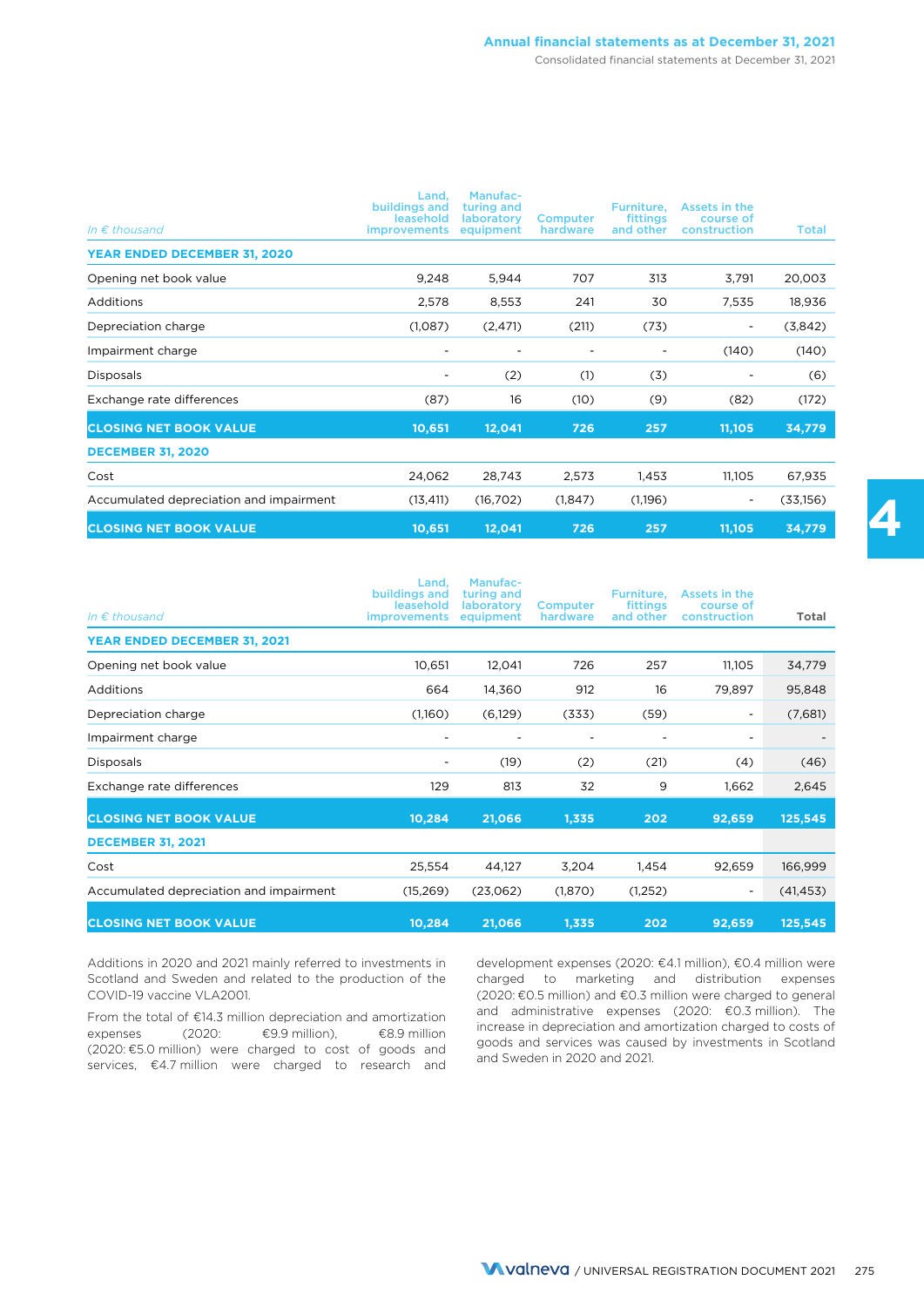| In € thousand | Land, buildings and leasehold improvements | Manufacturing and laboratory equipment | Computer hardware | Furniture, fittings and other | Assets in the course of construction | Total |
|---|---|---|---|---|---|---|
| **YEAR ENDED DECEMBER 31, 2020** | | | | | | |
| Opening net book value | 9,248 | 5,944 | 707 | 313 | 3,791 | 20,003 |
| Additions | 2,578 | 8,553 | 241 | 30 | 7,535 | 18,936 |
| Depreciation charge | (1,087) | (2,471) | (211) | (73) | - | (3,842) |
| Impairment charge | - | - | - | - | (140) | (140) |
| Disposals | - | (2) | (1) | (3) | - | (6) |
| Exchange rate differences | (87) | 16 | (10) | (9) | (82) | (172) |
| **CLOSING NET BOOK VALUE** | **10,651** | **12,041** | **726** | **257** | **11,105** | **34,779** |
| **DECEMBER 31, 2020** | | | | | | |
| Cost | 24,062 | 28,743 | 2,573 | 1,453 | 11,105 | 67,935 |
| Accumulated depreciation and impairment | (13,411) | (16,702) | (1,847) | (1,196) | - | (33,156) |
| **CLOSING NET BOOK VALUE** | **10,651** | **12,041** | **726** | **257** | **11,105** | **34,779** |

| In € thousand | Land, buildings and leasehold improvements | Manufacturing and laboratory equipment | Computer hardware | Furniture, fittings and other | Assets in the course of construction | Total |
|---|---|---|---|---|---|---|
| **YEAR ENDED DECEMBER 31, 2021** | | | | | | |
| Opening net book value | 10,651 | 12,041 | 726 | 257 | 11,105 | 34,779 |
| Additions | 664 | 14,360 | 912 | 16 | 79,897 | 95,848 |
| Depreciation charge | (1,160) | (6,129) | (333) | (59) | - | (7,681) |
| Impairment charge | - | - | - | - | - | - |
| Disposals | - | (19) | (2) | (21) | (4) | (46) |
| Exchange rate differences | 129 | 813 | 32 | 9 | 1,662 | 2,645 |
| **CLOSING NET BOOK VALUE** | **10,284** | **21,066** | **1,335** | **202** | **92,659** | **125,545** |
| **DECEMBER 31, 2021** | | | | | | |
| Cost | 25,554 | 44,127 | 3,204 | 1,454 | 92,659 | 166,999 |
| Accumulated depreciation and impairment | (15,269) | (23,062) | (1,870) | (1,252) | - | (41,453) |
| **CLOSING NET BOOK VALUE** | **10,284** | **21,066** | **1,335** | **202** | **92,659** | **125,545** |

Additions in 2020 and 2021 mainly referred to investments in Scotland and Sweden and related to the production of the COVID-19 vaccine VLA2001.

From the total of €14.3 million depreciation and amortization expenses (2020: €9.9 million), €8.9 million (2020: €5.0 million) were charged to cost of goods and services, €4.7 million were charged to research and development expenses (2020: €4.1 million), €0.4 million were charged to marketing and distribution expenses (2020: €0.5 million) and €0.3 million were charged to general and administrative expenses (2020: €0.3 million). The increase in depreciation and amortization charged to costs of goods and services was caused by investments in Scotland and Sweden in 2020 and 2021.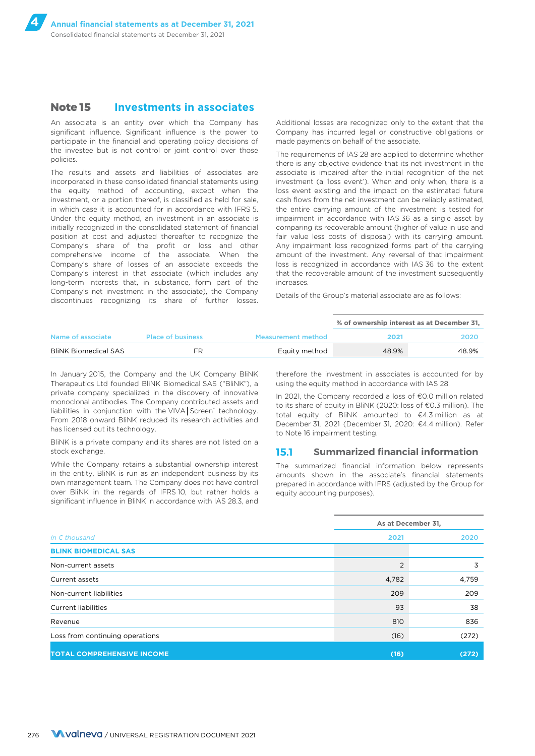## Note 15 Investments in associates

An associate is an entity over which the Company has significant influence. Significant influence is the power to participate in the financial and operating policy decisions of the investee but is not control or joint control over those policies.

The results and assets and liabilities of associates are incorporated in these consolidated financial statements using the equity method of accounting, except when the investment, or a portion thereof, is classified as held for sale, in which case it is accounted for in accordance with IFRS 5. Under the equity method, an investment in an associate is initially recognized in the consolidated statement of financial position at cost and adjusted thereafter to recognize the Company's share of the profit or loss and other comprehensive income of the associate. When the Company's share of losses of an associate exceeds the Company's interest in that associate (which includes any long-term interests that, in substance, form part of the Company's net investment in the associate), the Company discontinues recognizing its share of further losses. Additional losses are recognized only to the extent that the Company has incurred legal or constructive obligations or made payments on behalf of the associate.

The requirements of IAS 28 are applied to determine whether there is any objective evidence that its net investment in the associate is impaired after the initial recognition of the net investment (a 'loss event'). When and only when, there is a loss event existing and the impact on the estimated future cash flows from the net investment can be reliably estimated, the entire carrying amount of the investment is tested for impairment in accordance with IAS 36 as a single asset by comparing its recoverable amount (higher of value in use and fair value less costs of disposal) with its carrying amount. Any impairment loss recognized forms part of the carrying amount of the investment. Any reversal of that impairment loss is recognized in accordance with IAS 36 to the extent that the recoverable amount of the investment subsequently increases.

Details of the Group's material associate are as follows:

| Name of associate | Place of business | Measurement method | % of ownership interest as at December 31, 2021 | 2020 |
|---|---|---|---|---|
| BliNK Biomedical SAS | FR | Equity method | 48.9% | 48.9% |

In January 2015, the Company and the UK Company BliNK Therapeutics Ltd founded BliNK Biomedical SAS ("BliNK"), a private company specialized in the discovery of innovative monoclonal antibodies. The Company contributed assets and liabilities in conjunction with the VIVA|Screen® technology. From 2018 onward BliNK reduced its research activities and has licensed out its technology.

BliNK is a private company and its shares are not listed on a stock exchange.

While the Company retains a substantial ownership interest in the entity, BliNK is run as an independent business by its own management team. The Company does not have control over BliNK in the regards of IFRS 10, but rather holds a significant influence in BliNK in accordance with IAS 28.3, and therefore the investment in associates is accounted for by using the equity method in accordance with IAS 28.

In 2021, the Company recorded a loss of €0.0 million related to its share of equity in BliNK (2020: loss of €0.3 million). The total equity of BliNK amounted to €4.3 million as at December 31, 2021 (December 31, 2020: €4.4 million). Refer to Note 16 impairment testing.

### 15.1 Summarized financial information

The summarized financial information below represents amounts shown in the associate's financial statements prepared in accordance with IFRS (adjusted by the Group for equity accounting purposes).

| *In € thousand* | As at December 31, 2021 | 2020 |
|---|---|---|
| **BLINK BIOMEDICAL SAS** | | |
| Non-current assets | 2 | 3 |
| Current assets | 4,782 | 4,759 |
| Non-current liabilities | 209 | 209 |
| Current liabilities | 93 | 38 |
| Revenue | 810 | 836 |
| Loss from continuing operations | (16) | (272) |
| **TOTAL COMPREHENSIVE INCOME** | **(16)** | **(272)** |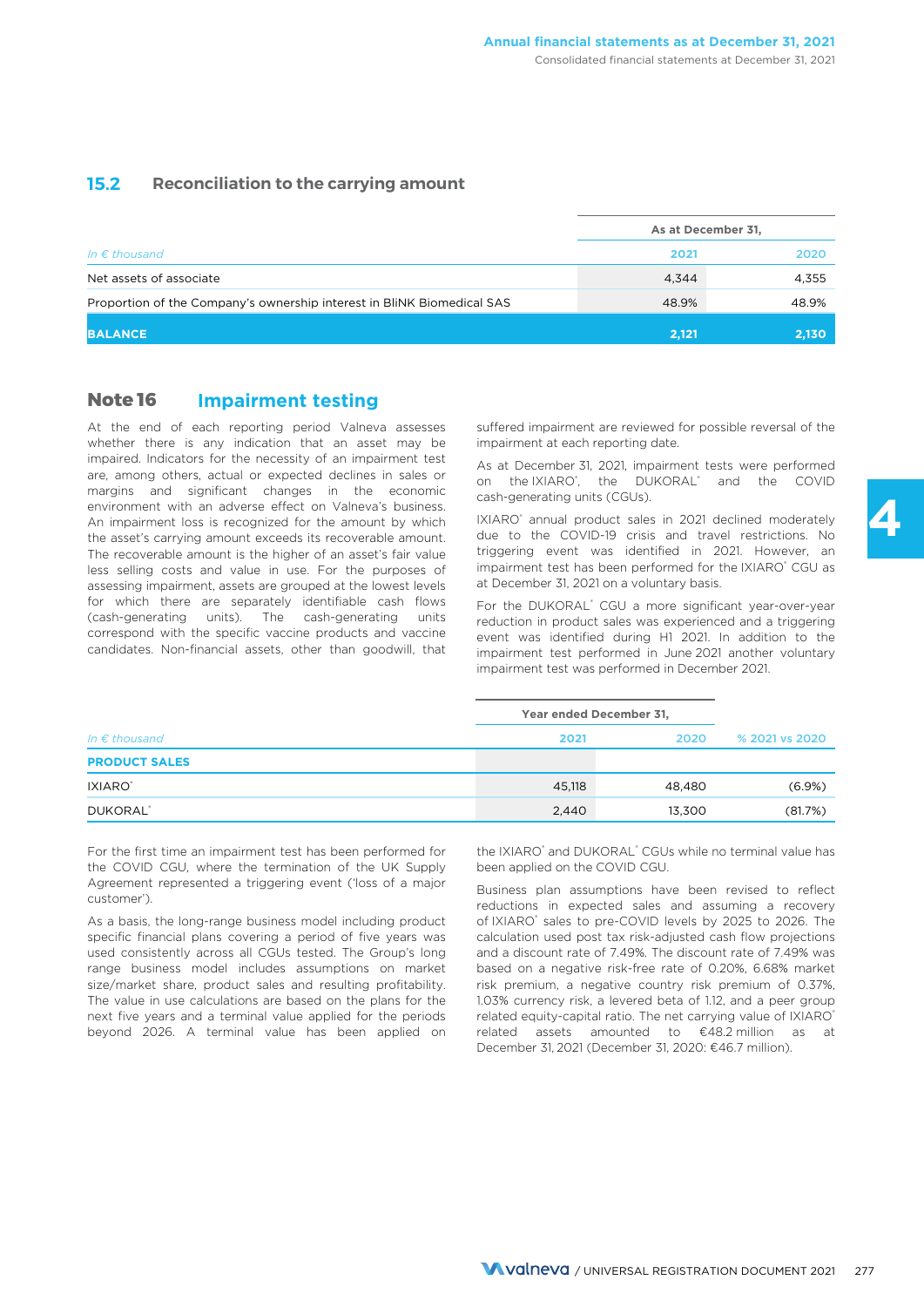### 15.2 Reconciliation to the carrying amount

| *In € thousand* | As at December 31, 2021 | 2020 |
|---|---|---|
| Net assets of associate | 4,344 | 4,355 |
| Proportion of the Company's ownership interest in BliNK Biomedical SAS | 48.9% | 48.9% |
| **BALANCE** | **2,121** | **2,130** |

## Note 16 Impairment testing

At the end of each reporting period Valneva assesses whether there is any indication that an asset may be impaired. Indicators for the necessity of an impairment test are, among others, actual or expected declines in sales or margins and significant changes in the economic environment with an adverse effect on Valneva's business. An impairment loss is recognized for the amount by which the asset's carrying amount exceeds its recoverable amount. The recoverable amount is the higher of an asset's fair value less selling costs and value in use. For the purposes of assessing impairment, assets are grouped at the lowest levels for which there are separately identifiable cash flows (cash-generating units). The cash-generating units correspond with the specific vaccine products and vaccine candidates. Non-financial assets, other than goodwill, that suffered impairment are reviewed for possible reversal of the impairment at each reporting date.

As at December 31, 2021, impairment tests were performed on the IXIARO®, the DUKORAL® and the COVID cash-generating units (CGUs).

IXIARO® annual product sales in 2021 declined moderately due to the COVID-19 crisis and travel restrictions. No triggering event was identified in 2021. However, an impairment test has been performed for the IXIARO® CGU as at December 31, 2021 on a voluntary basis.

For the DUKORAL® CGU a more significant year-over-year reduction in product sales was experienced and a triggering event was identified during H1 2021. In addition to the impairment test performed in June 2021 another voluntary impairment test was performed in December 2021.

| *In € thousand* | Year ended December 31, 2021 | 2020 | % 2021 vs 2020 |
|---|---|---|---|
| **PRODUCT SALES** | | | |
| IXIARO® | 45,118 | 48,480 | (6.9%) |
| DUKORAL® | 2,440 | 13,300 | (81.7%) |

For the first time an impairment test has been performed for the COVID CGU, where the termination of the UK Supply Agreement represented a triggering event ('loss of a major customer').

As a basis, the long-range business model including product specific financial plans covering a period of five years was used consistently across all CGUs tested. The Group's long range business model includes assumptions on market size/market share, product sales and resulting profitability. The value in use calculations are based on the plans for the next five years and a terminal value applied for the periods beyond 2026. A terminal value has been applied on the IXIARO® and DUKORAL® CGUs while no terminal value has been applied on the COVID CGU.

Business plan assumptions have been revised to reflect reductions in expected sales and assuming a recovery of IXIARO® sales to pre-COVID levels by 2025 to 2026. The calculation used post tax risk-adjusted cash flow projections and a discount rate of 7.49%. The discount rate of 7.49% was based on a negative risk-free rate of 0.20%, 6.68% market risk premium, a negative country risk premium of 0.37%, 1.03% currency risk, a levered beta of 1.12, and a peer group related equity-capital ratio. The net carrying value of IXIARO® related assets amounted to €48.2 million as at December 31, 2021 (December 31, 2020: €46.7 million).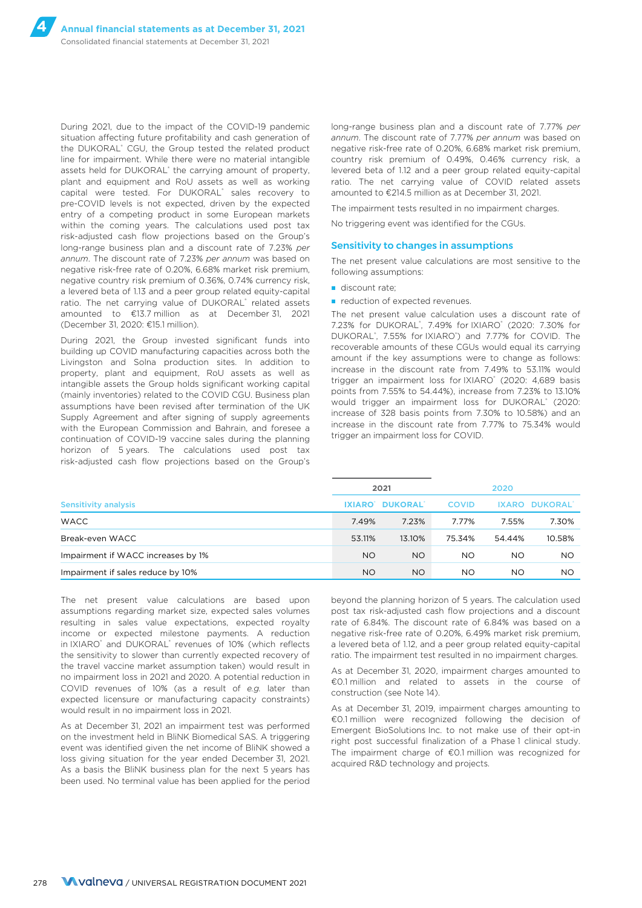During 2021, due to the impact of the COVID-19 pandemic situation affecting future profitability and cash generation of the DUKORAL® CGU, the Group tested the related product line for impairment. While there were no material intangible assets held for DUKORAL® the carrying amount of property, plant and equipment and RoU assets as well as working capital were tested. For DUKORAL® sales recovery to pre-COVID levels is not expected, driven by the expected entry of a competing product in some European markets within the coming years. The calculations used post tax risk-adjusted cash flow projections based on the Group's long-range business plan and a discount rate of 7.23% *per annum*. The discount rate of 7.23% *per annum* was based on negative risk-free rate of 0.20%, 6.68% market risk premium, negative country risk premium of 0.36%, 0.74% currency risk, a levered beta of 1.13 and a peer group related equity-capital ratio. The net carrying value of DUKORAL® related assets amounted to €13.7 million as at December 31, 2021 (December 31, 2020: €15.1 million).

During 2021, the Group invested significant funds into building up COVID manufacturing capacities across both the Livingston and Solna production sites. In addition to property, plant and equipment, RoU assets as well as intangible assets the Group holds significant working capital (mainly inventories) related to the COVID CGU. Business plan assumptions have been revised after termination of the UK Supply Agreement and after signing of supply agreements with the European Commission and Bahrain, and foresee a continuation of COVID-19 vaccine sales during the planning horizon of 5 years. The calculations used post tax risk-adjusted cash flow projections based on the Group's long-range business plan and a discount rate of 7.77% *per annum*. The discount rate of 7.77% *per annum* was based on negative risk-free rate of 0.20%, 6.68% market risk premium, country risk premium of 0.49%, 0.46% currency risk, a levered beta of 1.12 and a peer group related equity-capital ratio. The net carrying value of COVID related assets amounted to €214.5 million as at December 31, 2021.

The impairment tests resulted in no impairment charges.

No triggering event was identified for the CGUs.

## Sensitivity to changes in assumptions

The net present value calculations are most sensitive to the following assumptions:

- discount rate;
- reduction of expected revenues.

The net present value calculation uses a discount rate of 7.23% for DUKORAL®, 7.49% for IXIARO® (2020: 7.30% for DUKORAL®, 7.55% for IXIARO®) and 7.77% for COVID. The recoverable amounts of these CGUs would equal its carrying amount if the key assumptions were to change as follows: increase in the discount rate from 7.49% to 53.11% would trigger an impairment loss for IXIARO® (2020: 4,689 basis points from 7.55% to 54.44%), increase from 7.23% to 13.10% would trigger an impairment loss for DUKORAL® (2020: increase of 328 basis points from 7.30% to 10.58%) and an increase in the discount rate from 7.77% to 75.34% would trigger an impairment loss for COVID.

| | 2021 | | | 2020 | |
|---|---|---|---|---|---|
| Sensitivity analysis | IXIARO® | DUKORAL® | COVID | IXARO | DUKORAL® |
| WACC | 7.49% | 7.23% | 7.77% | 7.55% | 7.30% |
| Break-even WACC | 53.11% | 13.10% | 75.34% | 54.44% | 10.58% |
| Impairment if WACC increases by 1% | NO | NO | NO | NO | NO |
| Impairment if sales reduce by 10% | NO | NO | NO | NO | NO |

The net present value calculations are based upon assumptions regarding market size, expected sales volumes resulting in sales value expectations, expected royalty income or expected milestone payments. A reduction in IXIARO® and DUKORAL® revenues of 10% (which reflects the sensitivity to slower than currently expected recovery of the travel vaccine market assumption taken) would result in no impairment loss in 2021 and 2020. A potential reduction in COVID revenues of 10% (as a result of *e.g.* later than expected licensure or manufacturing capacity constraints) would result in no impairment loss in 2021.

As at December 31, 2021 an impairment test was performed on the investment held in BliNK Biomedical SAS. A triggering event was identified given the net income of BliNK showed a loss giving situation for the year ended December 31, 2021. As a basis the BliNK business plan for the next 5 years has been used. No terminal value has been applied for the period beyond the planning horizon of 5 years. The calculation used post tax risk-adjusted cash flow projections and a discount rate of 6.84%. The discount rate of 6.84% was based on a negative risk-free rate of 0.20%, 6.49% market risk premium, a levered beta of 1.12, and a peer group related equity-capital ratio. The impairment test resulted in no impairment charges.

As at December 31, 2020, impairment charges amounted to €0.1 million and related to assets in the course of construction (see Note 14).

As at December 31, 2019, impairment charges amounting to €0.1 million were recognized following the decision of Emergent BioSolutions Inc. to not make use of their opt-in right post successful finalization of a Phase 1 clinical study. The impairment charge of €0.1 million was recognized for acquired R&D technology and projects.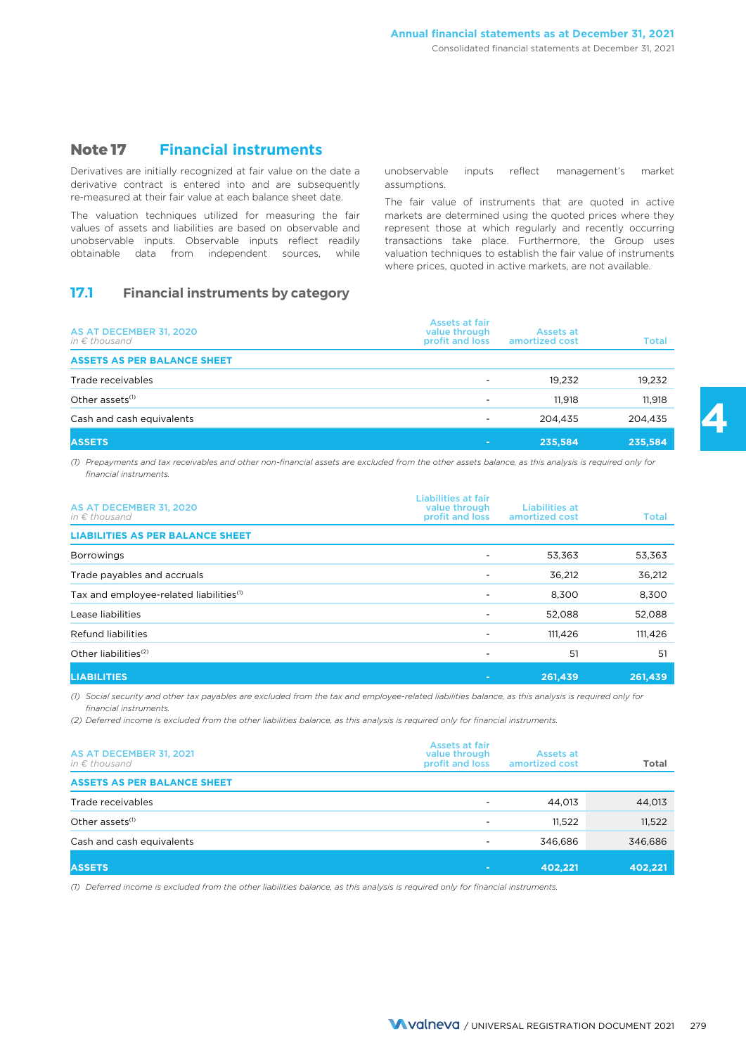## Note 17 Financial instruments

Derivatives are initially recognized at fair value on the date a derivative contract is entered into and are subsequently re-measured at their fair value at each balance sheet date.

The valuation techniques utilized for measuring the fair values of assets and liabilities are based on observable and unobservable inputs. Observable inputs reflect readily obtainable data from independent sources, while unobservable inputs reflect management's market assumptions.

The fair value of instruments that are quoted in active markets are determined using the quoted prices where they represent those at which regularly and recently occurring transactions take place. Furthermore, the Group uses valuation techniques to establish the fair value of instruments where prices, quoted in active markets, are not available.

### 17.1 Financial instruments by category

| AS AT DECEMBER 31, 2020 *in € thousand* | Assets at fair value through profit and loss | Assets at amortized cost | Total |
|---|---|---|---|
| **ASSETS AS PER BALANCE SHEET** | | | |
| Trade receivables | - | 19,232 | 19,232 |
| Other assets[(1)] | - | 11,918 | 11,918 |
| Cash and cash equivalents | - | 204,435 | 204,435 |
| **ASSETS** | **-** | **235,584** | **235,584** |

*(1) Prepayments and tax receivables and other non-financial assets are excluded from the other assets balance, as this analysis is required only for financial instruments.*

| AS AT DECEMBER 31, 2020 *in € thousand* | Liabilities at fair value through profit and loss | Liabilities at amortized cost | Total |
|---|---|---|---|
| **LIABILITIES AS PER BALANCE SHEET** | | | |
| Borrowings | - | 53,363 | 53,363 |
| Trade payables and accruals | - | 36,212 | 36,212 |
| Tax and employee-related liabilities[(1)] | - | 8,300 | 8,300 |
| Lease liabilities | - | 52,088 | 52,088 |
| Refund liabilities | - | 111,426 | 111,426 |
| Other liabilities[(2)] | - | 51 | 51 |
| **LIABILITIES** | **-** | **261,439** | **261,439** |

*(1) Social security and other tax payables are excluded from the tax and employee-related liabilities balance, as this analysis is required only for financial instruments.*

*(2) Deferred income is excluded from the other liabilities balance, as this analysis is required only for financial instruments.*

| AS AT DECEMBER 31, 2021 *in € thousand* | Assets at fair value through profit and loss | Assets at amortized cost | Total |
|---|---|---|---|
| **ASSETS AS PER BALANCE SHEET** | | | |
| Trade receivables | - | 44,013 | 44,013 |
| Other assets[(1)] | - | 11,522 | 11,522 |
| Cash and cash equivalents | - | 346,686 | 346,686 |
| **ASSETS** | **-** | **402,221** | **402,221** |

*(1) Deferred income is excluded from the other liabilities balance, as this analysis is required only for financial instruments.*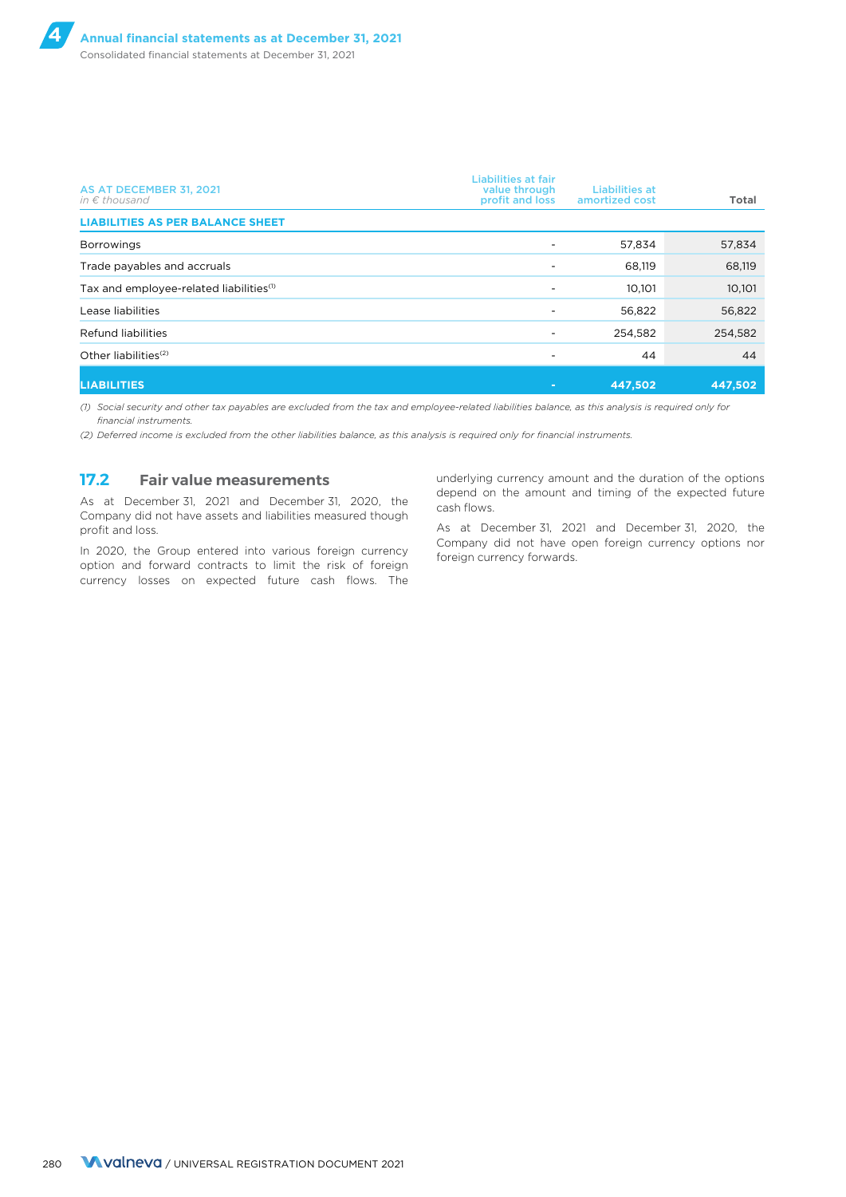| AS AT DECEMBER 31, 2021 *in € thousand* | Liabilities at fair value through profit and loss | Liabilities at amortized cost | Total |
|---|---|---|---|
| **LIABILITIES AS PER BALANCE SHEET** | | | |
| Borrowings | - | 57,834 | 57,834 |
| Trade payables and accruals | - | 68,119 | 68,119 |
| Tax and employee-related liabilities[1] | - | 10,101 | 10,101 |
| Lease liabilities | - | 56,822 | 56,822 |
| Refund liabilities | - | 254,582 | 254,582 |
| Other liabilities[2] | - | 44 | 44 |
| **LIABILITIES** | **-** | **447,502** | **447,502** |

*(1) Social security and other tax payables are excluded from the tax and employee-related liabilities balance, as this analysis is required only for financial instruments.*

*(2) Deferred income is excluded from the other liabilities balance, as this analysis is required only for financial instruments.*

## 17.2 Fair value measurements

As at December 31, 2021 and December 31, 2020, the Company did not have assets and liabilities measured though profit and loss.

In 2020, the Group entered into various foreign currency option and forward contracts to limit the risk of foreign currency losses on expected future cash flows. The underlying currency amount and the duration of the options depend on the amount and timing of the expected future cash flows.

As at December 31, 2021 and December 31, 2020, the Company did not have open foreign currency options nor foreign currency forwards.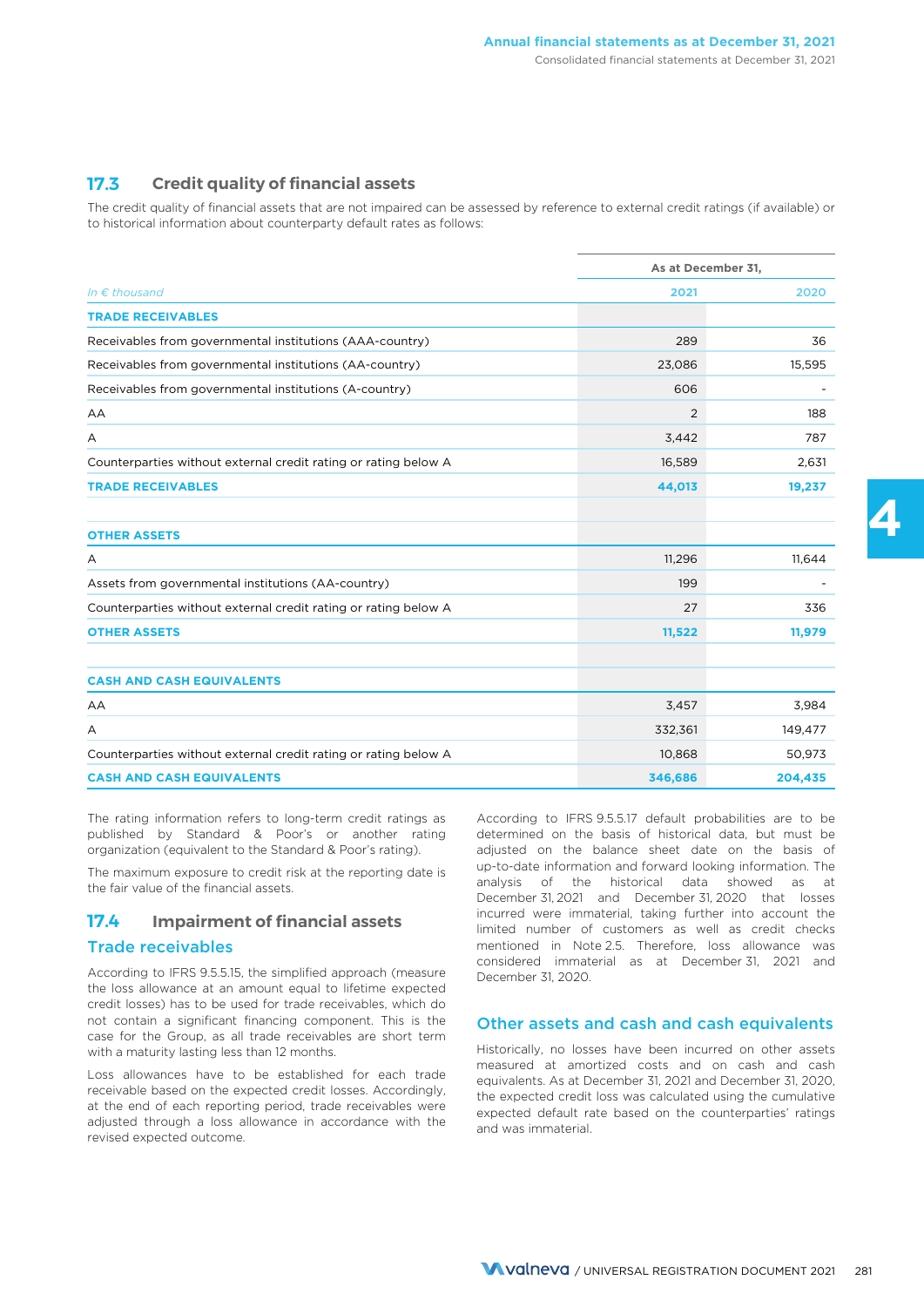### 17.3 Credit quality of financial assets

The credit quality of financial assets that are not impaired can be assessed by reference to external credit ratings (if available) or to historical information about counterparty default rates as follows:

| *In € thousand* | As at December 31, 2021 | As at December 31, 2020 |
|---|---|---|
| **TRADE RECEIVABLES** | | |
| Receivables from governmental institutions (AAA-country) | 289 | 36 |
| Receivables from governmental institutions (AA-country) | 23,086 | 15,595 |
| Receivables from governmental institutions (A-country) | 606 | - |
| AA | 2 | 188 |
| A | 3,442 | 787 |
| Counterparties without external credit rating or rating below A | 16,589 | 2,631 |
| **TRADE RECEIVABLES** | **44,013** | **19,237** |
| **OTHER ASSETS** | | |
| A | 11,296 | 11,644 |
| Assets from governmental institutions (AA-country) | 199 | - |
| Counterparties without external credit rating or rating below A | 27 | 336 |
| **OTHER ASSETS** | **11,522** | **11,979** |
| **CASH AND CASH EQUIVALENTS** | | |
| AA | 3,457 | 3,984 |
| A | 332,361 | 149,477 |
| Counterparties without external credit rating or rating below A | 10,868 | 50,973 |
| **CASH AND CASH EQUIVALENTS** | **346,686** | **204,435** |

The rating information refers to long-term credit ratings as published by Standard & Poor's or another rating organization (equivalent to the Standard & Poor's rating).

The maximum exposure to credit risk at the reporting date is the fair value of the financial assets.

### 17.4 Impairment of financial assets

#### Trade receivables

According to IFRS 9.5.5.15, the simplified approach (measure the loss allowance at an amount equal to lifetime expected credit losses) has to be used for trade receivables, which do not contain a significant financing component. This is the case for the Group, as all trade receivables are short term with a maturity lasting less than 12 months.

Loss allowances have to be established for each trade receivable based on the expected credit losses. Accordingly, at the end of each reporting period, trade receivables were adjusted through a loss allowance in accordance with the revised expected outcome.

According to IFRS 9.5.5.17 default probabilities are to be determined on the basis of historical data, but must be adjusted on the balance sheet date on the basis of up-to-date information and forward looking information. The analysis of the historical data showed as at December 31, 2021 and December 31, 2020 that losses incurred were immaterial, taking further into account the limited number of customers as well as credit checks mentioned in Note 2.5. Therefore, loss allowance was considered immaterial as at December 31, 2021 and December 31, 2020.

#### Other assets and cash and cash equivalents

Historically, no losses have been incurred on other assets measured at amortized costs and on cash and cash equivalents. As at December 31, 2021 and December 31, 2020, the expected credit loss was calculated using the cumulative expected default rate based on the counterparties' ratings and was immaterial.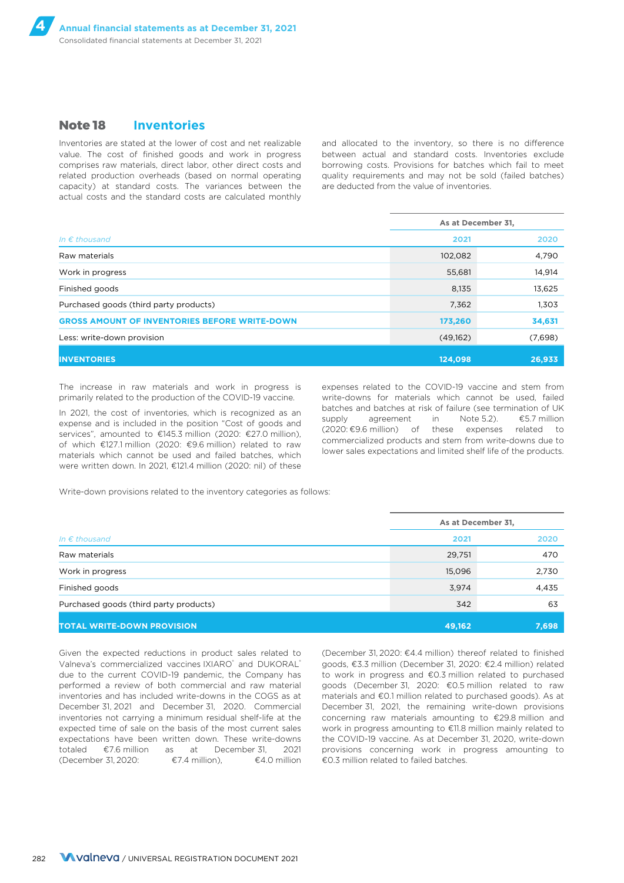## Note 18 Inventories

Inventories are stated at the lower of cost and net realizable value. The cost of finished goods and work in progress comprises raw materials, direct labor, other direct costs and related production overheads (based on normal operating capacity) at standard costs. The variances between the actual costs and the standard costs are calculated monthly and allocated to the inventory, so there is no difference between actual and standard costs. Inventories exclude borrowing costs. Provisions for batches which fail to meet quality requirements and may not be sold (failed batches) are deducted from the value of inventories.

| *In € thousand* | As at December 31, 2021 | 2020 |
|---|---|---|
| Raw materials | 102,082 | 4,790 |
| Work in progress | 55,681 | 14,914 |
| Finished goods | 8,135 | 13,625 |
| Purchased goods (third party products) | 7,362 | 1,303 |
| **GROSS AMOUNT OF INVENTORIES BEFORE WRITE-DOWN** | **173,260** | **34,631** |
| Less: write-down provision | (49,162) | (7,698) |
| **INVENTORIES** | **124,098** | **26,933** |

The increase in raw materials and work in progress is primarily related to the production of the COVID-19 vaccine.

In 2021, the cost of inventories, which is recognized as an expense and is included in the position "Cost of goods and services", amounted to €145.3 million (2020: €27.0 million), of which €127.1 million (2020: €9.6 million) related to raw materials which cannot be used and failed batches, which were written down. In 2021, €121.4 million (2020: nil) of these expenses related to the COVID-19 vaccine and stem from write-downs for materials which cannot be used, failed batches and batches at risk of failure (see termination of UK supply agreement in Note 5.2). €5.7 million (2020: €9.6 million) of these expenses related to commercialized products and stem from write-downs due to lower sales expectations and limited shelf life of the products.

Write-down provisions related to the inventory categories as follows:

| *In € thousand* | As at December 31, 2021 | 2020 |
|---|---|---|
| Raw materials | 29,751 | 470 |
| Work in progress | 15,096 | 2,730 |
| Finished goods | 3,974 | 4,435 |
| Purchased goods (third party products) | 342 | 63 |
| **TOTAL WRITE-DOWN PROVISION** | **49,162** | **7,698** |

Given the expected reductions in product sales related to Valneva's commercialized vaccines IXIARO® and DUKORAL® due to the current COVID-19 pandemic, the Company has performed a review of both commercial and raw material inventories and has included write-downs in the COGS as at December 31, 2021 and December 31, 2020. Commercial inventories not carrying a minimum residual shelf-life at the expected time of sale on the basis of the most current sales expectations have been written down. These write-downs totaled €7.6 million as at December 31, 2021 (December 31, 2020: €7.4 million), €4.0 million (December 31, 2020: €4.4 million) thereof related to finished goods, €3.3 million (December 31, 2020: €2.4 million) related to work in progress and €0.3 million related to purchased goods (December 31, 2020: €0.5 million related to raw materials and €0.1 million related to purchased goods). As at December 31, 2021, the remaining write-down provisions concerning raw materials amounting to €29.8 million and work in progress amounting to €11.8 million mainly related to the COVID-19 vaccine. As at December 31, 2020, write-down provisions concerning work in progress amounting to €0.3 million related to failed batches.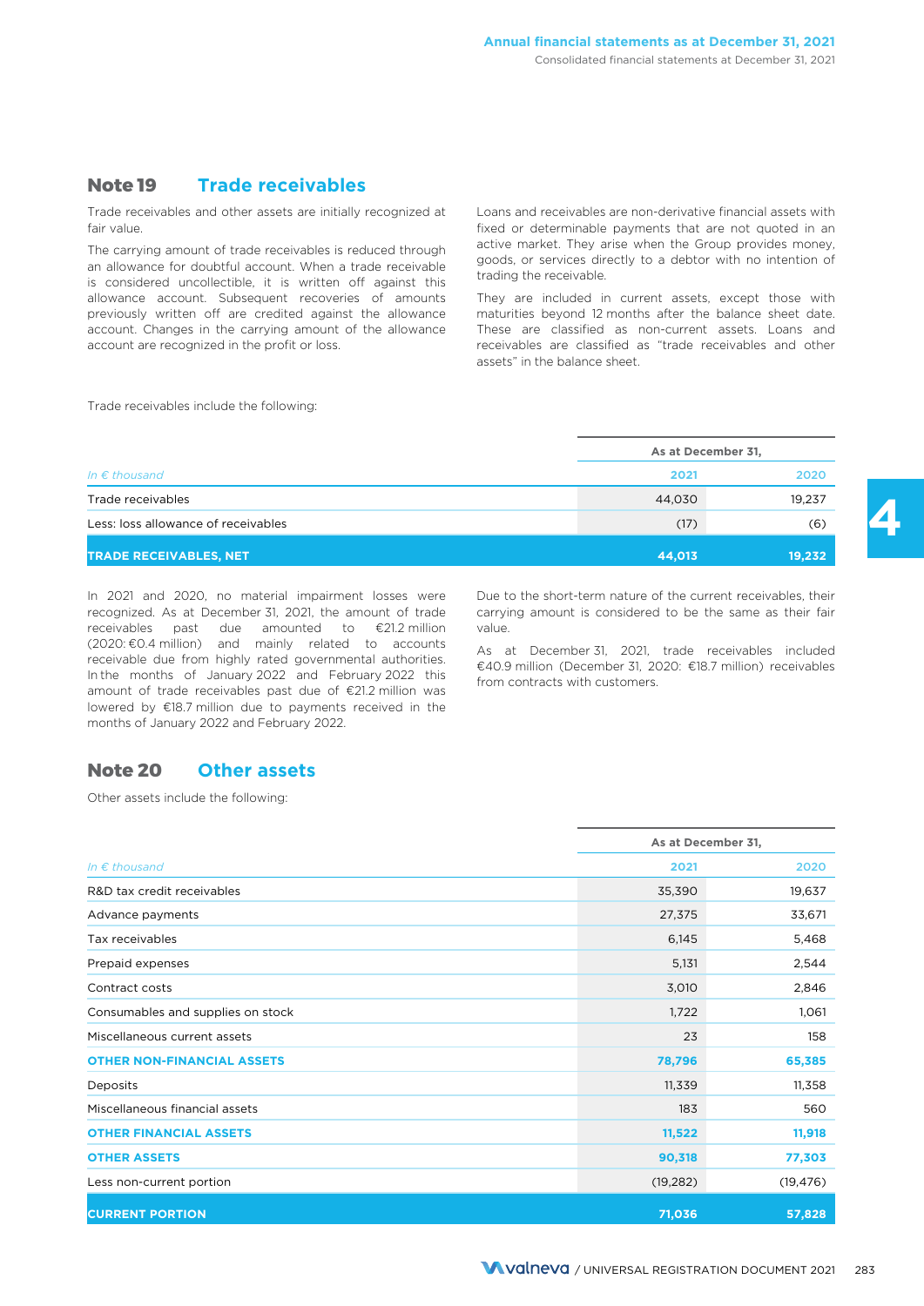## Note 19 Trade receivables

Trade receivables and other assets are initially recognized at fair value.

The carrying amount of trade receivables is reduced through an allowance for doubtful account. When a trade receivable is considered uncollectible, it is written off against this allowance account. Subsequent recoveries of amounts previously written off are credited against the allowance account. Changes in the carrying amount of the allowance account are recognized in the profit or loss.

Loans and receivables are non-derivative financial assets with fixed or determinable payments that are not quoted in an active market. They arise when the Group provides money, goods, or services directly to a debtor with no intention of trading the receivable.

They are included in current assets, except those with maturities beyond 12 months after the balance sheet date. These are classified as non-current assets. Loans and receivables are classified as "trade receivables and other assets" in the balance sheet.

Trade receivables include the following:

| *In € thousand* | As at December 31, 2021 | 2020 |
|---|---|---|
| Trade receivables | 44,030 | 19,237 |
| Less: loss allowance of receivables | (17) | (6) |
| **TRADE RECEIVABLES, NET** | **44,013** | **19,232** |

In 2021 and 2020, no material impairment losses were recognized. As at December 31, 2021, the amount of trade receivables past due amounted to €21.2 million (2020: €0.4 million) and mainly related to accounts receivable due from highly rated governmental authorities. In the months of January 2022 and February 2022 this amount of trade receivables past due of €21.2 million was lowered by €18.7 million due to payments received in the months of January 2022 and February 2022.

Due to the short-term nature of the current receivables, their carrying amount is considered to be the same as their fair value.

As at December 31, 2021, trade receivables included €40.9 million (December 31, 2020: €18.7 million) receivables from contracts with customers.

## Note 20 Other assets

Other assets include the following:

| *In € thousand* | As at December 31, 2021 | 2020 |
|---|---|---|
| R&D tax credit receivables | 35,390 | 19,637 |
| Advance payments | 27,375 | 33,671 |
| Tax receivables | 6,145 | 5,468 |
| Prepaid expenses | 5,131 | 2,544 |
| Contract costs | 3,010 | 2,846 |
| Consumables and supplies on stock | 1,722 | 1,061 |
| Miscellaneous current assets | 23 | 158 |
| **OTHER NON-FINANCIAL ASSETS** | **78,796** | **65,385** |
| Deposits | 11,339 | 11,358 |
| Miscellaneous financial assets | 183 | 560 |
| **OTHER FINANCIAL ASSETS** | **11,522** | **11,918** |
| **OTHER ASSETS** | **90,318** | **77,303** |
| Less non-current portion | (19,282) | (19,476) |
| **CURRENT PORTION** | **71,036** | **57,828** |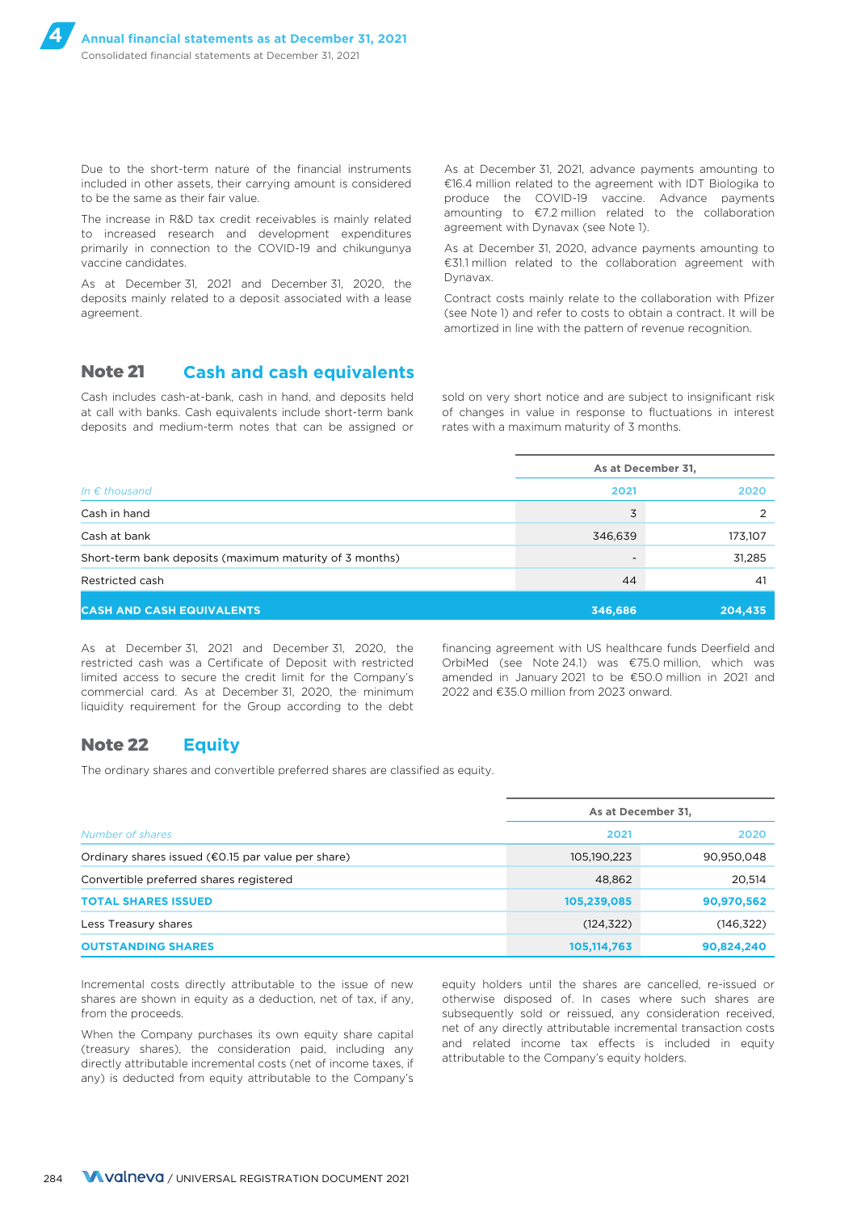Due to the short-term nature of the financial instruments included in other assets, their carrying amount is considered to be the same as their fair value.

The increase in R&D tax credit receivables is mainly related to increased research and development expenditures primarily in connection to the COVID-19 and chikungunya vaccine candidates.

As at December 31, 2021 and December 31, 2020, the deposits mainly related to a deposit associated with a lease agreement.

As at December 31, 2021, advance payments amounting to €16.4 million related to the agreement with IDT Biologika to produce the COVID-19 vaccine. Advance payments amounting to €7.2 million related to the collaboration agreement with Dynavax (see Note 1).

As at December 31, 2020, advance payments amounting to €31.1 million related to the collaboration agreement with Dynavax.

Contract costs mainly relate to the collaboration with Pfizer (see Note 1) and refer to costs to obtain a contract. It will be amortized in line with the pattern of revenue recognition.

## Note 21 Cash and cash equivalents

Cash includes cash-at-bank, cash in hand, and deposits held at call with banks. Cash equivalents include short-term bank deposits and medium-term notes that can be assigned or sold on very short notice and are subject to insignificant risk of changes in value in response to fluctuations in interest rates with a maximum maturity of 3 months.

| | As at December 31, | |
|---|---|---|
| *In € thousand* | 2021 | 2020 |
| Cash in hand | 3 | 2 |
| Cash at bank | 346,639 | 173,107 |
| Short-term bank deposits (maximum maturity of 3 months) | - | 31,285 |
| Restricted cash | 44 | 41 |
| **CASH AND CASH EQUIVALENTS** | **346,686** | **204,435** |

As at December 31, 2021 and December 31, 2020, the restricted cash was a Certificate of Deposit with restricted limited access to secure the credit limit for the Company's commercial card. As at December 31, 2020, the minimum liquidity requirement for the Group according to the debt financing agreement with US healthcare funds Deerfield and OrbiMed (see Note 24.1) was €75.0 million, which was amended in January 2021 to be €50.0 million in 2021 and 2022 and €35.0 million from 2023 onward.

## Note 22 Equity

The ordinary shares and convertible preferred shares are classified as equity.

| | As at December 31, | |
|---|---|---|
| *Number of shares* | 2021 | 2020 |
| Ordinary shares issued (€0.15 par value per share) | 105,190,223 | 90,950,048 |
| Convertible preferred shares registered | 48,862 | 20,514 |
| **TOTAL SHARES ISSUED** | **105,239,085** | **90,970,562** |
| Less Treasury shares | (124,322) | (146,322) |
| **OUTSTANDING SHARES** | **105,114,763** | **90,824,240** |

Incremental costs directly attributable to the issue of new shares are shown in equity as a deduction, net of tax, if any, from the proceeds.

When the Company purchases its own equity share capital (treasury shares), the consideration paid, including any directly attributable incremental costs (net of income taxes, if any) is deducted from equity attributable to the Company's equity holders until the shares are cancelled, re-issued or otherwise disposed of. In cases where such shares are subsequently sold or reissued, any consideration received, net of any directly attributable incremental transaction costs and related income tax effects is included in equity attributable to the Company's equity holders.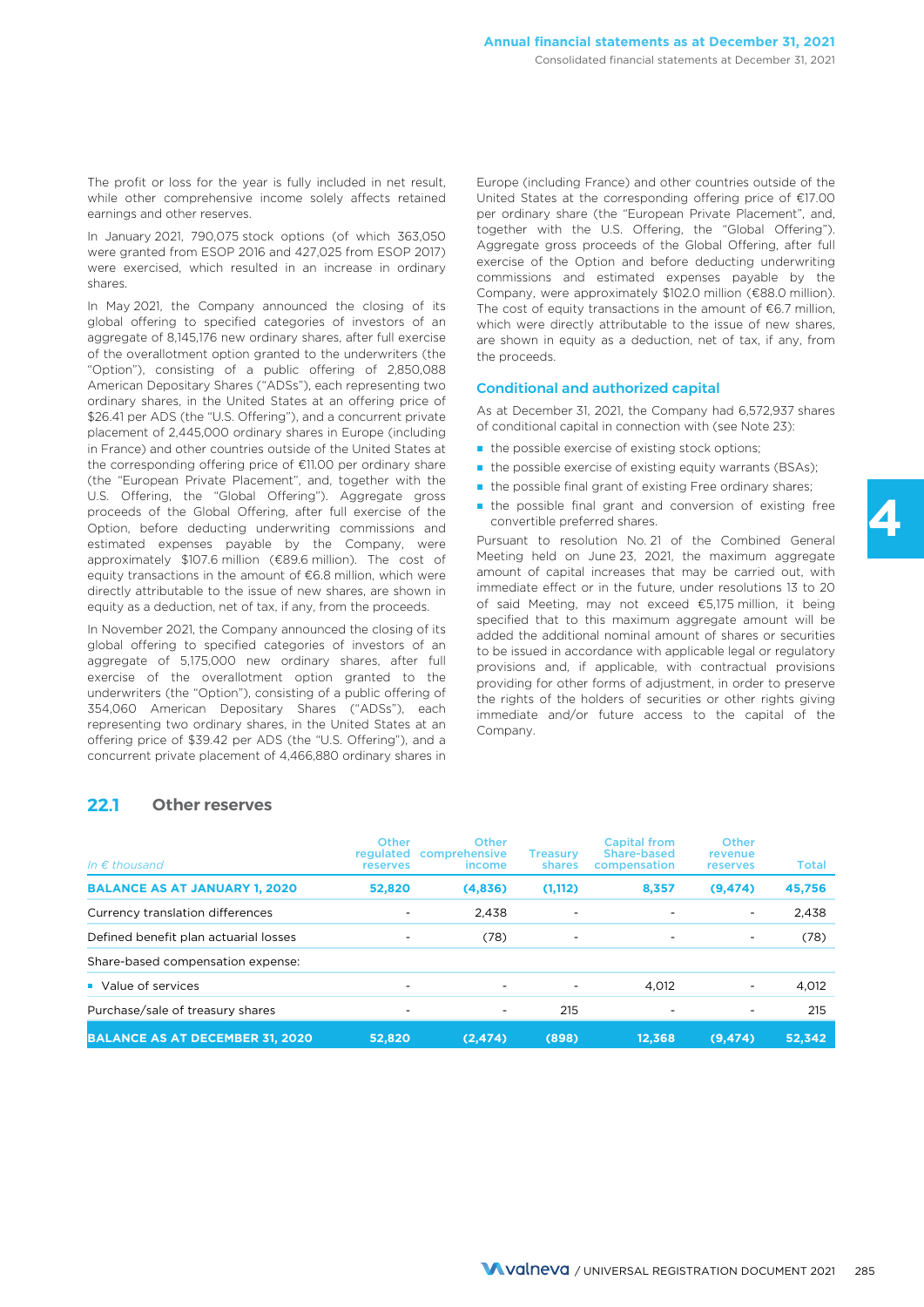The profit or loss for the year is fully included in net result, while other comprehensive income solely affects retained earnings and other reserves.

In January 2021, 790,075 stock options (of which 363,050 were granted from ESOP 2016 and 427,025 from ESOP 2017) were exercised, which resulted in an increase in ordinary shares.

In May 2021, the Company announced the closing of its global offering to specified categories of investors of an aggregate of 8,145,176 new ordinary shares, after full exercise of the overallotment option granted to the underwriters (the "Option"), consisting of a public offering of 2,850,088 American Depositary Shares ("ADSs"), each representing two ordinary shares, in the United States at an offering price of $26.41 per ADS (the "U.S. Offering"), and a concurrent private placement of 2,445,000 ordinary shares in Europe (including in France) and other countries outside of the United States at the corresponding offering price of €11.00 per ordinary share (the "European Private Placement", and, together with the U.S. Offering, the "Global Offering"). Aggregate gross proceeds of the Global Offering, after full exercise of the Option, before deducting underwriting commissions and estimated expenses payable by the Company, were approximately $107.6 million (€89.6 million). The cost of equity transactions in the amount of €6.8 million, which were directly attributable to the issue of new shares, are shown in equity as a deduction, net of tax, if any, from the proceeds.

In November 2021, the Company announced the closing of its global offering to specified categories of investors of an aggregate of 5,175,000 new ordinary shares, after full exercise of the overallotment option granted to the underwriters (the "Option"), consisting of a public offering of 354,060 American Depositary Shares ("ADSs"), each representing two ordinary shares, in the United States at an offering price of $39.42 per ADS (the "U.S. Offering"), and a concurrent private placement of 4,466,880 ordinary shares in Europe (including France) and other countries outside of the United States at the corresponding offering price of €17.00 per ordinary share (the "European Private Placement", and, together with the U.S. Offering, the "Global Offering"). Aggregate gross proceeds of the Global Offering, after full exercise of the Option and before deducting underwriting commissions and estimated expenses payable by the Company, were approximately $102.0 million (€88.0 million). The cost of equity transactions in the amount of €6.7 million, which were directly attributable to the issue of new shares, are shown in equity as a deduction, net of tax, if any, from the proceeds.

### Conditional and authorized capital

As at December 31, 2021, the Company had 6,572,937 shares of conditional capital in connection with (see Note 23):

- the possible exercise of existing stock options;
- the possible exercise of existing equity warrants (BSAs);
- the possible final grant of existing Free ordinary shares;
- the possible final grant and conversion of existing free convertible preferred shares.

Pursuant to resolution No. 21 of the Combined General Meeting held on June 23, 2021, the maximum aggregate amount of capital increases that may be carried out, with immediate effect or in the future, under resolutions 13 to 20 of said Meeting, may not exceed €5,175 million, it being specified that to this maximum aggregate amount will be added the additional nominal amount of shares or securities to be issued in accordance with applicable legal or regulatory provisions and, if applicable, with contractual provisions providing for other forms of adjustment, in order to preserve the rights of the holders of securities or other rights giving immediate and/or future access to the capital of the Company.

## 22.1 Other reserves

| *In € thousand* | Other regulated reserves | Other comprehensive income | Treasury shares | Capital from Share-based compensation | Other revenue reserves | Total |
|---|---|---|---|---|---|---|
| **BALANCE AS AT JANUARY 1, 2020** | **52,820** | **(4,836)** | **(1,112)** | **8,357** | **(9,474)** | **45,756** |
| Currency translation differences | - | 2,438 | - | - | - | 2,438 |
| Defined benefit plan actuarial losses | - | (78) | - | - | - | (78) |
| Share-based compensation expense: | | | | | | |
| ▪ Value of services | - | - | - | 4,012 | - | 4,012 |
| Purchase/sale of treasury shares | - | - | 215 | - | - | 215 |
| **BALANCE AS AT DECEMBER 31, 2020** | **52,820** | **(2,474)** | **(898)** | **12,368** | **(9,474)** | **52,342** |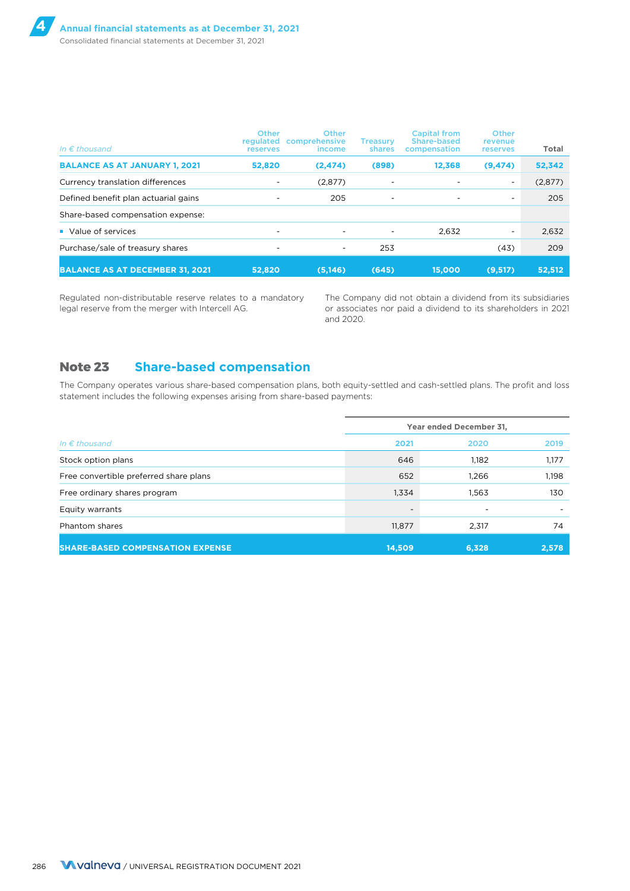| In € thousand | Other regulated reserves | Other comprehensive income | Treasury shares | Capital from Share-based compensation | Other revenue reserves | Total |
|---|---|---|---|---|---|---|
| **BALANCE AS AT JANUARY 1, 2021** | **52,820** | **(2,474)** | **(898)** | **12,368** | **(9,474)** | **52,342** |
| Currency translation differences | - | (2,877) | - | - | - | (2,877) |
| Defined benefit plan actuarial gains | - | 205 | - | - | - | 205 |
| Share-based compensation expense: | | | | | | |
| ▪ Value of services | - | - | - | 2,632 | - | 2,632 |
| Purchase/sale of treasury shares | - | - | 253 | | (43) | 209 |
| **BALANCE AS AT DECEMBER 31, 2021** | **52,820** | **(5,146)** | **(645)** | **15,000** | **(9,517)** | **52,512** |

Regulated non-distributable reserve relates to a mandatory legal reserve from the merger with Intercell AG.

The Company did not obtain a dividend from its subsidiaries or associates nor paid a dividend to its shareholders in 2021 and 2020.

## Note 23 Share-based compensation

The Company operates various share-based compensation plans, both equity-settled and cash-settled plans. The profit and loss statement includes the following expenses arising from share-based payments:

| | Year ended December 31, | | |
|---|---|---|---|
| *In € thousand* | 2021 | 2020 | 2019 |
| Stock option plans | 646 | 1,182 | 1,177 |
| Free convertible preferred share plans | 652 | 1,266 | 1,198 |
| Free ordinary shares program | 1,334 | 1,563 | 130 |
| Equity warrants | - | - | - |
| Phantom shares | 11,877 | 2,317 | 74 |
| **SHARE-BASED COMPENSATION EXPENSE** | **14,509** | **6,328** | **2,578** |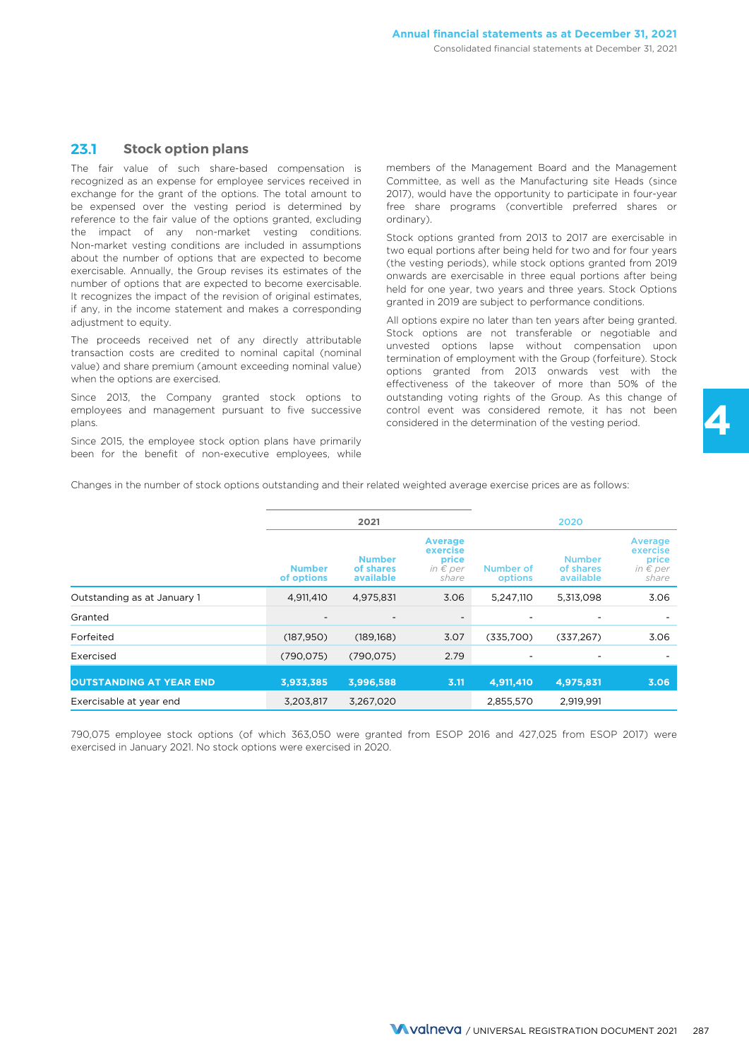## 23.1 Stock option plans

The fair value of such share-based compensation is recognized as an expense for employee services received in exchange for the grant of the options. The total amount to be expensed over the vesting period is determined by reference to the fair value of the options granted, excluding the impact of any non-market vesting conditions. Non-market vesting conditions are included in assumptions about the number of options that are expected to become exercisable. Annually, the Group revises its estimates of the number of options that are expected to become exercisable. It recognizes the impact of the revision of original estimates, if any, in the income statement and makes a corresponding adjustment to equity.

The proceeds received net of any directly attributable transaction costs are credited to nominal capital (nominal value) and share premium (amount exceeding nominal value) when the options are exercised.

Since 2013, the Company granted stock options to employees and management pursuant to five successive plans.

Since 2015, the employee stock option plans have primarily been for the benefit of non-executive employees, while members of the Management Board and the Management Committee, as well as the Manufacturing site Heads (since 2017), would have the opportunity to participate in four-year free share programs (convertible preferred shares or ordinary).

Stock options granted from 2013 to 2017 are exercisable in two equal portions after being held for two and for four years (the vesting periods), while stock options granted from 2019 onwards are exercisable in three equal portions after being held for one year, two years and three years. Stock Options granted in 2019 are subject to performance conditions.

All options expire no later than ten years after being granted. Stock options are not transferable or negotiable and unvested options lapse without compensation upon termination of employment with the Group (forfeiture). Stock options granted from 2013 onwards vest with the effectiveness of the takeover of more than 50% of the outstanding voting rights of the Group. As this change of control event was considered remote, it has not been considered in the determination of the vesting period.

Changes in the number of stock options outstanding and their related weighted average exercise prices are as follows:

| | 2021 | | | 2020 | | |
|---|---|---|---|---|---|---|
| | Number of options | Number of shares available | Average exercise price *in € per share* | Number of options | Number of shares available | Average exercise price *in € per share* |
| Outstanding as at January 1 | 4,911,410 | 4,975,831 | 3.06 | 5,247,110 | 5,313,098 | 3.06 |
| Granted | - | - | - | - | - | - |
| Forfeited | (187,950) | (189,168) | 3.07 | (335,700) | (337,267) | 3.06 |
| Exercised | (790,075) | (790,075) | 2.79 | - | - | - |
| **OUTSTANDING AT YEAR END** | **3,933,385** | **3,996,588** | **3.11** | **4,911,410** | **4,975,831** | **3.06** |
| Exercisable at year end | 3,203,817 | 3,267,020 | | 2,855,570 | 2,919,991 | |

790,075 employee stock options (of which 363,050 were granted from ESOP 2016 and 427,025 from ESOP 2017) were exercised in January 2021. No stock options were exercised in 2020.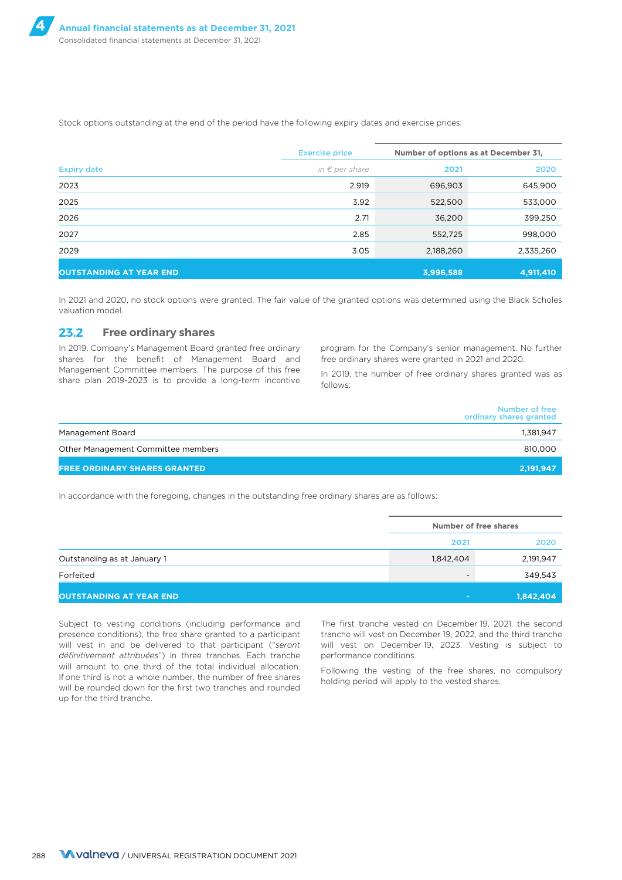Stock options outstanding at the end of the period have the following expiry dates and exercise prices:

| Expiry date | Exercise price in € per share | Number of options as at December 31, 2021 | 2020 |
|---|---|---|---|
| 2023 | 2.919 | 696,903 | 645,900 |
| 2025 | 3.92 | 522,500 | 533,000 |
| 2026 | 2.71 | 36,200 | 399,250 |
| 2027 | 2.85 | 552,725 | 998,000 |
| 2029 | 3.05 | 2,188,260 | 2,335,260 |
| **OUTSTANDING AT YEAR END** | | **3,996,588** | **4,911,410** |

In 2021 and 2020, no stock options were granted. The fair value of the granted options was determined using the Black Scholes valuation model.

## 23.2 Free ordinary shares

In 2019, Company's Management Board granted free ordinary shares for the benefit of Management Board and Management Committee members. The purpose of this free share plan 2019-2023 is to provide a long-term incentive program for the Company's senior management. No further free ordinary shares were granted in 2021 and 2020.

In 2019, the number of free ordinary shares granted was as follows:

| | Number of free ordinary shares granted |
|---|---|
| Management Board | 1,381,947 |
| Other Management Committee members | 810,000 |
| **FREE ORDINARY SHARES GRANTED** | **2,191,947** |

In accordance with the foregoing, changes in the outstanding free ordinary shares are as follows:

| | Number of free shares 2021 | 2020 |
|---|---|---|
| Outstanding as at January 1 | 1,842,404 | 2,191,947 |
| Forfeited | - | 349,543 |
| **OUTSTANDING AT YEAR END** | **-** | **1,842,404** |

Subject to vesting conditions (including performance and presence conditions), the free share granted to a participant will vest in and be delivered to that participant ("*seront définitivement attribuées*") in three tranches. Each tranche will amount to one third of the total individual allocation. If one third is not a whole number, the number of free shares will be rounded down for the first two tranches and rounded up for the third tranche.

The first tranche vested on December 19, 2021, the second tranche will vest on December 19, 2022, and the third tranche will vest on December 19, 2023. Vesting is subject to performance conditions.

Following the vesting of the free shares, no compulsory holding period will apply to the vested shares.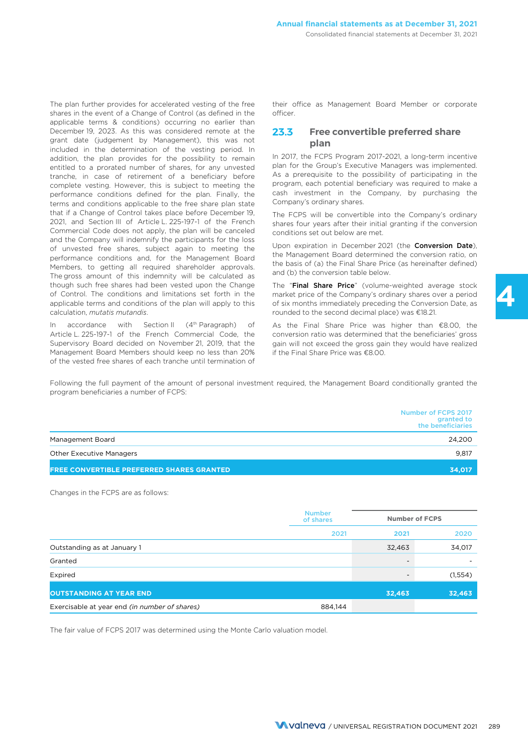The plan further provides for accelerated vesting of the free shares in the event of a Change of Control (as defined in the applicable terms & conditions) occurring no earlier than December 19, 2023. As this was considered remote at the grant date (judgement by Management), this was not included in the determination of the vesting period. In addition, the plan provides for the possibility to remain entitled to a prorated number of shares, for any unvested tranche, in case of retirement of a beneficiary before complete vesting. However, this is subject to meeting the performance conditions defined for the plan. Finally, the terms and conditions applicable to the free share plan state that if a Change of Control takes place before December 19, 2021, and Section III of Article L. 225-197-1 of the French Commercial Code does not apply, the plan will be canceled and the Company will indemnify the participants for the loss of unvested free shares, subject again to meeting the performance conditions and, for the Management Board Members, to getting all required shareholder approvals. The gross amount of this indemnity will be calculated as though such free shares had been vested upon the Change of Control. The conditions and limitations set forth in the applicable terms and conditions of the plan will apply to this calculation, *mutatis mutandis*.

In accordance with Section II (4th Paragraph) of Article L. 225-197-1 of the French Commercial Code, the Supervisory Board decided on November 21, 2019, that the Management Board Members should keep no less than 20% of the vested free shares of each tranche until termination of their office as Management Board Member or corporate officer.

## 23.3 Free convertible preferred share plan

In 2017, the FCPS Program 2017-2021, a long-term incentive plan for the Group's Executive Managers was implemented. As a prerequisite to the possibility of participating in the program, each potential beneficiary was required to make a cash investment in the Company, by purchasing the Company's ordinary shares.

The FCPS will be convertible into the Company's ordinary shares four years after their initial granting if the conversion conditions set out below are met.

Upon expiration in December 2021 (the **Conversion Date**), the Management Board determined the conversion ratio, on the basis of (a) the Final Share Price (as hereinafter defined) and (b) the conversion table below.

The "**Final Share Price**" (volume-weighted average stock market price of the Company's ordinary shares over a period of six months immediately preceding the Conversion Date, as rounded to the second decimal place) was €18.21.

As the Final Share Price was higher than €8.00, the conversion ratio was determined that the beneficiaries' gross gain will not exceed the gross gain they would have realized if the Final Share Price was €8.00.

Following the full payment of the amount of personal investment required, the Management Board conditionally granted the program beneficiaries a number of FCPS:

| | Number of FCPS 2017 granted to the beneficiaries |
|---|---|
| Management Board | 24,200 |
| Other Executive Managers | 9,817 |
| **FREE CONVERTIBLE PREFERRED SHARES GRANTED** | **34,017** |

Changes in the FCPS are as follows:

| | Number of shares | Number of FCPS | |
|---|---|---|---|
| | 2021 | 2021 | 2020 |
| Outstanding as at January 1 | | 32,463 | 34,017 |
| Granted | | - | - |
| Expired | | - | (1,554) |
| **OUTSTANDING AT YEAR END** | | **32,463** | **32,463** |
| Exercisable at year end *(in number of shares)* | 884,144 | | |

The fair value of FCPS 2017 was determined using the Monte Carlo valuation model.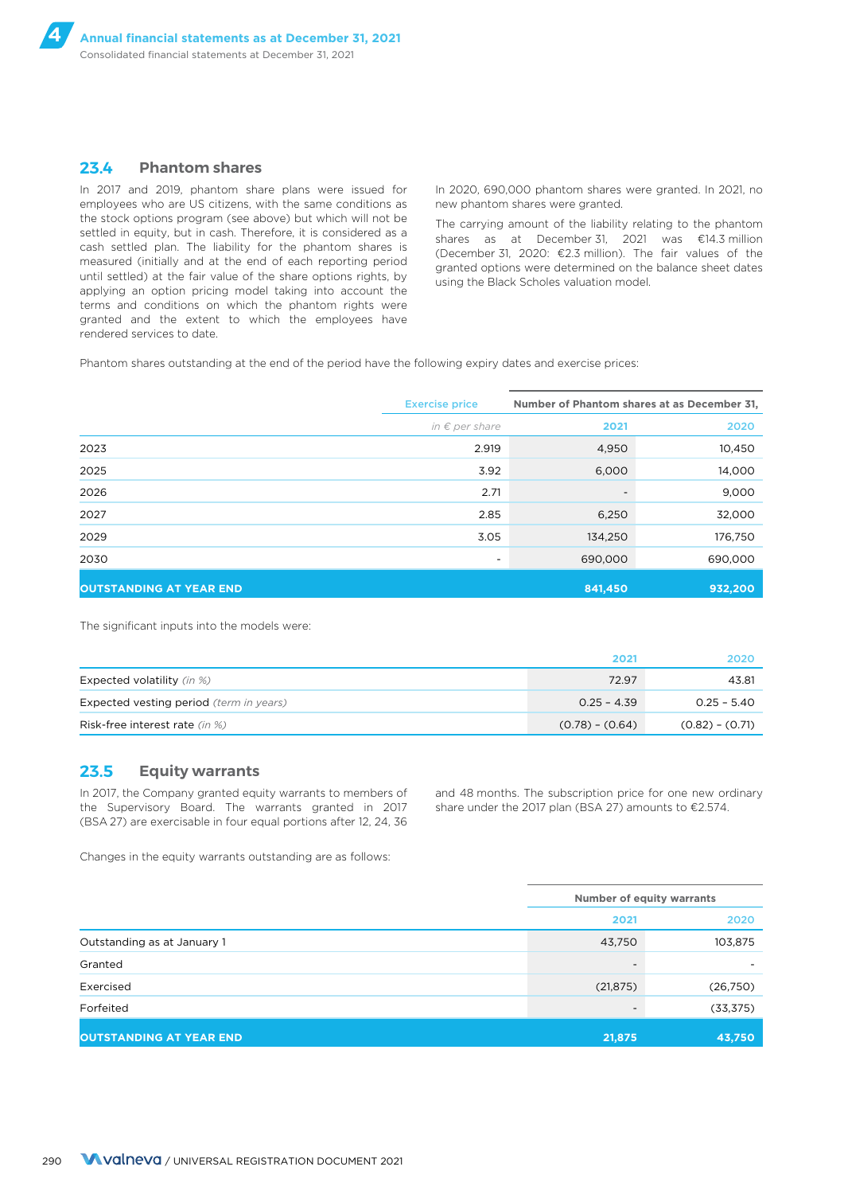## 23.4 Phantom shares

In 2017 and 2019, phantom share plans were issued for employees who are US citizens, with the same conditions as the stock options program (see above) but which will not be settled in equity, but in cash. Therefore, it is considered as a cash settled plan. The liability for the phantom shares is measured (initially and at the end of each reporting period until settled) at the fair value of the share options rights, by applying an option pricing model taking into account the terms and conditions on which the phantom rights were granted and the extent to which the employees have rendered services to date.

In 2020, 690,000 phantom shares were granted. In 2021, no new phantom shares were granted.

The carrying amount of the liability relating to the phantom shares as at December 31, 2021 was €14.3 million (December 31, 2020: €2.3 million). The fair values of the granted options were determined on the balance sheet dates using the Black Scholes valuation model.

Phantom shares outstanding at the end of the period have the following expiry dates and exercise prices:

| | Exercise price | Number of Phantom shares at as December 31, | |
|---|---|---|---|
| | *in € per share* | 2021 | 2020 |
| 2023 | 2.919 | 4,950 | 10,450 |
| 2025 | 3.92 | 6,000 | 14,000 |
| 2026 | 2.71 | - | 9,000 |
| 2027 | 2.85 | 6,250 | 32,000 |
| 2029 | 3.05 | 134,250 | 176,750 |
| 2030 | - | 690,000 | 690,000 |
| **OUTSTANDING AT YEAR END** | | **841,450** | **932,200** |

The significant inputs into the models were:

| | 2021 | 2020 |
|---|---|---|
| Expected volatility *(in %)* | 72.97 | 43.81 |
| Expected vesting period *(term in years)* | 0.25 – 4.39 | 0.25 – 5.40 |
| Risk-free interest rate *(in %)* | (0.78) – (0.64) | (0.82) – (0.71) |

## 23.5 Equity warrants

In 2017, the Company granted equity warrants to members of the Supervisory Board. The warrants granted in 2017 (BSA 27) are exercisable in four equal portions after 12, 24, 36 and 48 months. The subscription price for one new ordinary share under the 2017 plan (BSA 27) amounts to €2.574.

Changes in the equity warrants outstanding are as follows:

| | Number of equity warrants | |
|---|---|---|
| | 2021 | 2020 |
| Outstanding as at January 1 | 43,750 | 103,875 |
| Granted | - | - |
| Exercised | (21,875) | (26,750) |
| Forfeited | - | (33,375) |
| **OUTSTANDING AT YEAR END** | **21,875** | **43,750** |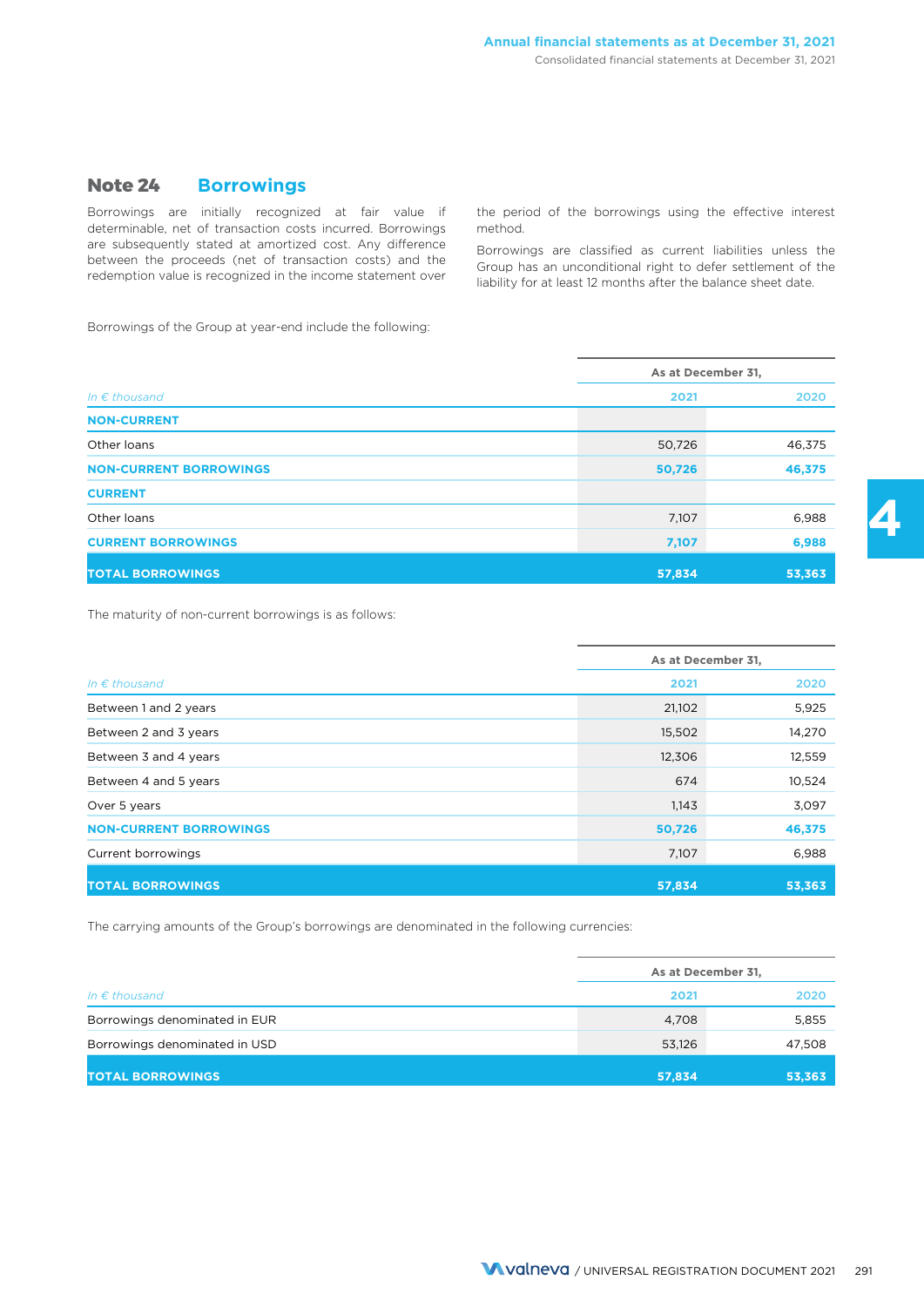## Note 24 Borrowings

Borrowings are initially recognized at fair value if determinable, net of transaction costs incurred. Borrowings are subsequently stated at amortized cost. Any difference between the proceeds (net of transaction costs) and the redemption value is recognized in the income statement over the period of the borrowings using the effective interest method.

Borrowings are classified as current liabilities unless the Group has an unconditional right to defer settlement of the liability for at least 12 months after the balance sheet date.

Borrowings of the Group at year-end include the following:

| | As at December 31, | |
|---|---|---|
| *In € thousand* | 2021 | 2020 |
| **NON-CURRENT** | | |
| Other loans | 50,726 | 46,375 |
| **NON-CURRENT BORROWINGS** | **50,726** | **46,375** |
| **CURRENT** | | |
| Other loans | 7,107 | 6,988 |
| **CURRENT BORROWINGS** | **7,107** | **6,988** |
| **TOTAL BORROWINGS** | **57,834** | **53,363** |

The maturity of non-current borrowings is as follows:

| | As at December 31, | |
|---|---|---|
| *In € thousand* | 2021 | 2020 |
| Between 1 and 2 years | 21,102 | 5,925 |
| Between 2 and 3 years | 15,502 | 14,270 |
| Between 3 and 4 years | 12,306 | 12,559 |
| Between 4 and 5 years | 674 | 10,524 |
| Over 5 years | 1,143 | 3,097 |
| **NON-CURRENT BORROWINGS** | **50,726** | **46,375** |
| Current borrowings | 7,107 | 6,988 |
| **TOTAL BORROWINGS** | **57,834** | **53,363** |

The carrying amounts of the Group's borrowings are denominated in the following currencies:

| | As at December 31, | |
|---|---|---|
| *In € thousand* | 2021 | 2020 |
| Borrowings denominated in EUR | 4,708 | 5,855 |
| Borrowings denominated in USD | 53,126 | 47,508 |
| **TOTAL BORROWINGS** | **57,834** | **53,363** |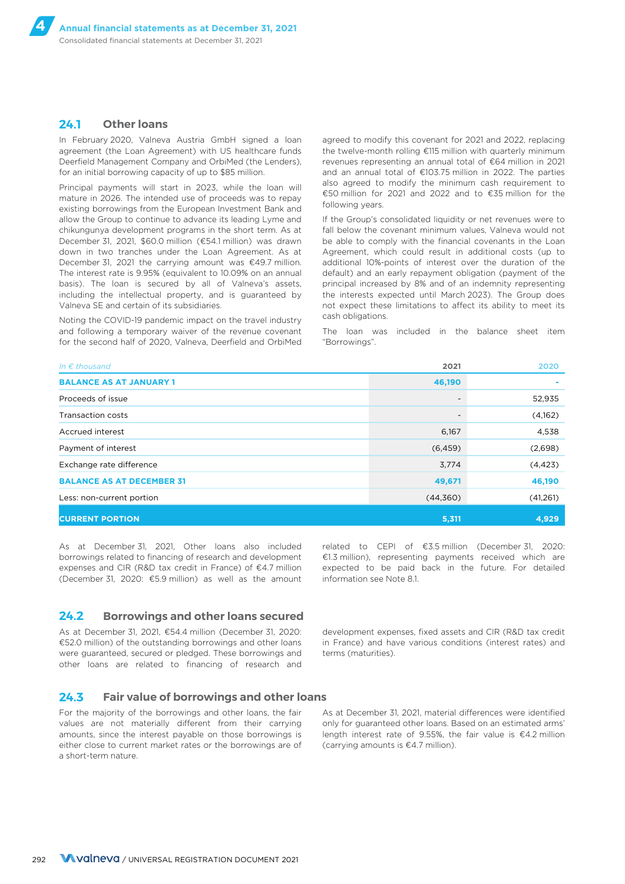### 24.1 Other loans

In February 2020, Valneva Austria GmbH signed a loan agreement (the Loan Agreement) with US healthcare funds Deerfield Management Company and OrbiMed (the Lenders), for an initial borrowing capacity of up to $85 million.

Principal payments will start in 2023, while the loan will mature in 2026. The intended use of proceeds was to repay existing borrowings from the European Investment Bank and allow the Group to continue to advance its leading Lyme and chikungunya development programs in the short term. As at December 31, 2021, $60.0 million (€54.1 million) was drawn down in two tranches under the Loan Agreement. As at December 31, 2021 the carrying amount was €49.7 million. The interest rate is 9.95% (equivalent to 10.09% on an annual basis). The loan is secured by all of Valneva's assets, including the intellectual property, and is guaranteed by Valneva SE and certain of its subsidiaries.

Noting the COVID-19 pandemic impact on the travel industry and following a temporary waiver of the revenue covenant for the second half of 2020, Valneva, Deerfield and OrbiMed agreed to modify this covenant for 2021 and 2022, replacing the twelve-month rolling €115 million with quarterly minimum revenues representing an annual total of €64 million in 2021 and an annual total of €103.75 million in 2022. The parties also agreed to modify the minimum cash requirement to €50 million for 2021 and 2022 and to €35 million for the following years.

If the Group's consolidated liquidity or net revenues were to fall below the covenant minimum values, Valneva would not be able to comply with the financial covenants in the Loan Agreement, which could result in additional costs (up to additional 10%-points of interest over the duration of the default) and an early repayment obligation (payment of the principal increased by 8% and of an indemnity representing the interests expected until March 2023). The Group does not expect these limitations to affect its ability to meet its cash obligations.

The loan was included in the balance sheet item "Borrowings".

| *In € thousand* | 2021 | 2020 |
|---|---|---|
| **BALANCE AS AT JANUARY 1** | **46,190** | **-** |
| Proceeds of issue | - | 52,935 |
| Transaction costs | - | (4,162) |
| Accrued interest | 6,167 | 4,538 |
| Payment of interest | (6,459) | (2,698) |
| Exchange rate difference | 3,774 | (4,423) |
| **BALANCE AS AT DECEMBER 31** | **49,671** | **46,190** |
| Less: non-current portion | (44,360) | (41,261) |
| **CURRENT PORTION** | **5,311** | **4,929** |

As at December 31, 2021, Other loans also included borrowings related to financing of research and development expenses and CIR (R&D tax credit in France) of €4.7 million (December 31, 2020: €5.9 million) as well as the amount related to CEPI of €3.5 million (December 31, 2020: €1.3 million), representing payments received which are expected to be paid back in the future. For detailed information see Note 8.1.

### 24.2 Borrowings and other loans secured

As at December 31, 2021, €54.4 million (December 31, 2020: €52.0 million) of the outstanding borrowings and other loans were guaranteed, secured or pledged. These borrowings and other loans are related to financing of research and development expenses, fixed assets and CIR (R&D tax credit in France) and have various conditions (interest rates) and terms (maturities).

### 24.3 Fair value of borrowings and other loans

For the majority of the borrowings and other loans, the fair values are not materially different from their carrying amounts, since the interest payable on those borrowings is either close to current market rates or the borrowings are of a short-term nature.

As at December 31, 2021, material differences were identified only for guaranteed other loans. Based on an estimated arms' length interest rate of 9.55%, the fair value is €4.2 million (carrying amounts is €4.7 million).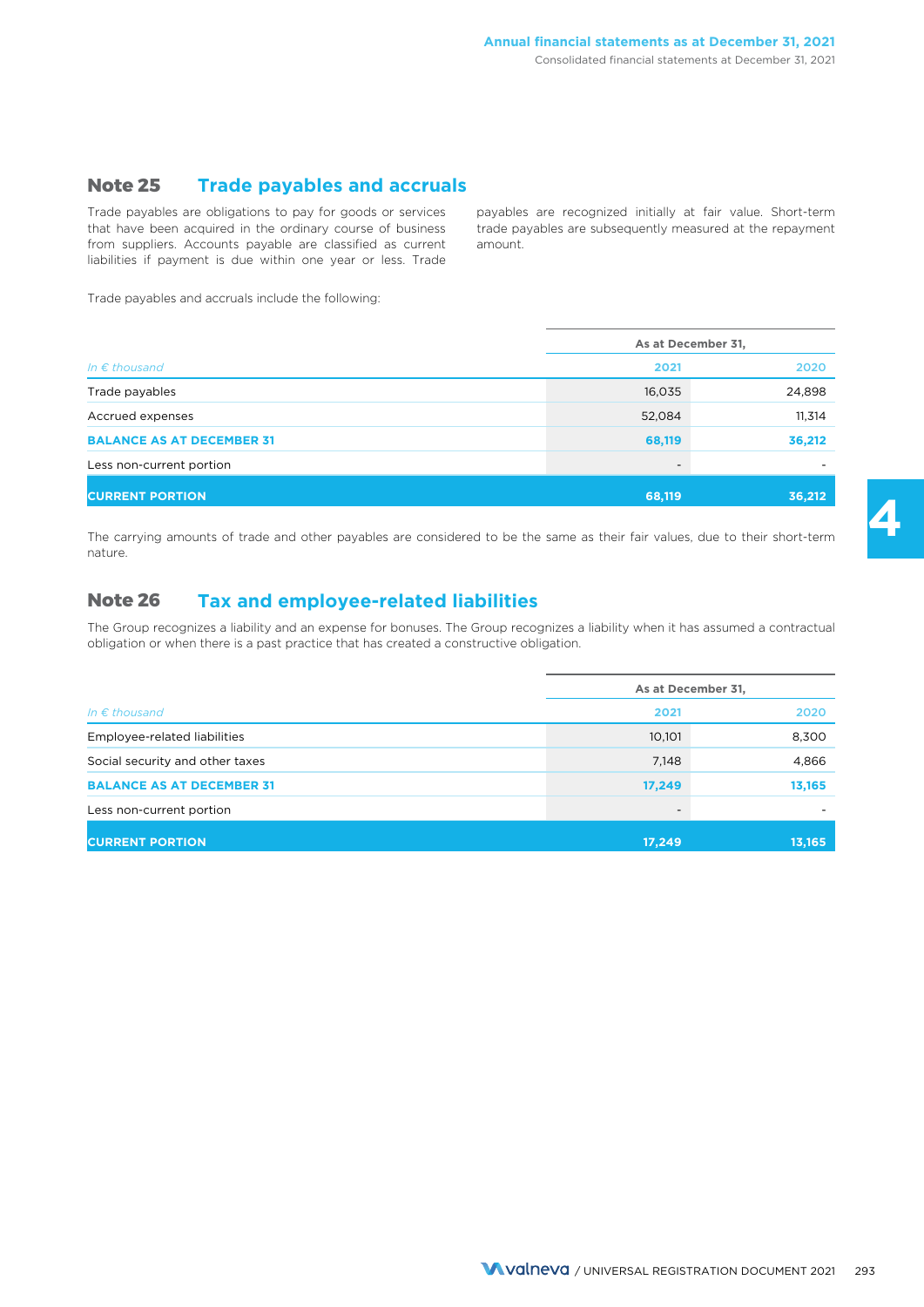## Note 25 Trade payables and accruals

Trade payables are obligations to pay for goods or services that have been acquired in the ordinary course of business from suppliers. Accounts payable are classified as current liabilities if payment is due within one year or less. Trade payables are recognized initially at fair value. Short-term trade payables are subsequently measured at the repayment amount.

Trade payables and accruals include the following:

| | As at December 31, | |
|---|---|---|
| *In € thousand* | 2021 | 2020 |
| Trade payables | 16,035 | 24,898 |
| Accrued expenses | 52,084 | 11,314 |
| **BALANCE AS AT DECEMBER 31** | **68,119** | **36,212** |
| Less non-current portion | - | - |
| **CURRENT PORTION** | **68,119** | **36,212** |

The carrying amounts of trade and other payables are considered to be the same as their fair values, due to their short-term nature.

## Note 26 Tax and employee-related liabilities

The Group recognizes a liability and an expense for bonuses. The Group recognizes a liability when it has assumed a contractual obligation or when there is a past practice that has created a constructive obligation.

| | As at December 31, | |
|---|---|---|
| *In € thousand* | 2021 | 2020 |
| Employee-related liabilities | 10,101 | 8,300 |
| Social security and other taxes | 7,148 | 4,866 |
| **BALANCE AS AT DECEMBER 31** | **17,249** | **13,165** |
| Less non-current portion | - | - |
| **CURRENT PORTION** | **17,249** | **13,165** |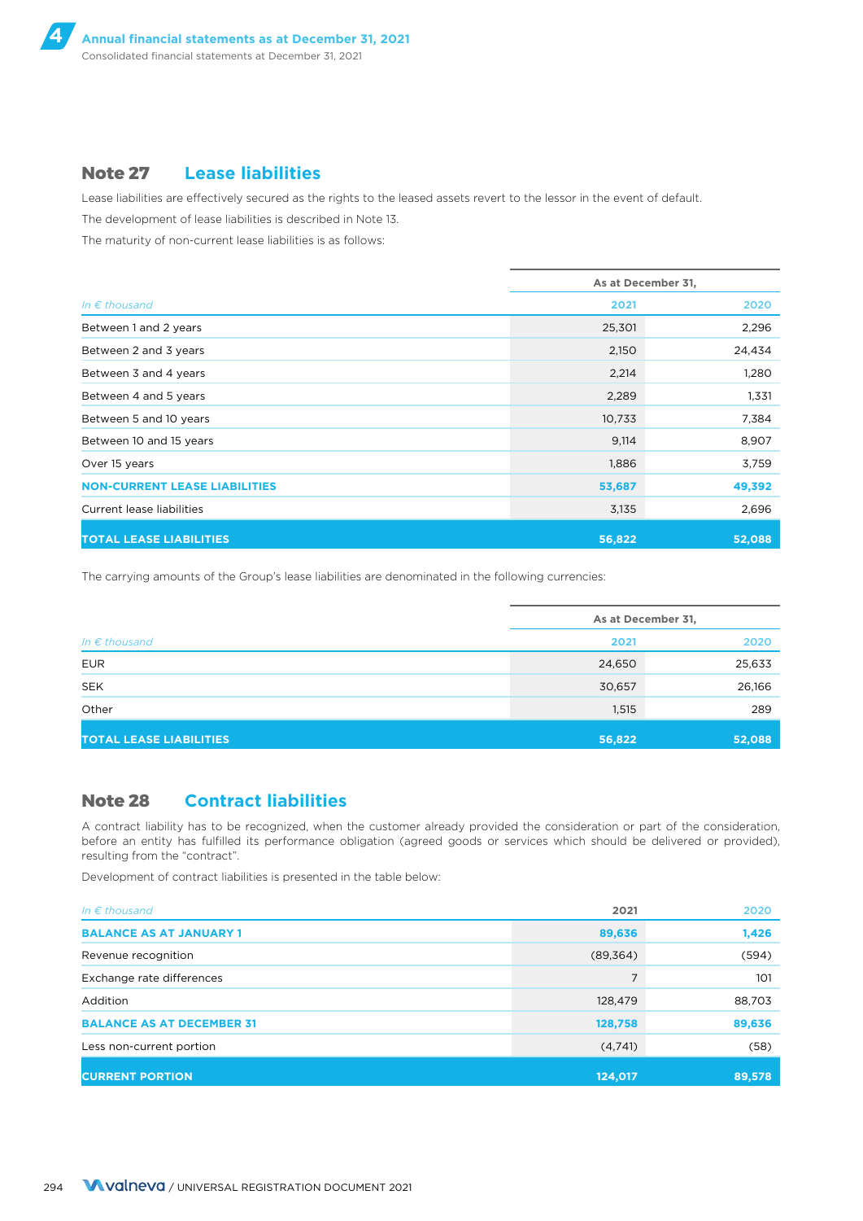## Note 27 Lease liabilities

Lease liabilities are effectively secured as the rights to the leased assets revert to the lessor in the event of default.

The development of lease liabilities is described in Note 13.

The maturity of non-current lease liabilities is as follows:

| | As at December 31, | |
|---|---|---|
| *In € thousand* | 2021 | 2020 |
| Between 1 and 2 years | 25,301 | 2,296 |
| Between 2 and 3 years | 2,150 | 24,434 |
| Between 3 and 4 years | 2,214 | 1,280 |
| Between 4 and 5 years | 2,289 | 1,331 |
| Between 5 and 10 years | 10,733 | 7,384 |
| Between 10 and 15 years | 9,114 | 8,907 |
| Over 15 years | 1,886 | 3,759 |
| **NON-CURRENT LEASE LIABILITIES** | **53,687** | **49,392** |
| Current lease liabilities | 3,135 | 2,696 |
| **TOTAL LEASE LIABILITIES** | **56,822** | **52,088** |

The carrying amounts of the Group's lease liabilities are denominated in the following currencies:

| | As at December 31, | |
|---|---|---|
| *In € thousand* | 2021 | 2020 |
| EUR | 24,650 | 25,633 |
| SEK | 30,657 | 26,166 |
| Other | 1,515 | 289 |
| **TOTAL LEASE LIABILITIES** | **56,822** | **52,088** |

## Note 28 Contract liabilities

A contract liability has to be recognized, when the customer already provided the consideration or part of the consideration, before an entity has fulfilled its performance obligation (agreed goods or services which should be delivered or provided), resulting from the "contract".

Development of contract liabilities is presented in the table below:

| *In € thousand* | 2021 | 2020 |
|---|---|---|
| **BALANCE AS AT JANUARY 1** | **89,636** | **1,426** |
| Revenue recognition | (89,364) | (594) |
| Exchange rate differences | 7 | 101 |
| Addition | 128,479 | 88,703 |
| **BALANCE AS AT DECEMBER 31** | **128,758** | **89,636** |
| Less non-current portion | (4,741) | (58) |
| **CURRENT PORTION** | **124,017** | **89,578** |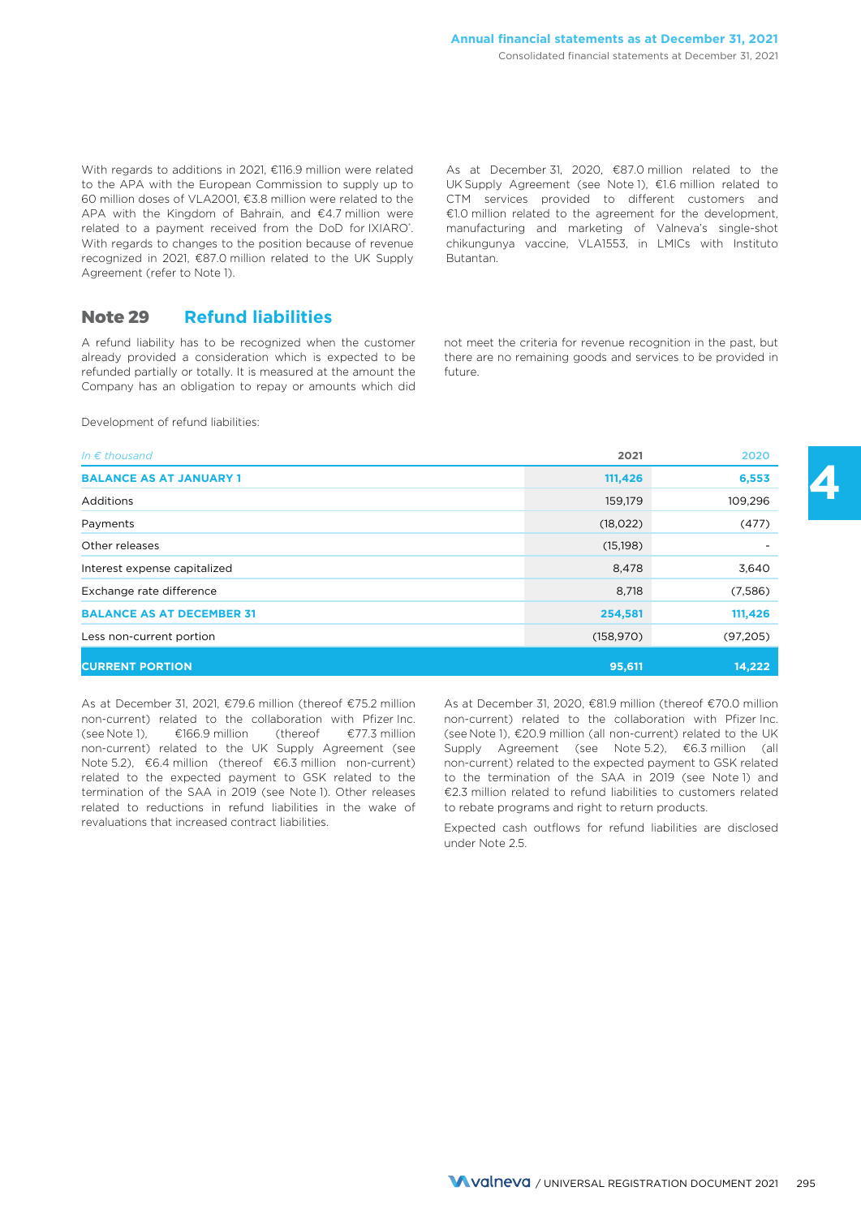With regards to additions in 2021, €116.9 million were related to the APA with the European Commission to supply up to 60 million doses of VLA2001, €3.8 million were related to the APA with the Kingdom of Bahrain, and €4.7 million were related to a payment received from the DoD for IXIARO®. With regards to changes to the position because of revenue recognized in 2021, €87.0 million related to the UK Supply Agreement (refer to Note 1).

As at December 31, 2020, €87.0 million related to the UK Supply Agreement (see Note 1), €1.6 million related to CTM services provided to different customers and €1.0 million related to the agreement for the development, manufacturing and marketing of Valneva's single-shot chikungunya vaccine, VLA1553, in LMICs with Instituto Butantan.

## Note 29 Refund liabilities

A refund liability has to be recognized when the customer already provided a consideration which is expected to be refunded partially or totally. It is measured at the amount the Company has an obligation to repay or amounts which did not meet the criteria for revenue recognition in the past, but there are no remaining goods and services to be provided in future.

Development of refund liabilities:

| *In € thousand* | 2021 | 2020 |
|---|---|---|
| **BALANCE AS AT JANUARY 1** | **111,426** | **6,553** |
| Additions | 159,179 | 109,296 |
| Payments | (18,022) | (477) |
| Other releases | (15,198) | - |
| Interest expense capitalized | 8,478 | 3,640 |
| Exchange rate difference | 8,718 | (7,586) |
| **BALANCE AS AT DECEMBER 31** | **254,581** | **111,426** |
| Less non-current portion | (158,970) | (97,205) |
| **CURRENT PORTION** | **95,611** | **14,222** |

As at December 31, 2021, €79.6 million (thereof €75.2 million non-current) related to the collaboration with Pfizer Inc. (see Note 1), €166.9 million (thereof €77.3 million non-current) related to the UK Supply Agreement (see Note 5.2), €6.4 million (thereof €6.3 million non-current) related to the expected payment to GSK related to the termination of the SAA in 2019 (see Note 1). Other releases related to reductions in refund liabilities in the wake of revaluations that increased contract liabilities.

As at December 31, 2020, €81.9 million (thereof €70.0 million non-current) related to the collaboration with Pfizer Inc. (see Note 1), €20.9 million (all non-current) related to the UK Supply Agreement (see Note 5.2), €6.3 million (all non-current) related to the expected payment to GSK related to the termination of the SAA in 2019 (see Note 1) and €2.3 million related to refund liabilities to customers related to rebate programs and right to return products.

Expected cash outflows for refund liabilities are disclosed under Note 2.5.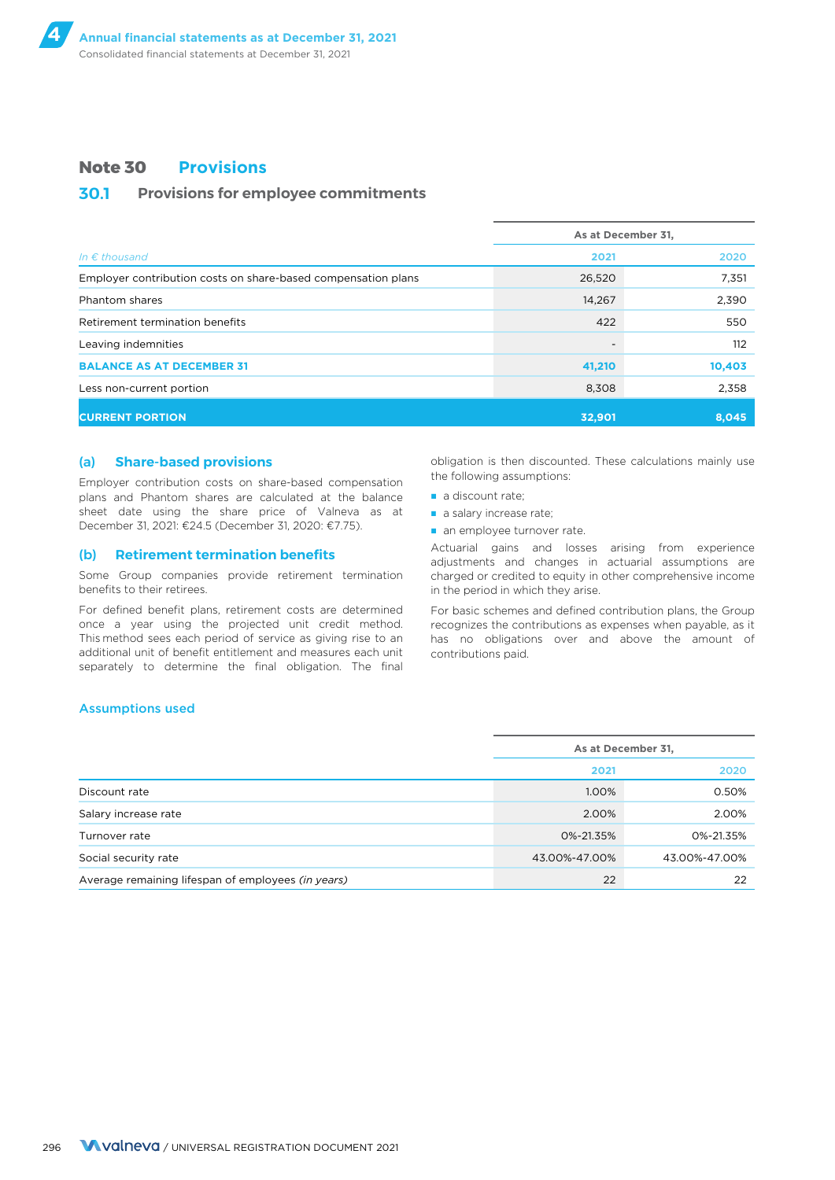## Note 30 Provisions

### 30.1 Provisions for employee commitments

| *In € thousand* | As at December 31, 2021 | 2020 |
|---|---|---|
| Employer contribution costs on share-based compensation plans | 26,520 | 7,351 |
| Phantom shares | 14,267 | 2,390 |
| Retirement termination benefits | 422 | 550 |
| Leaving indemnities | - | 112 |
| **BALANCE AS AT DECEMBER 31** | **41,210** | **10,403** |
| Less non-current portion | 8,308 | 2,358 |
| **CURRENT PORTION** | **32,901** | **8,045** |

#### (a) Share-based provisions

Employer contribution costs on share-based compensation plans and Phantom shares are calculated at the balance sheet date using the share price of Valneva as at December 31, 2021: €24.5 (December 31, 2020: €7.75).

#### (b) Retirement termination benefits

Some Group companies provide retirement termination benefits to their retirees.

For defined benefit plans, retirement costs are determined once a year using the projected unit credit method. This method sees each period of service as giving rise to an additional unit of benefit entitlement and measures each unit separately to determine the final obligation. The final obligation is then discounted. These calculations mainly use the following assumptions:

- a discount rate;
- a salary increase rate;
- an employee turnover rate.

Actuarial gains and losses arising from experience adjustments and changes in actuarial assumptions are charged or credited to equity in other comprehensive income in the period in which they arise.

For basic schemes and defined contribution plans, the Group recognizes the contributions as expenses when payable, as it has no obligations over and above the amount of contributions paid.

#### Assumptions used

| | As at December 31, 2021 | 2020 |
|---|---|---|
| Discount rate | 1.00% | 0.50% |
| Salary increase rate | 2.00% | 2.00% |
| Turnover rate | 0%-21.35% | 0%-21.35% |
| Social security rate | 43.00%-47.00% | 43.00%-47.00% |
| Average remaining lifespan of employees *(in years)* | 22 | 22 |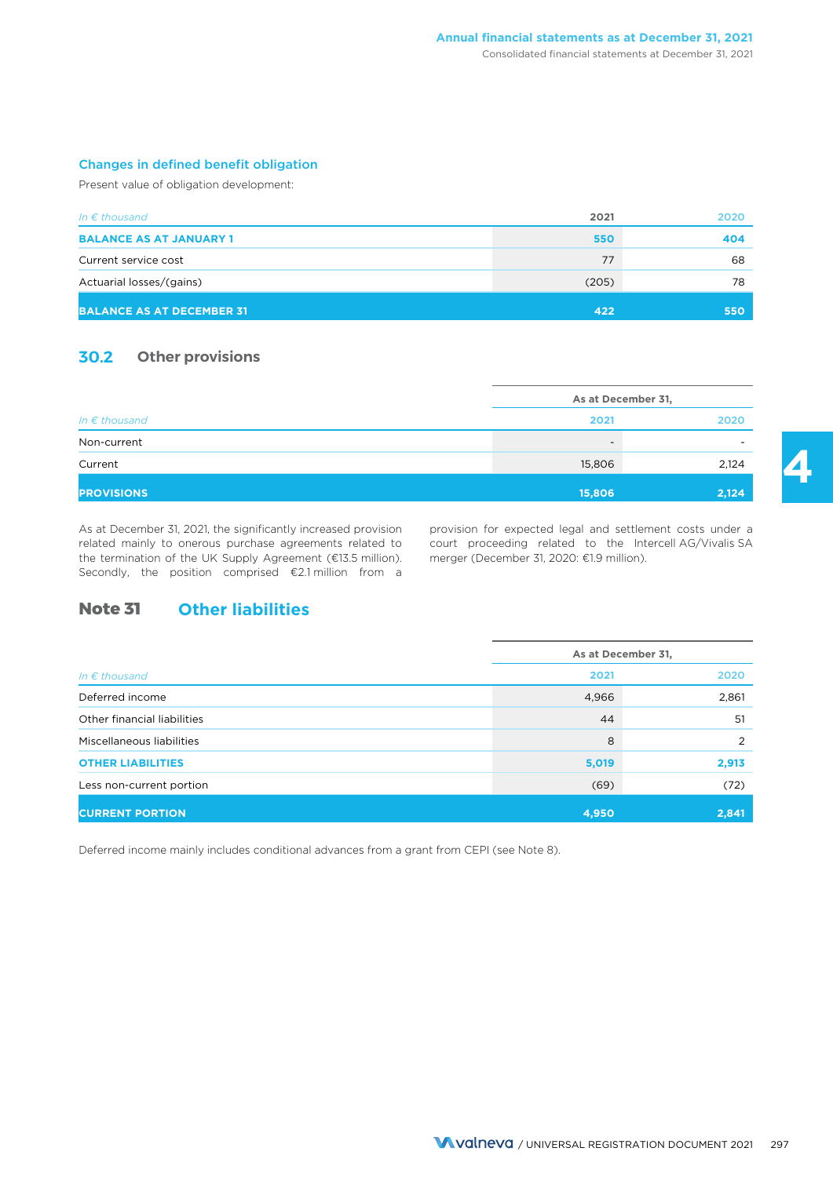### Changes in defined benefit obligation

Present value of obligation development:

| In € thousand | 2021 | 2020 |
|---|---|---|
| **BALANCE AS AT JANUARY 1** | **550** | **404** |
| Current service cost | 77 | 68 |
| Actuarial losses/(gains) | (205) | 78 |
| **BALANCE AS AT DECEMBER 31** | **422** | **550** |

## 30.2 Other provisions

| | As at December 31, | |
|---|---|---|
| In € thousand | 2021 | 2020 |
| Non-current | - | - |
| Current | 15,806 | 2,124 |
| **PROVISIONS** | **15,806** | **2,124** |

As at December 31, 2021, the significantly increased provision related mainly to onerous purchase agreements related to the termination of the UK Supply Agreement (€13.5 million). Secondly, the position comprised €2.1 million from a provision for expected legal and settlement costs under a court proceeding related to the Intercell AG/Vivalis SA merger (December 31, 2020: €1.9 million).

# Note 31 Other liabilities

| | As at December 31, | |
|---|---|---|
| In € thousand | 2021 | 2020 |
| Deferred income | 4,966 | 2,861 |
| Other financial liabilities | 44 | 51 |
| Miscellaneous liabilities | 8 | 2 |
| **OTHER LIABILITIES** | **5,019** | **2,913** |
| Less non-current portion | (69) | (72) |
| **CURRENT PORTION** | **4,950** | **2,841** |

Deferred income mainly includes conditional advances from a grant from CEPI (see Note 8).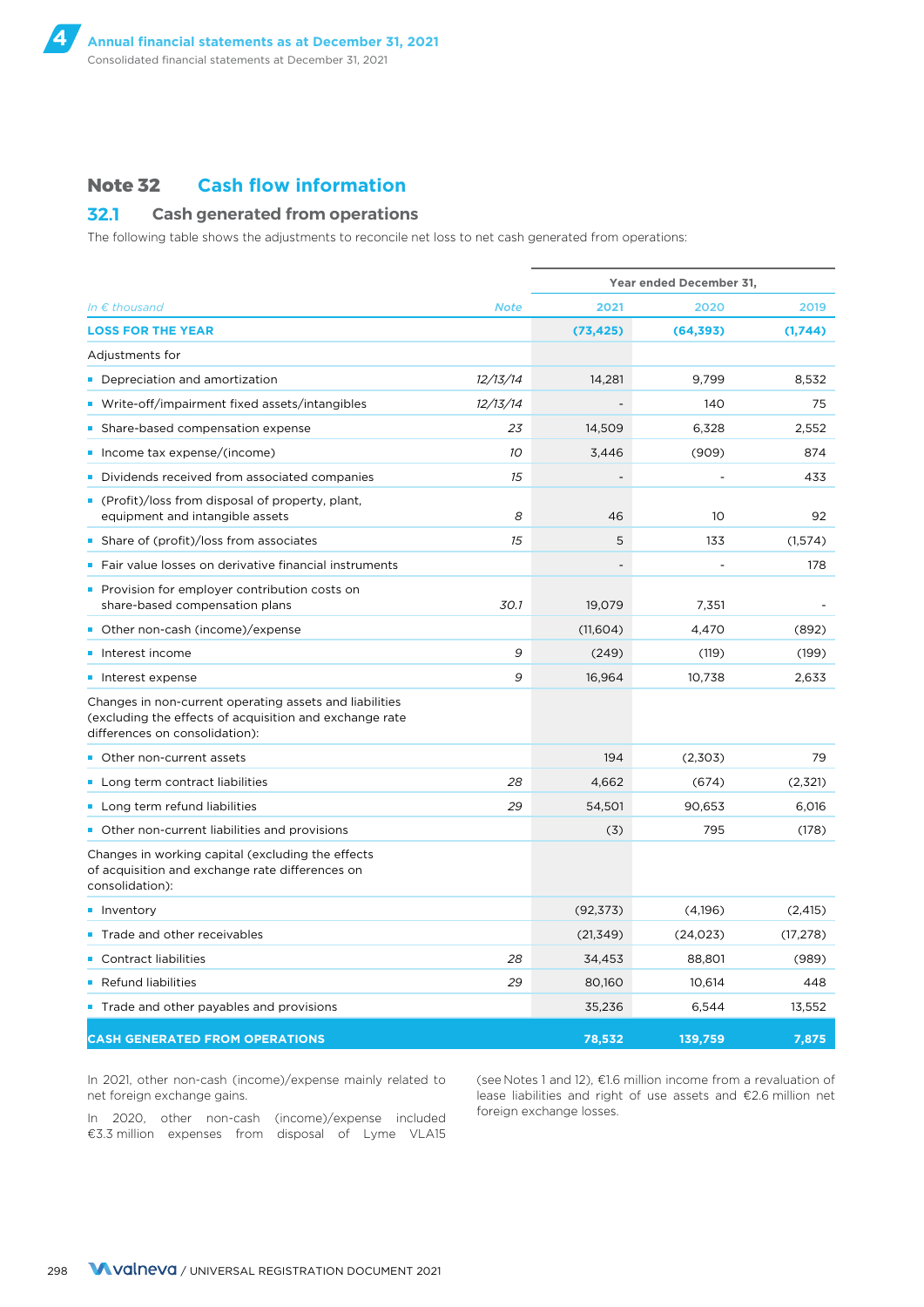## Note 32 Cash flow information

### 32.1 Cash generated from operations

The following table shows the adjustments to reconcile net loss to net cash generated from operations:

| *In € thousand* | *Note* | Year ended December 31, 2021 | 2020 | 2019 |
|---|---|---|---|---|
| **LOSS FOR THE YEAR** | | **(73,425)** | **(64,393)** | **(1,744)** |
| Adjustments for | | | | |
| ▪ Depreciation and amortization | *12/13/14* | 14,281 | 9,799 | 8,532 |
| ▪ Write-off/impairment fixed assets/intangibles | *12/13/14* | - | 140 | 75 |
| ▪ Share-based compensation expense | *23* | 14,509 | 6,328 | 2,552 |
| ▪ Income tax expense/(income) | *10* | 3,446 | (909) | 874 |
| ▪ Dividends received from associated companies | *15* | - | - | 433 |
| ▪ (Profit)/loss from disposal of property, plant, equipment and intangible assets | *8* | 46 | 10 | 92 |
| ▪ Share of (profit)/loss from associates | *15* | 5 | 133 | (1,574) |
| ▪ Fair value losses on derivative financial instruments | | - | - | 178 |
| ▪ Provision for employer contribution costs on share-based compensation plans | *30.1* | 19,079 | 7,351 | - |
| ▪ Other non-cash (income)/expense | | (11,604) | 4,470 | (892) |
| ▪ Interest income | *9* | (249) | (119) | (199) |
| ▪ Interest expense | *9* | 16,964 | 10,738 | 2,633 |
| Changes in non-current operating assets and liabilities (excluding the effects of acquisition and exchange rate differences on consolidation): | | | | |
| ▪ Other non-current assets | | 194 | (2,303) | 79 |
| ▪ Long term contract liabilities | *28* | 4,662 | (674) | (2,321) |
| ▪ Long term refund liabilities | *29* | 54,501 | 90,653 | 6,016 |
| ▪ Other non-current liabilities and provisions | | (3) | 795 | (178) |
| Changes in working capital (excluding the effects of acquisition and exchange rate differences on consolidation): | | | | |
| ▪ Inventory | | (92,373) | (4,196) | (2,415) |
| ▪ Trade and other receivables | | (21,349) | (24,023) | (17,278) |
| ▪ Contract liabilities | *28* | 34,453 | 88,801 | (989) |
| ▪ Refund liabilities | *29* | 80,160 | 10,614 | 448 |
| ▪ Trade and other payables and provisions | | 35,236 | 6,544 | 13,552 |
| **CASH GENERATED FROM OPERATIONS** | | **78,532** | **139,759** | **7,875** |

In 2021, other non-cash (income)/expense mainly related to net foreign exchange gains.

In 2020, other non-cash (income)/expense included €3.3 million expenses from disposal of Lyme VLA15 (see Notes 1 and 12), €1.6 million income from a revaluation of lease liabilities and right of use assets and €2.6 million net foreign exchange losses.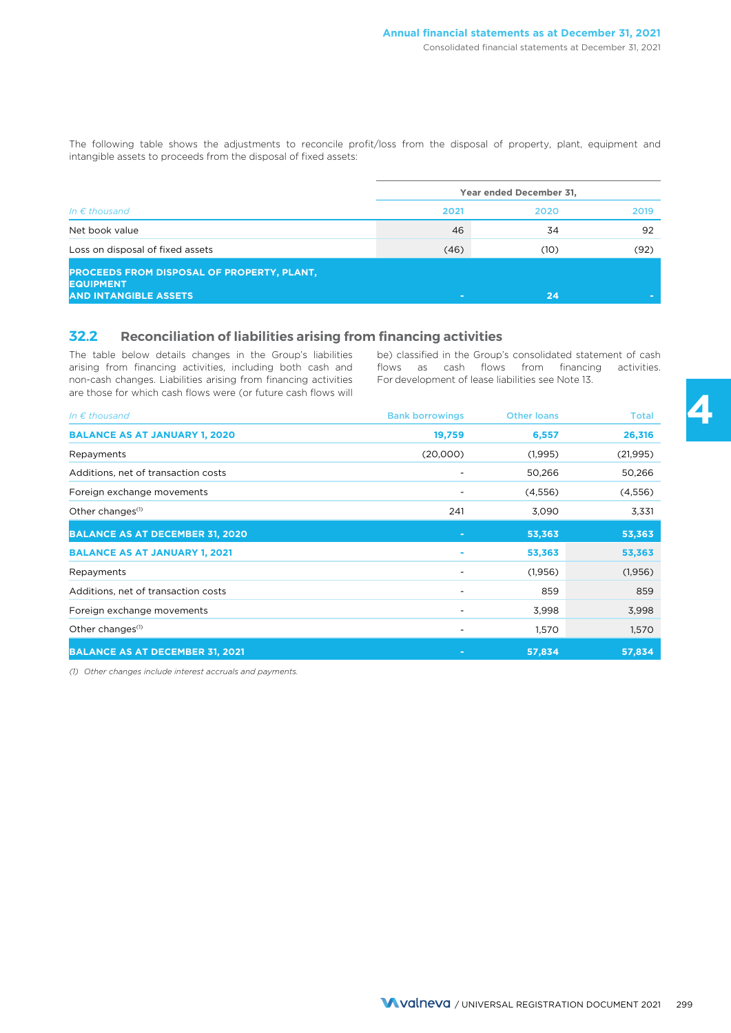The following table shows the adjustments to reconcile profit/loss from the disposal of property, plant, equipment and intangible assets to proceeds from the disposal of fixed assets:

| | Year ended December 31, | | |
|---|---|---|---|
| *In € thousand* | 2021 | 2020 | 2019 |
| Net book value | 46 | 34 | 92 |
| Loss on disposal of fixed assets | (46) | (10) | (92) |
| **PROCEEDS FROM DISPOSAL OF PROPERTY, PLANT, EQUIPMENT AND INTANGIBLE ASSETS** | **-** | **24** | **-** |

## 32.2 Reconciliation of liabilities arising from financing activities

The table below details changes in the Group's liabilities arising from financing activities, including both cash and non-cash changes. Liabilities arising from financing activities are those for which cash flows were (or future cash flows will be) classified in the Group's consolidated statement of cash flows as cash flows from financing activities. For development of lease liabilities see Note 13.

| *In € thousand* | Bank borrowings | Other loans | Total |
|---|---|---|---|
| **BALANCE AS AT JANUARY 1, 2020** | **19,759** | **6,557** | **26,316** |
| Repayments | (20,000) | (1,995) | (21,995) |
| Additions, net of transaction costs | - | 50,266 | 50,266 |
| Foreign exchange movements | - | (4,556) | (4,556) |
| Other changes[1] | 241 | 3,090 | 3,331 |
| **BALANCE AS AT DECEMBER 31, 2020** | **-** | **53,363** | **53,363** |
| **BALANCE AS AT JANUARY 1, 2021** | **-** | **53,363** | **53,363** |
| Repayments | - | (1,956) | (1,956) |
| Additions, net of transaction costs | - | 859 | 859 |
| Foreign exchange movements | - | 3,998 | 3,998 |
| Other changes[1] | - | 1,570 | 1,570 |
| **BALANCE AS AT DECEMBER 31, 2021** | **-** | **57,834** | **57,834** |

*(1) Other changes include interest accruals and payments.*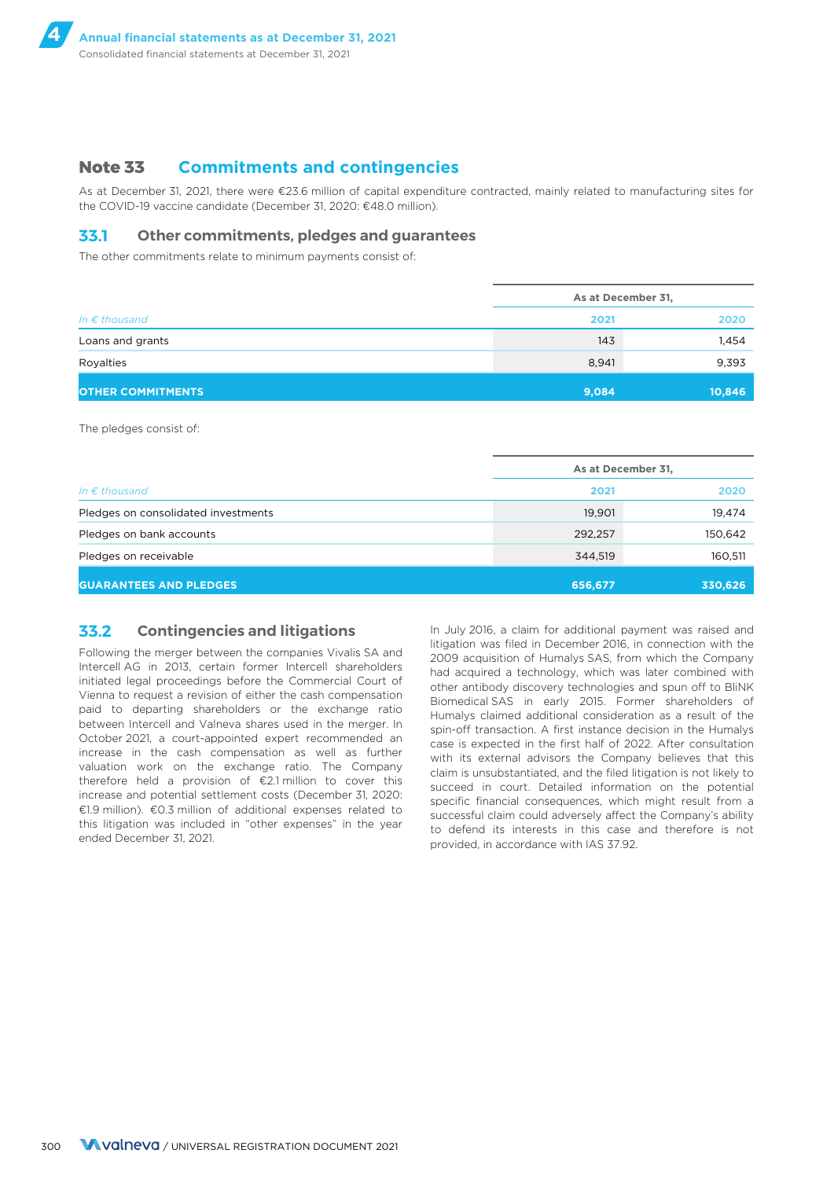## Note 33 Commitments and contingencies

As at December 31, 2021, there were €23.6 million of capital expenditure contracted, mainly related to manufacturing sites for the COVID-19 vaccine candidate (December 31, 2020: €48.0 million).

### 33.1 Other commitments, pledges and guarantees

The other commitments relate to minimum payments consist of:

| | As at December 31, | |
|---|---|---|
| *In € thousand* | 2021 | 2020 |
| Loans and grants | 143 | 1,454 |
| Royalties | 8,941 | 9,393 |
| **OTHER COMMITMENTS** | **9,084** | **10,846** |

The pledges consist of:

| | As at December 31, | |
|---|---|---|
| *In € thousand* | 2021 | 2020 |
| Pledges on consolidated investments | 19,901 | 19,474 |
| Pledges on bank accounts | 292,257 | 150,642 |
| Pledges on receivable | 344,519 | 160,511 |
| **GUARANTEES AND PLEDGES** | **656,677** | **330,626** |

### 33.2 Contingencies and litigations

Following the merger between the companies Vivalis SA and Intercell AG in 2013, certain former Intercell shareholders initiated legal proceedings before the Commercial Court of Vienna to request a revision of either the cash compensation paid to departing shareholders or the exchange ratio between Intercell and Valneva shares used in the merger. In October 2021, a court-appointed expert recommended an increase in the cash compensation as well as further valuation work on the exchange ratio. The Company therefore held a provision of €2.1 million to cover this increase and potential settlement costs (December 31, 2020: €1.9 million). €0.3 million of additional expenses related to this litigation was included in "other expenses" in the year ended December 31, 2021.

In July 2016, a claim for additional payment was raised and litigation was filed in December 2016, in connection with the 2009 acquisition of Humalys SAS, from which the Company had acquired a technology, which was later combined with other antibody discovery technologies and spun off to BliNK Biomedical SAS in early 2015. Former shareholders of Humalys claimed additional consideration as a result of the spin-off transaction. A first instance decision in the Humalys case is expected in the first half of 2022. After consultation with its external advisors the Company believes that this claim is unsubstantiated, and the filed litigation is not likely to succeed in court. Detailed information on the potential specific financial consequences, which might result from a successful claim could adversely affect the Company's ability to defend its interests in this case and therefore is not provided, in accordance with IAS 37.92.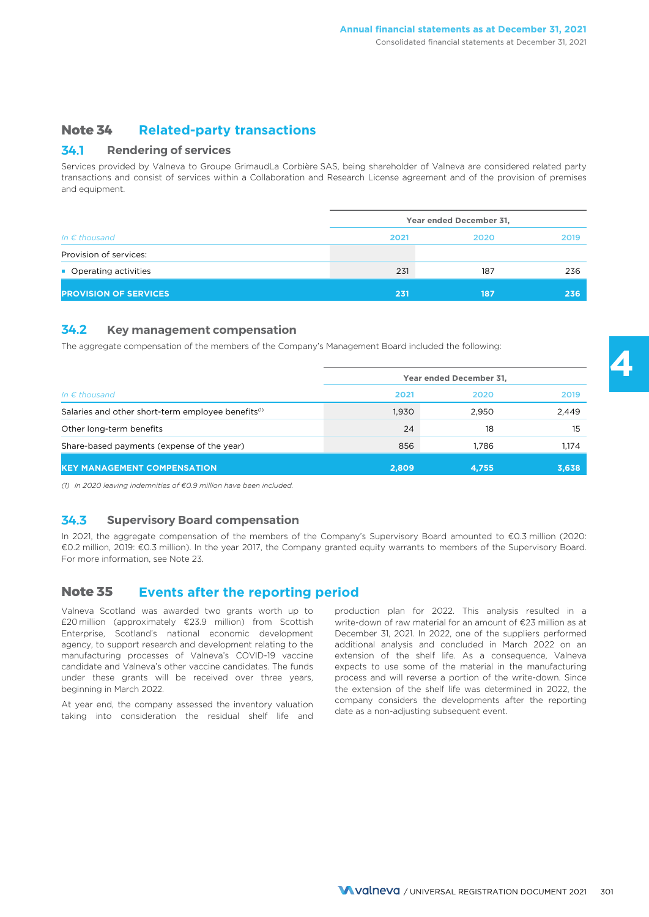## Note 34 Related-party transactions

### 34.1 Rendering of services

Services provided by Valneva to Groupe GrimaudLa Corbière SAS, being shareholder of Valneva are considered related party transactions and consist of services within a Collaboration and Research License agreement and of the provision of premises and equipment.

| *In € thousand* | Year ended December 31, | | |
|---|---|---|---|
| | 2021 | 2020 | 2019 |
| Provision of services: | | | |
| ▪ Operating activities | 231 | 187 | 236 |
| **PROVISION OF SERVICES** | **231** | **187** | **236** |

### 34.2 Key management compensation

The aggregate compensation of the members of the Company's Management Board included the following:

| *In € thousand* | Year ended December 31, | | |
|---|---|---|---|
| | 2021 | 2020 | 2019 |
| Salaries and other short-term employee benefits(1) | 1,930 | 2,950 | 2,449 |
| Other long-term benefits | 24 | 18 | 15 |
| Share-based payments (expense of the year) | 856 | 1,786 | 1,174 |
| **KEY MANAGEMENT COMPENSATION** | **2,809** | **4,755** | **3,638** |

*(1) In 2020 leaving indemnities of €0.9 million have been included.*

### 34.3 Supervisory Board compensation

In 2021, the aggregate compensation of the members of the Company's Supervisory Board amounted to €0.3 million (2020: €0.2 million, 2019: €0.3 million). In the year 2017, the Company granted equity warrants to members of the Supervisory Board. For more information, see Note 23.

## Note 35 Events after the reporting period

Valneva Scotland was awarded two grants worth up to £20 million (approximately €23.9 million) from Scottish Enterprise, Scotland's national economic development agency, to support research and development relating to the manufacturing processes of Valneva's COVID-19 vaccine candidate and Valneva's other vaccine candidates. The funds under these grants will be received over three years, beginning in March 2022.

At year end, the company assessed the inventory valuation taking into consideration the residual shelf life and production plan for 2022. This analysis resulted in a write-down of raw material for an amount of €23 million as at December 31, 2021. In 2022, one of the suppliers performed additional analysis and concluded in March 2022 on an extension of the shelf life. As a consequence, Valneva expects to use some of the material in the manufacturing process and will reverse a portion of the write-down. Since the extension of the shelf life was determined in 2022, the company considers the developments after the reporting date as a non-adjusting subsequent event.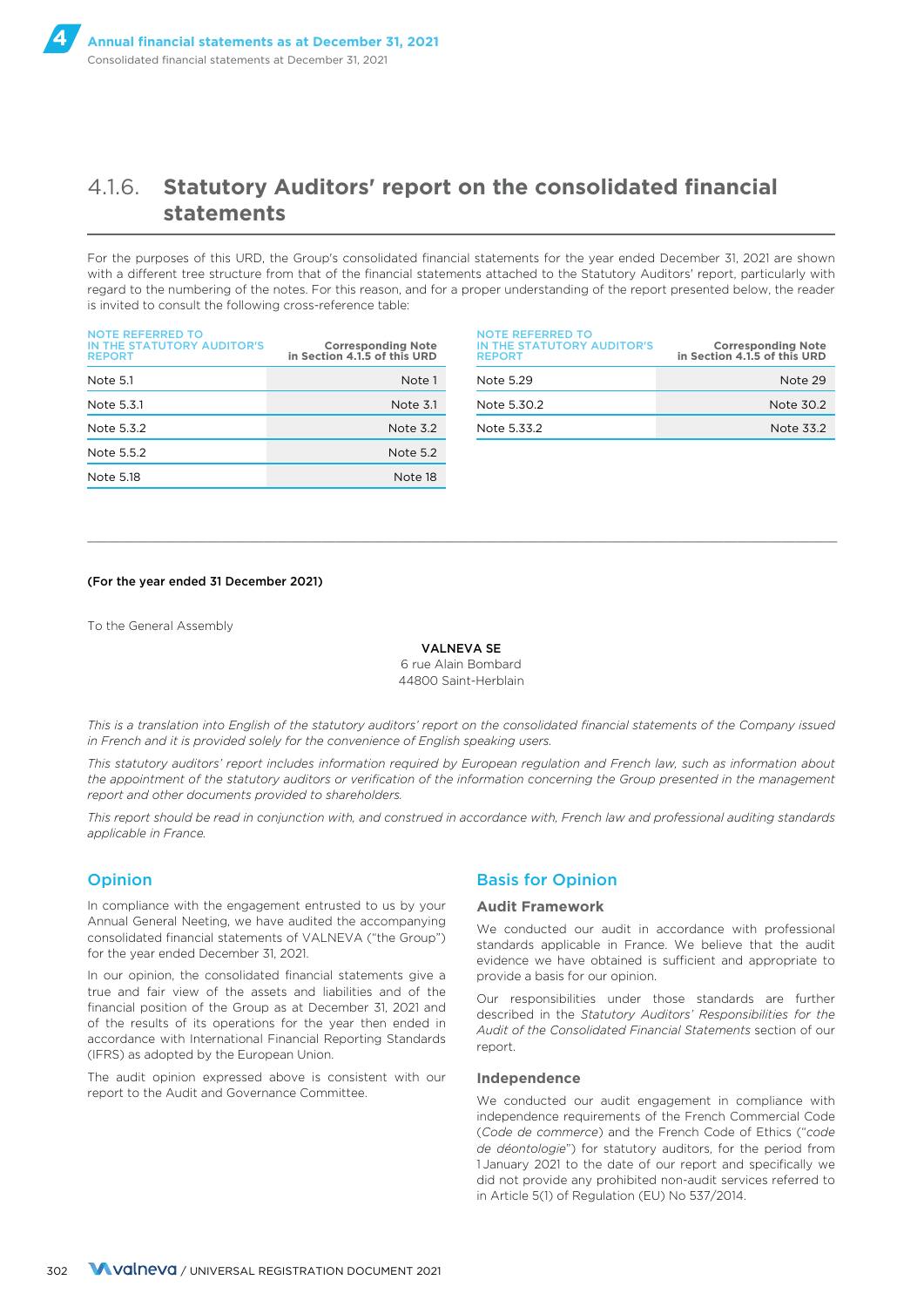## 4.1.6. Statutory Auditors' report on the consolidated financial statements

For the purposes of this URD, the Group's consolidated financial statements for the year ended December 31, 2021 are shown with a different tree structure from that of the financial statements attached to the Statutory Auditors' report, particularly with regard to the numbering of the notes. For this reason, and for a proper understanding of the report presented below, the reader is invited to consult the following cross-reference table:

| NOTE REFERRED TO IN THE STATUTORY AUDITOR'S REPORT | Corresponding Note in Section 4.1.5 of this URD |
|---|---|
| Note 5.1 | Note 1 |
| Note 5.3.1 | Note 3.1 |
| Note 5.3.2 | Note 3.2 |
| Note 5.5.2 | Note 5.2 |
| Note 5.18 | Note 18 |
| Note 5.29 | Note 29 |
| Note 5.30.2 | Note 30.2 |
| Note 5.33.2 | Note 33.2 |

**(For the year ended 31 December 2021)**

To the General Assembly

**VALNEVA SE**
6 rue Alain Bombard
44800 Saint-Herblain

*This is a translation into English of the statutory auditors' report on the consolidated financial statements of the Company issued in French and it is provided solely for the convenience of English speaking users.*

*This statutory auditors' report includes information required by European regulation and French law, such as information about the appointment of the statutory auditors or verification of the information concerning the Group presented in the management report and other documents provided to shareholders.*

*This report should be read in conjunction with, and construed in accordance with, French law and professional auditing standards applicable in France.*

### Opinion

In compliance with the engagement entrusted to us by your Annual General Neeting, we have audited the accompanying consolidated financial statements of VALNEVA ("the Group") for the year ended December 31, 2021.

In our opinion, the consolidated financial statements give a true and fair view of the assets and liabilities and of the financial position of the Group as at December 31, 2021 and of the results of its operations for the year then ended in accordance with International Financial Reporting Standards (IFRS) as adopted by the European Union.

The audit opinion expressed above is consistent with our report to the Audit and Governance Committee.

### Basis for Opinion

#### Audit Framework

We conducted our audit in accordance with professional standards applicable in France. We believe that the audit evidence we have obtained is sufficient and appropriate to provide a basis for our opinion.

Our responsibilities under those standards are further described in the *Statutory Auditors' Responsibilities for the Audit of the Consolidated Financial Statements* section of our report.

#### Independence

We conducted our audit engagement in compliance with independence requirements of the French Commercial Code (*Code de commerce*) and the French Code of Ethics ("*code de déontologie*") for statutory auditors, for the period from 1 January 2021 to the date of our report and specifically we did not provide any prohibited non-audit services referred to in Article 5(1) of Regulation (EU) No 537/2014.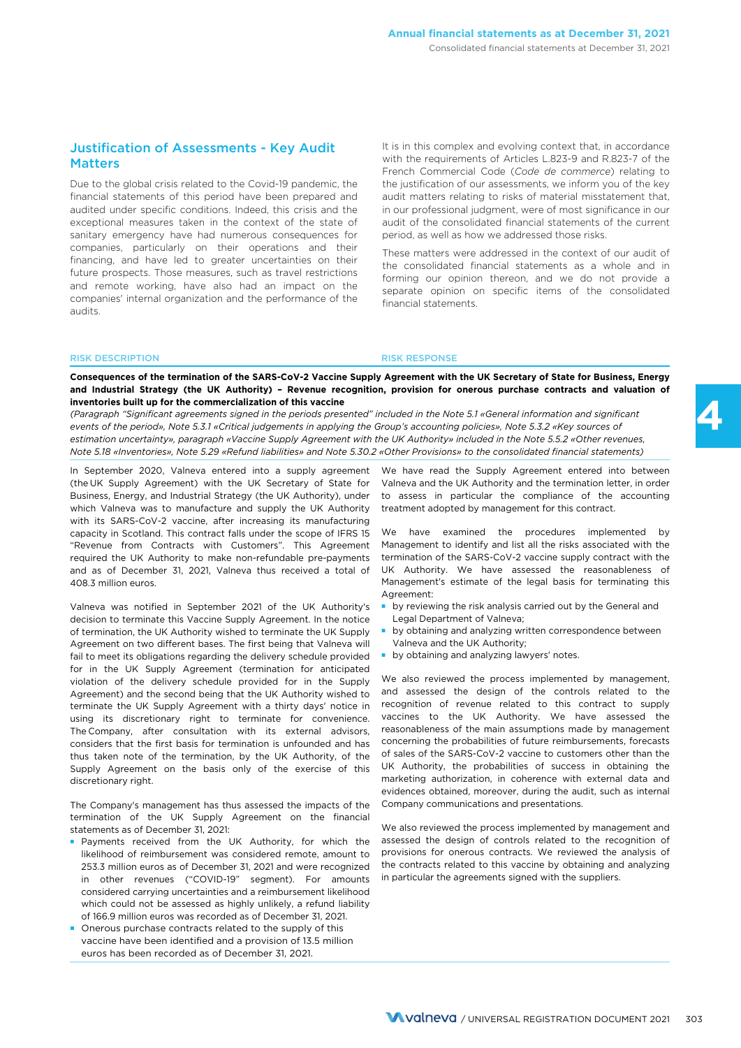## Justification of Assessments - Key Audit Matters

Due to the global crisis related to the Covid-19 pandemic, the financial statements of this period have been prepared and audited under specific conditions. Indeed, this crisis and the exceptional measures taken in the context of the state of sanitary emergency have had numerous consequences for companies, particularly on their operations and their financing, and have led to greater uncertainties on their future prospects. Those measures, such as travel restrictions and remote working, have also had an impact on the companies' internal organization and the performance of the audits.

It is in this complex and evolving context that, in accordance with the requirements of Articles L.823-9 and R.823-7 of the French Commercial Code (*Code de commerce*) relating to the justification of our assessments, we inform you of the key audit matters relating to risks of material misstatement that, in our professional judgment, were of most significance in our audit of the consolidated financial statements of the current period, as well as how we addressed those risks.

These matters were addressed in the context of our audit of the consolidated financial statements as a whole and in forming our opinion thereon, and we do not provide a separate opinion on specific items of the consolidated financial statements.

| RISK DESCRIPTION | RISK RESPONSE |
|---|---|

**Consequences of the termination of the SARS-CoV-2 Vaccine Supply Agreement with the UK Secretary of State for Business, Energy and Industrial Strategy (the UK Authority) – Revenue recognition, provision for onerous purchase contracts and valuation of inventories built up for the commercialization of this vaccine**

*(Paragraph "Significant agreements signed in the periods presented" included in the Note 5.1 «General information and significant events of the period», Note 5.3.1 «Critical judgements in applying the Group's accounting policies», Note 5.3.2 «Key sources of estimation uncertainty», paragraph «Vaccine Supply Agreement with the UK Authority» included in the Note 5.5.2 «Other revenues», Note 5.18 «Inventories», Note 5.29 «Refund liabilities» and Note 5.30.2 «Other Provisions» to the consolidated financial statements)*

**Risk description**

In September 2020, Valneva entered into a supply agreement (the UK Supply Agreement) with the UK Secretary of State for Business, Energy, and Industrial Strategy (the UK Authority), under which Valneva was to manufacture and supply the UK Authority with its SARS-CoV-2 vaccine, after increasing its manufacturing capacity in Scotland. This contract falls under the scope of IFRS 15 "Revenue from Contracts with Customers". This Agreement required the UK Authority to make non-refundable pre-payments and as of December 31, 2021, Valneva thus received a total of 408.3 million euros.

Valneva was notified in September 2021 of the UK Authority's decision to terminate this Vaccine Supply Agreement. In the notice of termination, the UK Authority wished to terminate the UK Supply Agreement on two different bases. The first being that Valneva will fail to meet its obligations regarding the delivery schedule provided for in the UK Supply Agreement (termination for anticipated violation of the delivery schedule provided for in the Supply Agreement) and the second being that the UK Authority wished to terminate the UK Supply Agreement with a thirty days' notice in using its discretionary right to terminate for convenience. The Company, after consultation with its external advisors, considers that the first basis for termination is unfounded and has thus taken note of the termination, by the UK Authority, of the Supply Agreement on the basis only of the exercise of this discretionary right.

The Company's management has thus assessed the impacts of the termination of the UK Supply Agreement on the financial statements as of December 31, 2021:

- Payments received from the UK Authority, for which the likelihood of reimbursement was considered remote, amount to 253.3 million euros as of December 31, 2021 and were recognized in other revenues ("COVID-19" segment). For amounts considered carrying uncertainties and a reimbursement likelihood which could not be assessed as highly unlikely, a refund liability of 166.9 million euros was recorded as of December 31, 2021.
- Onerous purchase contracts related to the supply of this vaccine have been identified and a provision of 13.5 million euros has been recorded as of December 31, 2021.

**Risk response**

We have read the Supply Agreement entered into between Valneva and the UK Authority and the termination letter, in order to assess in particular the compliance of the accounting treatment adopted by management for this contract.

We have examined the procedures implemented by Management to identify and list all the risks associated with the termination of the SARS-CoV-2 vaccine supply contract with the UK Authority. We have assessed the reasonableness of Management's estimate of the legal basis for terminating this Agreement:

- by reviewing the risk analysis carried out by the General and Legal Department of Valneva;
- by obtaining and analyzing written correspondence between Valneva and the UK Authority;
- by obtaining and analyzing lawyers' notes.

We also reviewed the process implemented by management, and assessed the design of the controls related to the recognition of revenue related to this contract to supply vaccines to the UK Authority. We have assessed the reasonableness of the main assumptions made by management concerning the probabilities of future reimbursements, forecasts of sales of the SARS-CoV-2 vaccine to customers other than the UK Authority, the probabilities of success in obtaining the marketing authorization, in coherence with external data and evidences obtained, moreover, during the audit, such as internal Company communications and presentations.

We also reviewed the process implemented by management and assessed the design of controls related to the recognition of provisions for onerous contracts. We reviewed the analysis of the contracts related to this vaccine by obtaining and analyzing in particular the agreements signed with the suppliers.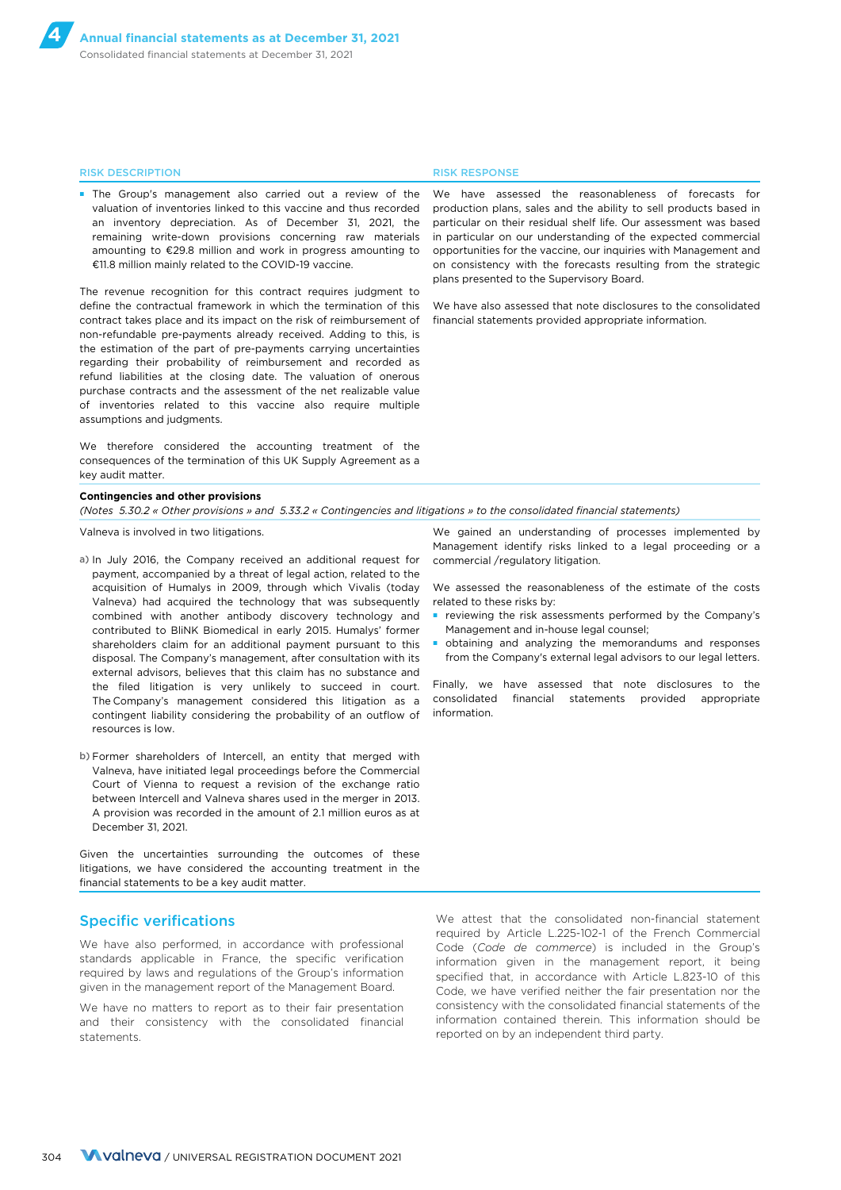| RISK DESCRIPTION | RISK RESPONSE |
|---|---|
| ▪ The Group's management also carried out a review of the valuation of inventories linked to this vaccine and thus recorded an inventory depreciation. As of December 31, 2021, the remaining write-down provisions concerning raw materials amounting to €29.8 million and work in progress amounting to €11.8 million mainly related to the COVID-19 vaccine.<br><br>The revenue recognition for this contract requires judgment to define the contractual framework in which the termination of this contract takes place and its impact on the risk of reimbursement of non-refundable pre-payments already received. Adding to this, is the estimation of the part of pre-payments carrying uncertainties regarding their probability of reimbursement and recorded as refund liabilities at the closing date. The valuation of onerous purchase contracts and the assessment of the net realizable value of inventories related to this vaccine also require multiple assumptions and judgments.<br><br>We therefore considered the accounting treatment of the consequences of the termination of this UK Supply Agreement as a key audit matter. | We have assessed the reasonableness of forecasts for production plans, sales and the ability to sell products based in particular on their residual shelf life. Our assessment was based in particular on our understanding of the expected commercial opportunities for the vaccine, our inquiries with Management and on consistency with the forecasts resulting from the strategic plans presented to the Supervisory Board.<br><br>We have also assessed that note disclosures to the consolidated financial statements provided appropriate information. |
| **Contingencies and other provisions**<br>*(Notes 5.30.2 « Other provisions » and 5.33.2 « Contingencies and litigations » to the consolidated financial statements)* | |
| Valneva is involved in two litigations.<br><br>a) In July 2016, the Company received an additional request for payment, accompanied by a threat of legal action, related to the acquisition of Humalys in 2009, through which Vivalis (today Valneva) had acquired the technology that was subsequently combined with another antibody discovery technology and contributed to BliNK Biomedical in early 2015. Humalys' former shareholders claim for an additional payment pursuant to this disposal. The Company's management, after consultation with its external advisors, believes that this claim has no substance and the filed litigation is very unlikely to succeed in court. The Company's management considered this litigation as a contingent liability considering the probability of an outflow of resources is low.<br><br>b) Former shareholders of Intercell, an entity that merged with Valneva, have initiated legal proceedings before the Commercial Court of Vienna to request a revision of the exchange ratio between Intercell and Valneva shares used in the merger in 2013. A provision was recorded in the amount of 2.1 million euros as at December 31, 2021.<br><br>Given the uncertainties surrounding the outcomes of these litigations, we have considered the accounting treatment in the financial statements to be a key audit matter. | We gained an understanding of processes implemented by Management identify risks linked to a legal proceeding or a commercial /regulatory litigation.<br><br>We assessed the reasonableness of the estimate of the costs related to these risks by:<br>▪ reviewing the risk assessments performed by the Company's Management and in-house legal counsel;<br>▪ obtaining and analyzing the memorandums and responses from the Company's external legal advisors to our legal letters.<br><br>Finally, we have assessed that note disclosures to the consolidated financial statements provided appropriate information. |

## Specific verifications

We have also performed, in accordance with professional standards applicable in France, the specific verification required by laws and regulations of the Group's information given in the management report of the Management Board.

We have no matters to report as to their fair presentation and their consistency with the consolidated financial statements.

We attest that the consolidated non-financial statement required by Article L.225-102-1 of the French Commercial Code (*Code de commerce*) is included in the Group's information given in the management report, it being specified that, in accordance with Article L.823-10 of this Code, we have verified neither the fair presentation nor the consistency with the consolidated financial statements of the information contained therein. This information should be reported on by an independent third party.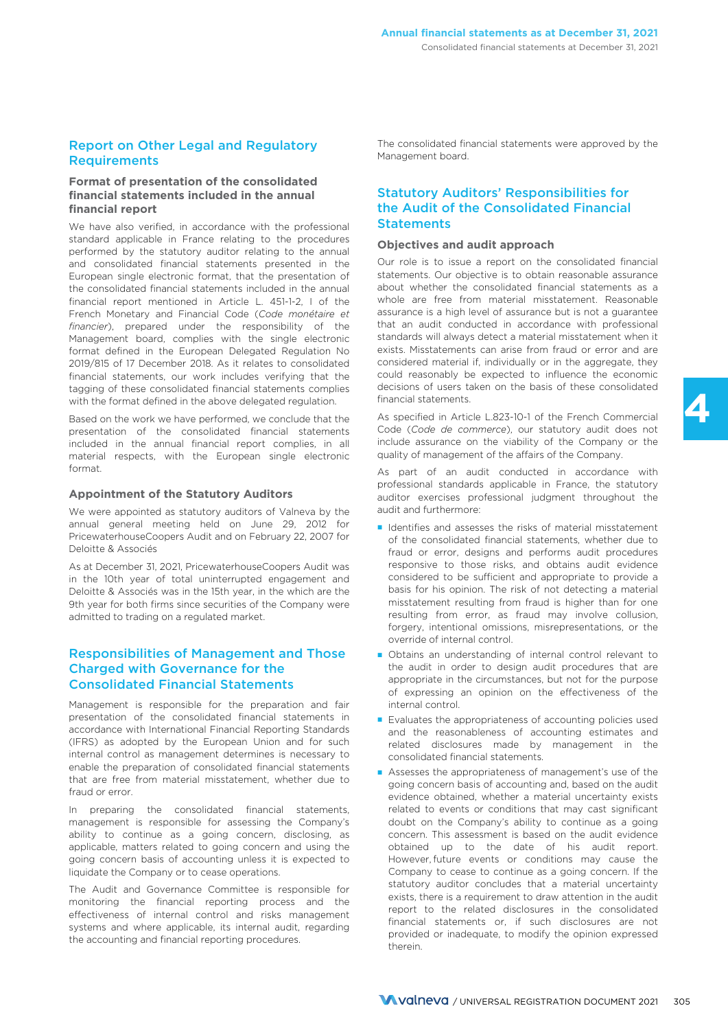## Report on Other Legal and Regulatory Requirements

### Format of presentation of the consolidated financial statements included in the annual financial report

We have also verified, in accordance with the professional standard applicable in France relating to the procedures performed by the statutory auditor relating to the annual and consolidated financial statements presented in the European single electronic format, that the presentation of the consolidated financial statements included in the annual financial report mentioned in Article L. 451-1-2, I of the French Monetary and Financial Code (*Code monétaire et financier*), prepared under the responsibility of the Management board, complies with the single electronic format defined in the European Delegated Regulation No 2019/815 of 17 December 2018. As it relates to consolidated financial statements, our work includes verifying that the tagging of these consolidated financial statements complies with the format defined in the above delegated regulation.

Based on the work we have performed, we conclude that the presentation of the consolidated financial statements included in the annual financial report complies, in all material respects, with the European single electronic format.

### Appointment of the Statutory Auditors

We were appointed as statutory auditors of Valneva by the annual general meeting held on June 29, 2012 for PricewaterhouseCoopers Audit and on February 22, 2007 for Deloitte & Associés

As at December 31, 2021, PricewaterhouseCoopers Audit was in the 10th year of total uninterrupted engagement and Deloitte & Associés was in the 15th year, in the which are the 9th year for both firms since securities of the Company were admitted to trading on a regulated market.

## Responsibilities of Management and Those Charged with Governance for the Consolidated Financial Statements

Management is responsible for the preparation and fair presentation of the consolidated financial statements in accordance with International Financial Reporting Standards (IFRS) as adopted by the European Union and for such internal control as management determines is necessary to enable the preparation of consolidated financial statements that are free from material misstatement, whether due to fraud or error.

In preparing the consolidated financial statements, management is responsible for assessing the Company's ability to continue as a going concern, disclosing, as applicable, matters related to going concern and using the going concern basis of accounting unless it is expected to liquidate the Company or to cease operations.

The Audit and Governance Committee is responsible for monitoring the financial reporting process and the effectiveness of internal control and risks management systems and where applicable, its internal audit, regarding the accounting and financial reporting procedures.

The consolidated financial statements were approved by the Management board.

## Statutory Auditors' Responsibilities for the Audit of the Consolidated Financial Statements

### Objectives and audit approach

Our role is to issue a report on the consolidated financial statements. Our objective is to obtain reasonable assurance about whether the consolidated financial statements as a whole are free from material misstatement. Reasonable assurance is a high level of assurance but is not a guarantee that an audit conducted in accordance with professional standards will always detect a material misstatement when it exists. Misstatements can arise from fraud or error and are considered material if, individually or in the aggregate, they could reasonably be expected to influence the economic decisions of users taken on the basis of these consolidated financial statements.

As specified in Article L.823-10-1 of the French Commercial Code (*Code de commerce*), our statutory audit does not include assurance on the viability of the Company or the quality of management of the affairs of the Company.

As part of an audit conducted in accordance with professional standards applicable in France, the statutory auditor exercises professional judgment throughout the audit and furthermore:

- Identifies and assesses the risks of material misstatement of the consolidated financial statements, whether due to fraud or error, designs and performs audit procedures responsive to those risks, and obtains audit evidence considered to be sufficient and appropriate to provide a basis for his opinion. The risk of not detecting a material misstatement resulting from fraud is higher than for one resulting from error, as fraud may involve collusion, forgery, intentional omissions, misrepresentations, or the override of internal control.
- Obtains an understanding of internal control relevant to the audit in order to design audit procedures that are appropriate in the circumstances, but not for the purpose of expressing an opinion on the effectiveness of the internal control.
- Evaluates the appropriateness of accounting policies used and the reasonableness of accounting estimates and related disclosures made by management in the consolidated financial statements.
- Assesses the appropriateness of management's use of the going concern basis of accounting and, based on the audit evidence obtained, whether a material uncertainty exists related to events or conditions that may cast significant doubt on the Company's ability to continue as a going concern. This assessment is based on the audit evidence obtained up to the date of his audit report. However, future events or conditions may cause the Company to cease to continue as a going concern. If the statutory auditor concludes that a material uncertainty exists, there is a requirement to draw attention in the audit report to the related disclosures in the consolidated financial statements or, if such disclosures are not provided or inadequate, to modify the opinion expressed therein.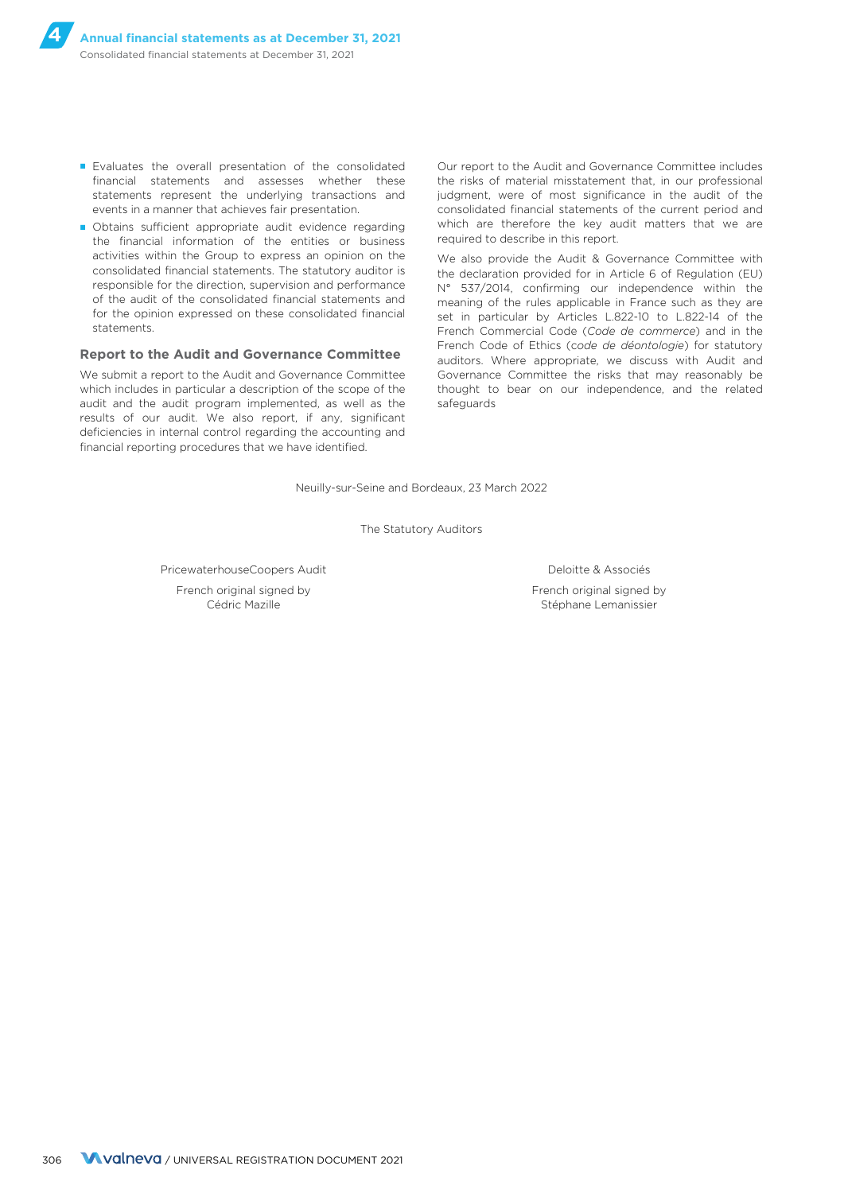- Evaluates the overall presentation of the consolidated financial statements and assesses whether these statements represent the underlying transactions and events in a manner that achieves fair presentation.
- Obtains sufficient appropriate audit evidence regarding the financial information of the entities or business activities within the Group to express an opinion on the consolidated financial statements. The statutory auditor is responsible for the direction, supervision and performance of the audit of the consolidated financial statements and for the opinion expressed on these consolidated financial statements.

### Report to the Audit and Governance Committee

We submit a report to the Audit and Governance Committee which includes in particular a description of the scope of the audit and the audit program implemented, as well as the results of our audit. We also report, if any, significant deficiencies in internal control regarding the accounting and financial reporting procedures that we have identified.

Our report to the Audit and Governance Committee includes the risks of material misstatement that, in our professional judgment, were of most significance in the audit of the consolidated financial statements of the current period and which are therefore the key audit matters that we are required to describe in this report.

We also provide the Audit & Governance Committee with the declaration provided for in Article 6 of Regulation (EU) N° 537/2014, confirming our independence within the meaning of the rules applicable in France such as they are set in particular by Articles L.822-10 to L.822-14 of the French Commercial Code (*Code de commerce*) and in the French Code of Ethics (*code de déontologie*) for statutory auditors. Where appropriate, we discuss with Audit and Governance Committee the risks that may reasonably be thought to bear on our independence, and the related safeguards

Neuilly-sur-Seine and Bordeaux, 23 March 2022

The Statutory Auditors

PricewaterhouseCoopers Audit

French original signed by
Cédric Mazille

Deloitte & Associés

French original signed by
Stéphane Lemanissier